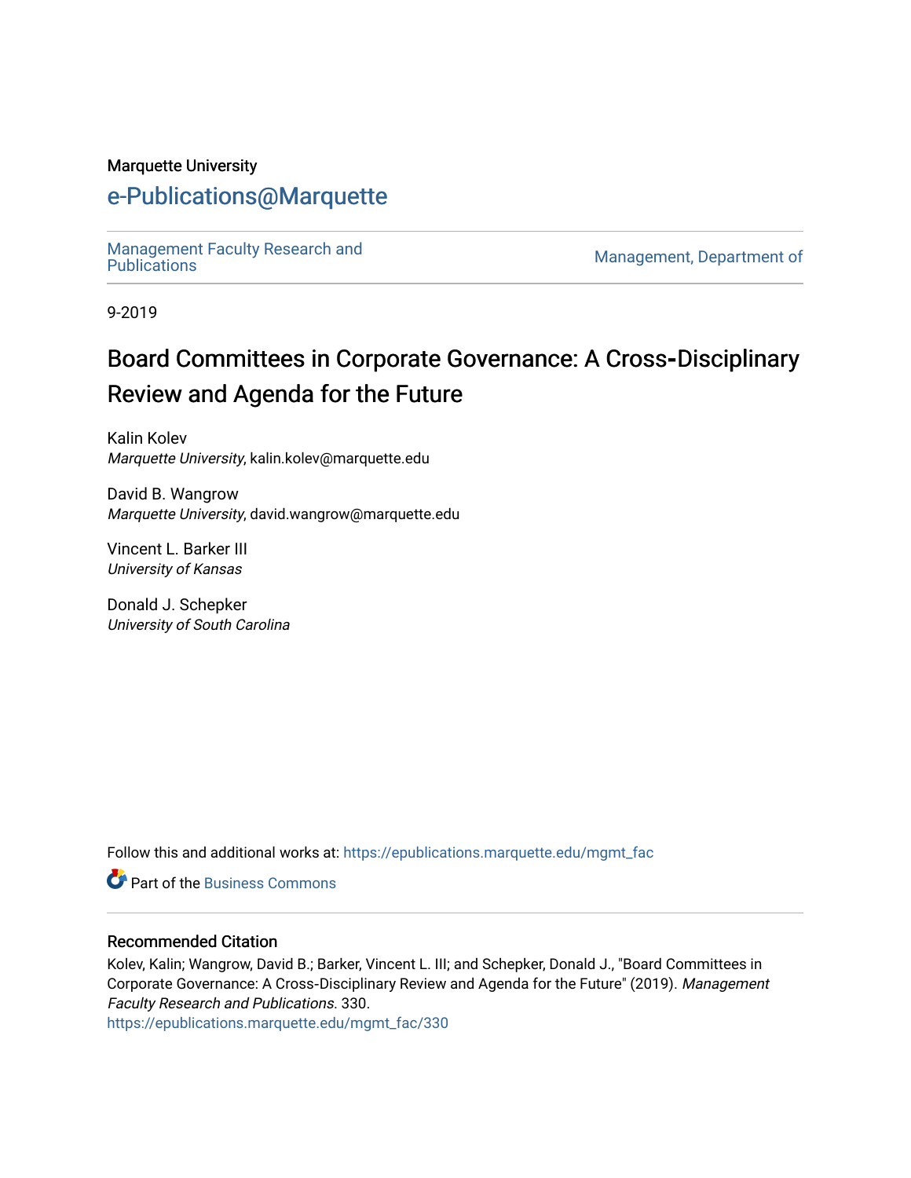Marquette University

# e-Publications@Marquette

Management Faculty Research and Publications | Management, Department of

9-2019

# Board Committees in Corporate Governance: A Cross-Disciplinary Review and Agenda for the Future

Kalin Kolev
*Marquette University*, kalin.kolev@marquette.edu

David B. Wangrow
*Marquette University*, david.wangrow@marquette.edu

Vincent L. Barker III
*University of Kansas*

Donald J. Schepker
*University of South Carolina*

Follow this and additional works at: https://epublications.marquette.edu/mgmt_fac

Part of the Business Commons

## Recommended Citation

Kolev, Kalin; Wangrow, David B.; Barker, Vincent L. III; and Schepker, Donald J., "Board Committees in Corporate Governance: A Cross-Disciplinary Review and Agenda for the Future" (2019). *Management Faculty Research and Publications*. 330.
https://epublications.marquette.edu/mgmt_fac/330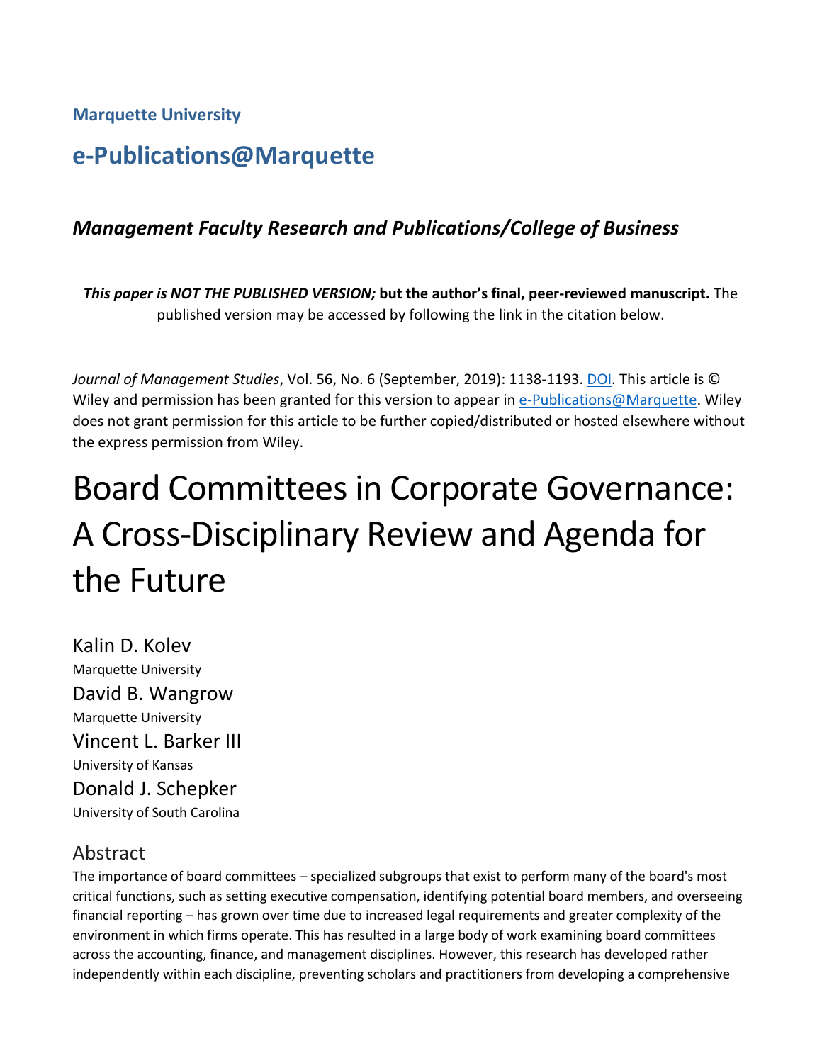Marquette University

# e-Publications@Marquette

### *Management Faculty Research and Publications/College of Business*

***This paper is NOT THE PUBLISHED VERSION;* but the author's final, peer-reviewed manuscript.** The published version may be accessed by following the link in the citation below.

*Journal of Management Studies*, Vol. 56, No. 6 (September, 2019): 1138-1193. DOI. This article is © Wiley and permission has been granted for this version to appear in e-Publications@Marquette. Wiley does not grant permission for this article to be further copied/distributed or hosted elsewhere without the express permission from Wiley.

# Board Committees in Corporate Governance: A Cross-Disciplinary Review and Agenda for the Future

Kalin D. Kolev
Marquette University

David B. Wangrow
Marquette University

Vincent L. Barker III
University of Kansas

Donald J. Schepker
University of South Carolina

## Abstract

The importance of board committees – specialized subgroups that exist to perform many of the board's most critical functions, such as setting executive compensation, identifying potential board members, and overseeing financial reporting – has grown over time due to increased legal requirements and greater complexity of the environment in which firms operate. This has resulted in a large body of work examining board committees across the accounting, finance, and management disciplines. However, this research has developed rather independently within each discipline, preventing scholars and practitioners from developing a comprehensive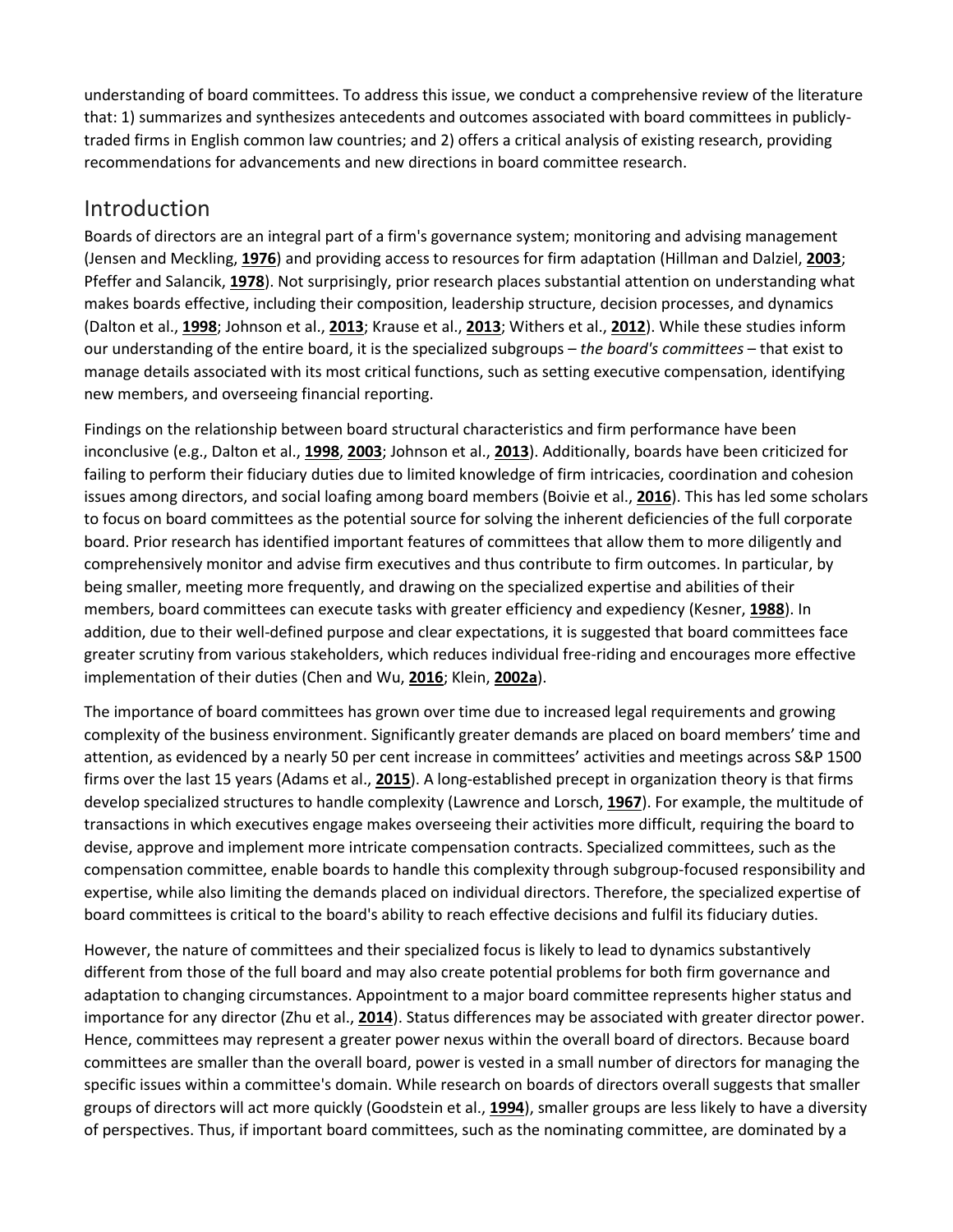understanding of board committees. To address this issue, we conduct a comprehensive review of the literature that: 1) summarizes and synthesizes antecedents and outcomes associated with board committees in publicly-traded firms in English common law countries; and 2) offers a critical analysis of existing research, providing recommendations for advancements and new directions in board committee research.

## Introduction

Boards of directors are an integral part of a firm's governance system; monitoring and advising management (Jensen and Meckling, **1976**) and providing access to resources for firm adaptation (Hillman and Dalziel, **2003**; Pfeffer and Salancik, **1978**). Not surprisingly, prior research places substantial attention on understanding what makes boards effective, including their composition, leadership structure, decision processes, and dynamics (Dalton et al., **1998**; Johnson et al., **2013**; Krause et al., **2013**; Withers et al., **2012**). While these studies inform our understanding of the entire board, it is the specialized subgroups – *the board's committees* – that exist to manage details associated with its most critical functions, such as setting executive compensation, identifying new members, and overseeing financial reporting.

Findings on the relationship between board structural characteristics and firm performance have been inconclusive (e.g., Dalton et al., **1998**, **2003**; Johnson et al., **2013**). Additionally, boards have been criticized for failing to perform their fiduciary duties due to limited knowledge of firm intricacies, coordination and cohesion issues among directors, and social loafing among board members (Boivie et al., **2016**). This has led some scholars to focus on board committees as the potential source for solving the inherent deficiencies of the full corporate board. Prior research has identified important features of committees that allow them to more diligently and comprehensively monitor and advise firm executives and thus contribute to firm outcomes. In particular, by being smaller, meeting more frequently, and drawing on the specialized expertise and abilities of their members, board committees can execute tasks with greater efficiency and expediency (Kesner, **1988**). In addition, due to their well-defined purpose and clear expectations, it is suggested that board committees face greater scrutiny from various stakeholders, which reduces individual free-riding and encourages more effective implementation of their duties (Chen and Wu, **2016**; Klein, **2002a**).

The importance of board committees has grown over time due to increased legal requirements and growing complexity of the business environment. Significantly greater demands are placed on board members' time and attention, as evidenced by a nearly 50 per cent increase in committees' activities and meetings across S&P 1500 firms over the last 15 years (Adams et al., **2015**). A long-established precept in organization theory is that firms develop specialized structures to handle complexity (Lawrence and Lorsch, **1967**). For example, the multitude of transactions in which executives engage makes overseeing their activities more difficult, requiring the board to devise, approve and implement more intricate compensation contracts. Specialized committees, such as the compensation committee, enable boards to handle this complexity through subgroup-focused responsibility and expertise, while also limiting the demands placed on individual directors. Therefore, the specialized expertise of board committees is critical to the board's ability to reach effective decisions and fulfil its fiduciary duties.

However, the nature of committees and their specialized focus is likely to lead to dynamics substantively different from those of the full board and may also create potential problems for both firm governance and adaptation to changing circumstances. Appointment to a major board committee represents higher status and importance for any director (Zhu et al., **2014**). Status differences may be associated with greater director power. Hence, committees may represent a greater power nexus within the overall board of directors. Because board committees are smaller than the overall board, power is vested in a small number of directors for managing the specific issues within a committee's domain. While research on boards of directors overall suggests that smaller groups of directors will act more quickly (Goodstein et al., **1994**), smaller groups are less likely to have a diversity of perspectives. Thus, if important board committees, such as the nominating committee, are dominated by a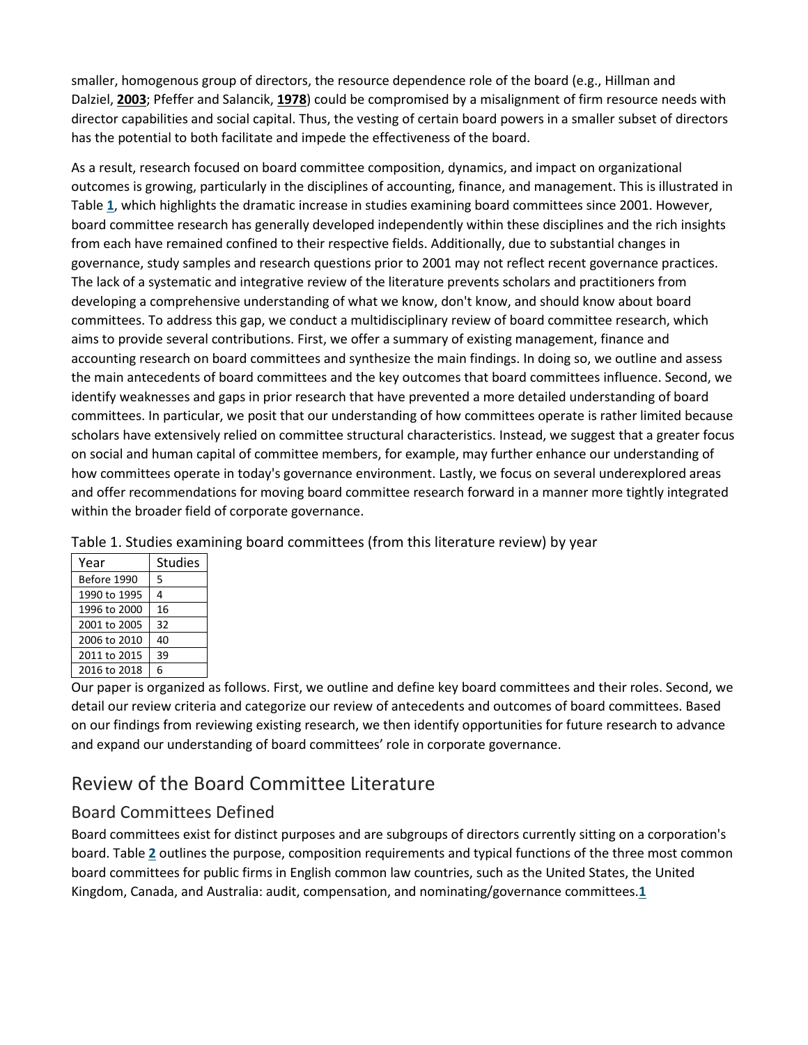smaller, homogenous group of directors, the resource dependence role of the board (e.g., Hillman and Dalziel, **2003**; Pfeffer and Salancik, **1978**) could be compromised by a misalignment of firm resource needs with director capabilities and social capital. Thus, the vesting of certain board powers in a smaller subset of directors has the potential to both facilitate and impede the effectiveness of the board.

As a result, research focused on board committee composition, dynamics, and impact on organizational outcomes is growing, particularly in the disciplines of accounting, finance, and management. This is illustrated in Table **1**, which highlights the dramatic increase in studies examining board committees since 2001. However, board committee research has generally developed independently within these disciplines and the rich insights from each have remained confined to their respective fields. Additionally, due to substantial changes in governance, study samples and research questions prior to 2001 may not reflect recent governance practices. The lack of a systematic and integrative review of the literature prevents scholars and practitioners from developing a comprehensive understanding of what we know, don't know, and should know about board committees. To address this gap, we conduct a multidisciplinary review of board committee research, which aims to provide several contributions. First, we offer a summary of existing management, finance and accounting research on board committees and synthesize the main findings. In doing so, we outline and assess the main antecedents of board committees and the key outcomes that board committees influence. Second, we identify weaknesses and gaps in prior research that have prevented a more detailed understanding of board committees. In particular, we posit that our understanding of how committees operate is rather limited because scholars have extensively relied on committee structural characteristics. Instead, we suggest that a greater focus on social and human capital of committee members, for example, may further enhance our understanding of how committees operate in today's governance environment. Lastly, we focus on several underexplored areas and offer recommendations for moving board committee research forward in a manner more tightly integrated within the broader field of corporate governance.

Table 1. Studies examining board committees (from this literature review) by year

| Year | Studies |
|---|---|
| Before 1990 | 5 |
| 1990 to 1995 | 4 |
| 1996 to 2000 | 16 |
| 2001 to 2005 | 32 |
| 2006 to 2010 | 40 |
| 2011 to 2015 | 39 |
| 2016 to 2018 | 6 |

Our paper is organized as follows. First, we outline and define key board committees and their roles. Second, we detail our review criteria and categorize our review of antecedents and outcomes of board committees. Based on our findings from reviewing existing research, we then identify opportunities for future research to advance and expand our understanding of board committees' role in corporate governance.

## Review of the Board Committee Literature

### Board Committees Defined

Board committees exist for distinct purposes and are subgroups of directors currently sitting on a corporation's board. Table **2** outlines the purpose, composition requirements and typical functions of the three most common board committees for public firms in English common law countries, such as the United States, the United Kingdom, Canada, and Australia: audit, compensation, and nominating/governance committees.[1]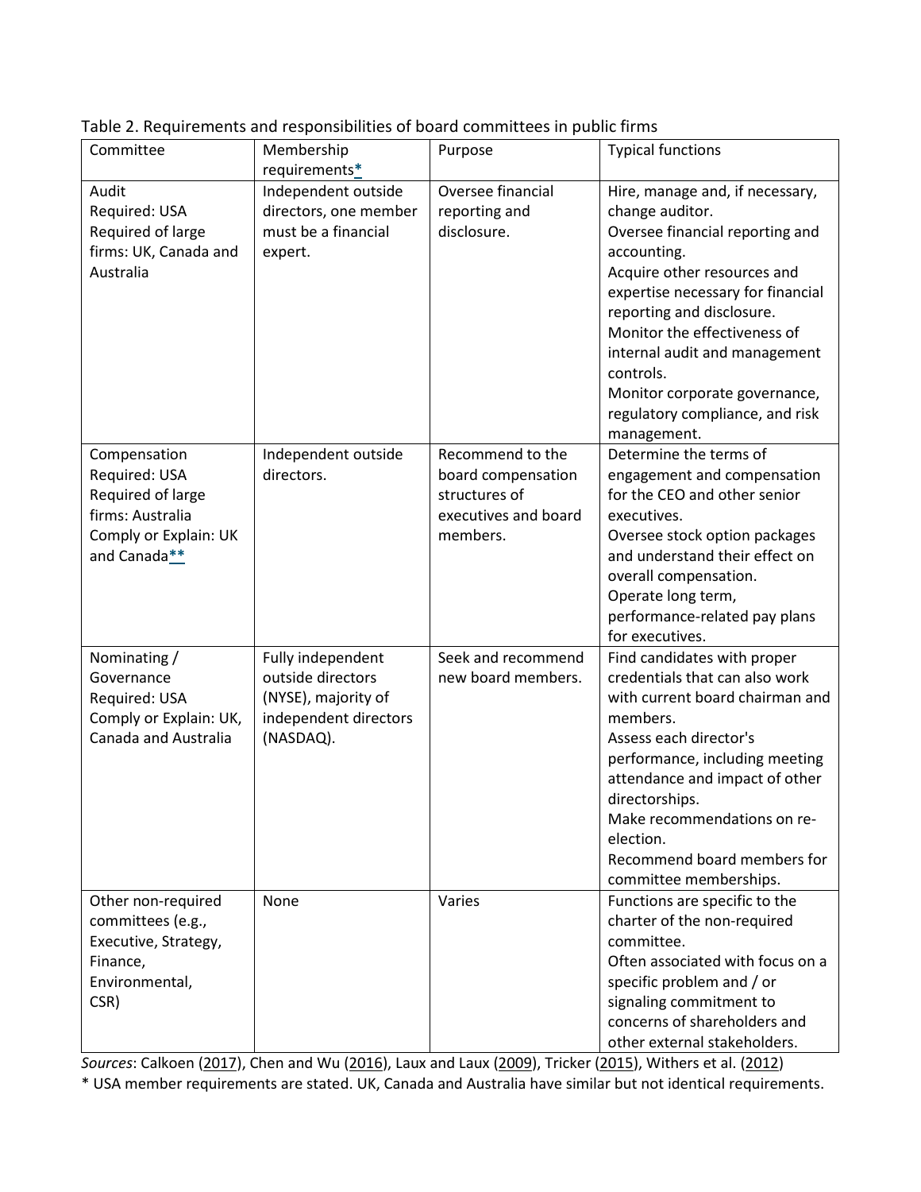Table 2. Requirements and responsibilities of board committees in public firms

| Committee | Membership requirements* | Purpose | Typical functions |
|---|---|---|---|
| Audit<br>Required: USA<br>Required of large firms: UK, Canada and Australia | Independent outside directors, one member must be a financial expert. | Oversee financial reporting and disclosure. | Hire, manage and, if necessary, change auditor.<br>Oversee financial reporting and accounting.<br>Acquire other resources and expertise necessary for financial reporting and disclosure.<br>Monitor the effectiveness of internal audit and management controls.<br>Monitor corporate governance, regulatory compliance, and risk management. |
| Compensation<br>Required: USA<br>Required of large firms: Australia<br>Comply or Explain: UK and Canada** | Independent outside directors. | Recommend to the board compensation structures of executives and board members. | Determine the terms of engagement and compensation for the CEO and other senior executives.<br>Oversee stock option packages and understand their effect on overall compensation.<br>Operate long term, performance-related pay plans for executives. |
| Nominating / Governance<br>Required: USA<br>Comply or Explain: UK, Canada and Australia | Fully independent outside directors (NYSE), majority of independent directors (NASDAQ). | Seek and recommend new board members. | Find candidates with proper credentials that can also work with current board chairman and members.<br>Assess each director's performance, including meeting attendance and impact of other directorships.<br>Make recommendations on re-election.<br>Recommend board members for committee memberships. |
| Other non-required committees (e.g., Executive, Strategy, Finance, Environmental, CSR) | None | Varies | Functions are specific to the charter of the non-required committee.<br>Often associated with focus on a specific problem and / or signaling commitment to concerns of shareholders and other external stakeholders. |

*Sources*: Calkoen (2017), Chen and Wu (2016), Laux and Laux (2009), Tricker (2015), Withers et al. (2012)

* USA member requirements are stated. UK, Canada and Australia have similar but not identical requirements.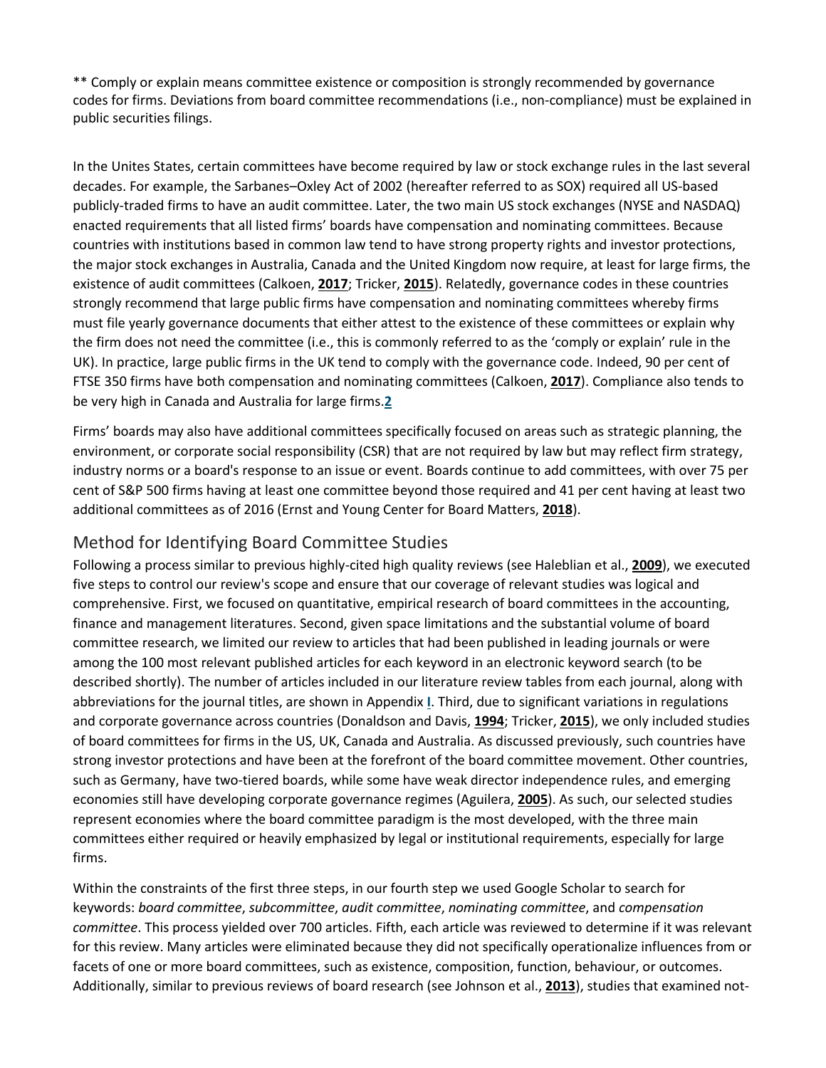** Comply or explain means committee existence or composition is strongly recommended by governance codes for firms. Deviations from board committee recommendations (i.e., non-compliance) must be explained in public securities filings.

In the Unites States, certain committees have become required by law or stock exchange rules in the last several decades. For example, the Sarbanes–Oxley Act of 2002 (hereafter referred to as SOX) required all US-based publicly-traded firms to have an audit committee. Later, the two main US stock exchanges (NYSE and NASDAQ) enacted requirements that all listed firms' boards have compensation and nominating committees. Because countries with institutions based in common law tend to have strong property rights and investor protections, the major stock exchanges in Australia, Canada and the United Kingdom now require, at least for large firms, the existence of audit committees (Calkoen, **2017**; Tricker, **2015**). Relatedly, governance codes in these countries strongly recommend that large public firms have compensation and nominating committees whereby firms must file yearly governance documents that either attest to the existence of these committees or explain why the firm does not need the committee (i.e., this is commonly referred to as the 'comply or explain' rule in the UK). In practice, large public firms in the UK tend to comply with the governance code. Indeed, 90 per cent of FTSE 350 firms have both compensation and nominating committees (Calkoen, **2017**). Compliance also tends to be very high in Canada and Australia for large firms.[2]

Firms' boards may also have additional committees specifically focused on areas such as strategic planning, the environment, or corporate social responsibility (CSR) that are not required by law but may reflect firm strategy, industry norms or a board's response to an issue or event. Boards continue to add committees, with over 75 per cent of S&P 500 firms having at least one committee beyond those required and 41 per cent having at least two additional committees as of 2016 (Ernst and Young Center for Board Matters, **2018**).

## Method for Identifying Board Committee Studies

Following a process similar to previous highly-cited high quality reviews (see Haleblian et al., **2009**), we executed five steps to control our review's scope and ensure that our coverage of relevant studies was logical and comprehensive. First, we focused on quantitative, empirical research of board committees in the accounting, finance and management literatures. Second, given space limitations and the substantial volume of board committee research, we limited our review to articles that had been published in leading journals or were among the 100 most relevant published articles for each keyword in an electronic keyword search (to be described shortly). The number of articles included in our literature review tables from each journal, along with abbreviations for the journal titles, are shown in Appendix **I**. Third, due to significant variations in regulations and corporate governance across countries (Donaldson and Davis, **1994**; Tricker, **2015**), we only included studies of board committees for firms in the US, UK, Canada and Australia. As discussed previously, such countries have strong investor protections and have been at the forefront of the board committee movement. Other countries, such as Germany, have two-tiered boards, while some have weak director independence rules, and emerging economies still have developing corporate governance regimes (Aguilera, **2005**). As such, our selected studies represent economies where the board committee paradigm is the most developed, with the three main committees either required or heavily emphasized by legal or institutional requirements, especially for large firms.

Within the constraints of the first three steps, in our fourth step we used Google Scholar to search for keywords: *board committee*, *subcommittee*, *audit committee*, *nominating committee*, and *compensation committee*. This process yielded over 700 articles. Fifth, each article was reviewed to determine if it was relevant for this review. Many articles were eliminated because they did not specifically operationalize influences from or facets of one or more board committees, such as existence, composition, function, behaviour, or outcomes. Additionally, similar to previous reviews of board research (see Johnson et al., **2013**), studies that examined not-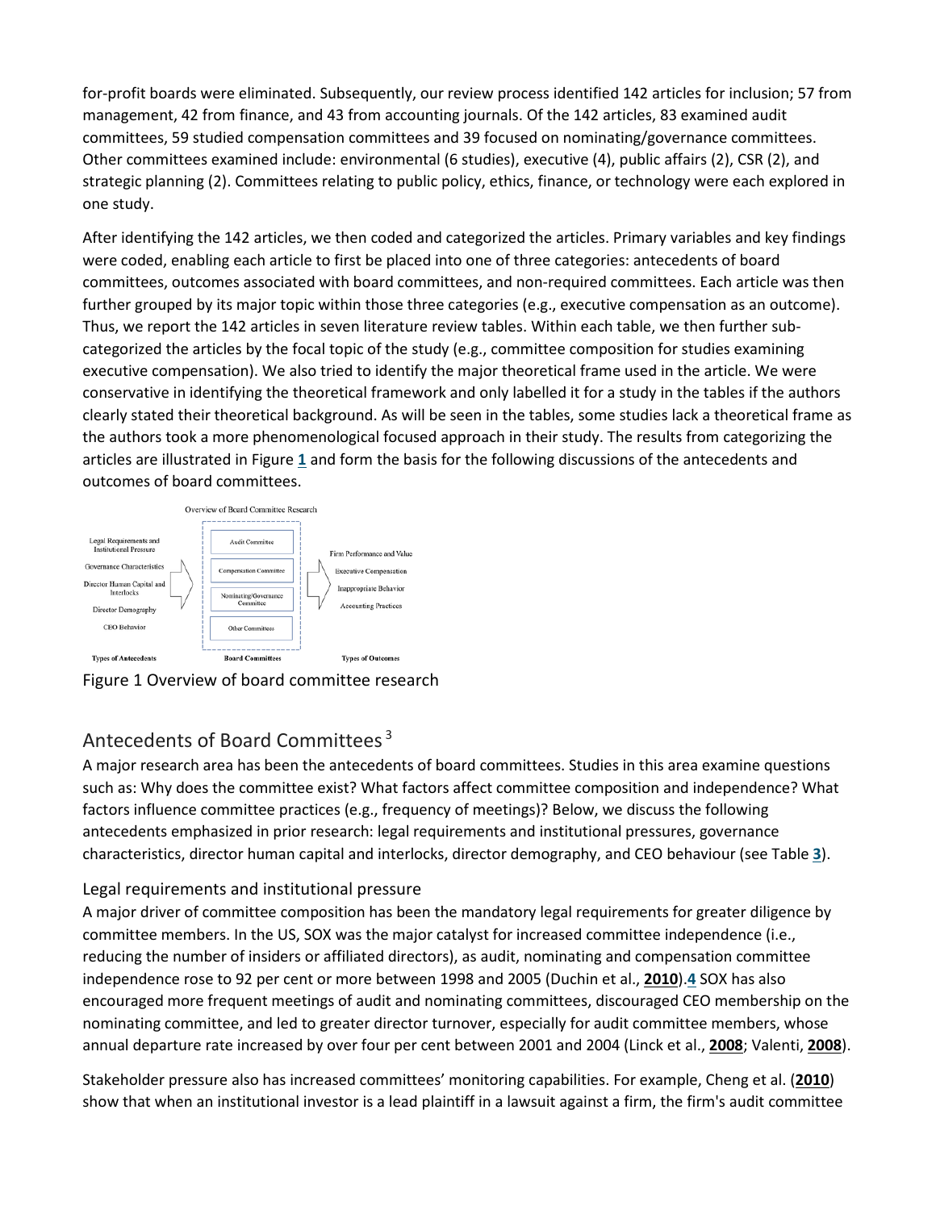for-profit boards were eliminated. Subsequently, our review process identified 142 articles for inclusion; 57 from management, 42 from finance, and 43 from accounting journals. Of the 142 articles, 83 examined audit committees, 59 studied compensation committees and 39 focused on nominating/governance committees. Other committees examined include: environmental (6 studies), executive (4), public affairs (2), CSR (2), and strategic planning (2). Committees relating to public policy, ethics, finance, or technology were each explored in one study.

After identifying the 142 articles, we then coded and categorized the articles. Primary variables and key findings were coded, enabling each article to first be placed into one of three categories: antecedents of board committees, outcomes associated with board committees, and non-required committees. Each article was then further grouped by its major topic within those three categories (e.g., executive compensation as an outcome). Thus, we report the 142 articles in seven literature review tables. Within each table, we then further sub-categorized the articles by the focal topic of the study (e.g., committee composition for studies examining executive compensation). We also tried to identify the major theoretical frame used in the article. We were conservative in identifying the theoretical framework and only labelled it for a study in the tables if the authors clearly stated their theoretical background. As will be seen in the tables, some studies lack a theoretical frame as the authors took a more phenomenological focused approach in their study. The results from categorizing the articles are illustrated in Figure **1** and form the basis for the following discussions of the antecedents and outcomes of board committees.

Overview of Board Committee Research

| Types of Antecedents | Board Committees | Types of Outcomes |
|---|---|---|
| Legal Requirements and Institutional Pressure | Audit Committee | Firm Performance and Value |
| Governance Characteristics | Compensation Committee | Executive Compensation |
| Director Human Capital and Interlocks | Nominating/Governance Committee | Inappropriate Behavior |
| Director Demography | Other Committees | Accounting Practices |
| CEO Behavior | | |

Figure 1 Overview of board committee research

## Antecedents of Board Committees [3]

A major research area has been the antecedents of board committees. Studies in this area examine questions such as: Why does the committee exist? What factors affect committee composition and independence? What factors influence committee practices (e.g., frequency of meetings)? Below, we discuss the following antecedents emphasized in prior research: legal requirements and institutional pressures, governance characteristics, director human capital and interlocks, director demography, and CEO behaviour (see Table **3**).

### Legal requirements and institutional pressure

A major driver of committee composition has been the mandatory legal requirements for greater diligence by committee members. In the US, SOX was the major catalyst for increased committee independence (i.e., reducing the number of insiders or affiliated directors), as audit, nominating and compensation committee independence rose to 92 per cent or more between 1998 and 2005 (Duchin et al., **2010**).**4** SOX has also encouraged more frequent meetings of audit and nominating committees, discouraged CEO membership on the nominating committee, and led to greater director turnover, especially for audit committee members, whose annual departure rate increased by over four per cent between 2001 and 2004 (Linck et al., **2008**; Valenti, **2008**).

Stakeholder pressure also has increased committees' monitoring capabilities. For example, Cheng et al. (**2010**) show that when an institutional investor is a lead plaintiff in a lawsuit against a firm, the firm's audit committee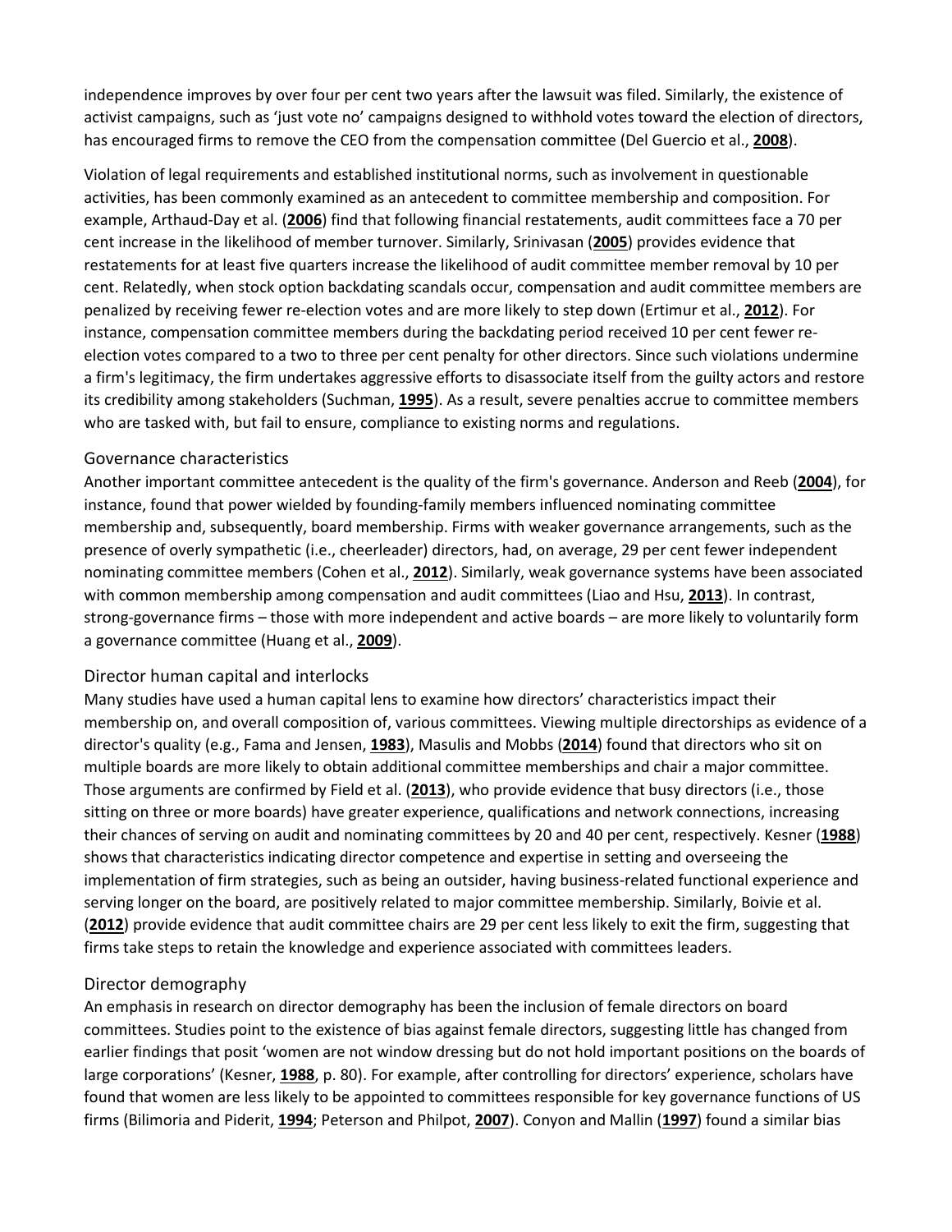independence improves by over four per cent two years after the lawsuit was filed. Similarly, the existence of activist campaigns, such as 'just vote no' campaigns designed to withhold votes toward the election of directors, has encouraged firms to remove the CEO from the compensation committee (Del Guercio et al., **2008**).

Violation of legal requirements and established institutional norms, such as involvement in questionable activities, has been commonly examined as an antecedent to committee membership and composition. For example, Arthaud-Day et al. (**2006**) find that following financial restatements, audit committees face a 70 per cent increase in the likelihood of member turnover. Similarly, Srinivasan (**2005**) provides evidence that restatements for at least five quarters increase the likelihood of audit committee member removal by 10 per cent. Relatedly, when stock option backdating scandals occur, compensation and audit committee members are penalized by receiving fewer re-election votes and are more likely to step down (Ertimur et al., **2012**). For instance, compensation committee members during the backdating period received 10 per cent fewer re-election votes compared to a two to three per cent penalty for other directors. Since such violations undermine a firm's legitimacy, the firm undertakes aggressive efforts to disassociate itself from the guilty actors and restore its credibility among stakeholders (Suchman, **1995**). As a result, severe penalties accrue to committee members who are tasked with, but fail to ensure, compliance to existing norms and regulations.

### Governance characteristics

Another important committee antecedent is the quality of the firm's governance. Anderson and Reeb (**2004**), for instance, found that power wielded by founding-family members influenced nominating committee membership and, subsequently, board membership. Firms with weaker governance arrangements, such as the presence of overly sympathetic (i.e., cheerleader) directors, had, on average, 29 per cent fewer independent nominating committee members (Cohen et al., **2012**). Similarly, weak governance systems have been associated with common membership among compensation and audit committees (Liao and Hsu, **2013**). In contrast, strong-governance firms – those with more independent and active boards – are more likely to voluntarily form a governance committee (Huang et al., **2009**).

### Director human capital and interlocks

Many studies have used a human capital lens to examine how directors' characteristics impact their membership on, and overall composition of, various committees. Viewing multiple directorships as evidence of a director's quality (e.g., Fama and Jensen, **1983**), Masulis and Mobbs (**2014**) found that directors who sit on multiple boards are more likely to obtain additional committee memberships and chair a major committee. Those arguments are confirmed by Field et al. (**2013**), who provide evidence that busy directors (i.e., those sitting on three or more boards) have greater experience, qualifications and network connections, increasing their chances of serving on audit and nominating committees by 20 and 40 per cent, respectively. Kesner (**1988**) shows that characteristics indicating director competence and expertise in setting and overseeing the implementation of firm strategies, such as being an outsider, having business-related functional experience and serving longer on the board, are positively related to major committee membership. Similarly, Boivie et al. (**2012**) provide evidence that audit committee chairs are 29 per cent less likely to exit the firm, suggesting that firms take steps to retain the knowledge and experience associated with committees leaders.

### Director demography

An emphasis in research on director demography has been the inclusion of female directors on board committees. Studies point to the existence of bias against female directors, suggesting little has changed from earlier findings that posit 'women are not window dressing but do not hold important positions on the boards of large corporations' (Kesner, **1988**, p. 80). For example, after controlling for directors' experience, scholars have found that women are less likely to be appointed to committees responsible for key governance functions of US firms (Bilimoria and Piderit, **1994**; Peterson and Philpot, **2007**). Conyon and Mallin (**1997**) found a similar bias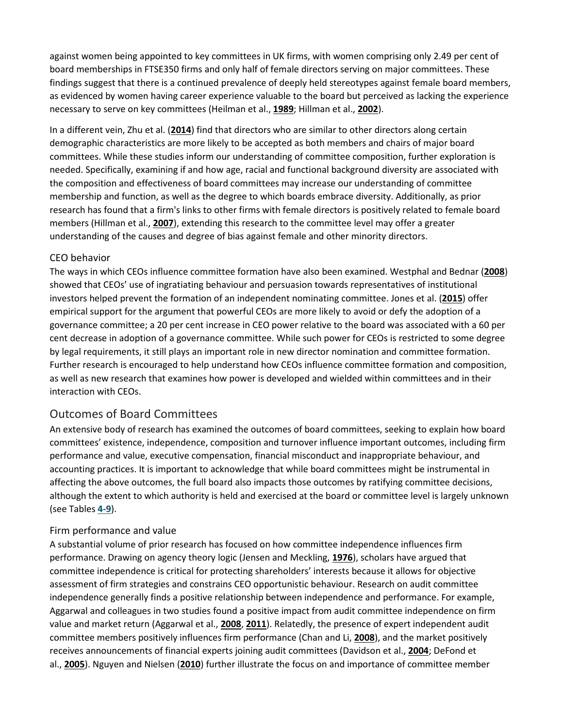against women being appointed to key committees in UK firms, with women comprising only 2.49 per cent of board memberships in FTSE350 firms and only half of female directors serving on major committees. These findings suggest that there is a continued prevalence of deeply held stereotypes against female board members, as evidenced by women having career experience valuable to the board but perceived as lacking the experience necessary to serve on key committees (Heilman et al., **1989**; Hillman et al., **2002**).

In a different vein, Zhu et al. (**2014**) find that directors who are similar to other directors along certain demographic characteristics are more likely to be accepted as both members and chairs of major board committees. While these studies inform our understanding of committee composition, further exploration is needed. Specifically, examining if and how age, racial and functional background diversity are associated with the composition and effectiveness of board committees may increase our understanding of committee membership and function, as well as the degree to which boards embrace diversity. Additionally, as prior research has found that a firm's links to other firms with female directors is positively related to female board members (Hillman et al., **2007**), extending this research to the committee level may offer a greater understanding of the causes and degree of bias against female and other minority directors.

### CEO behavior

The ways in which CEOs influence committee formation have also been examined. Westphal and Bednar (**2008**) showed that CEOs' use of ingratiating behaviour and persuasion towards representatives of institutional investors helped prevent the formation of an independent nominating committee. Jones et al. (**2015**) offer empirical support for the argument that powerful CEOs are more likely to avoid or defy the adoption of a governance committee; a 20 per cent increase in CEO power relative to the board was associated with a 60 per cent decrease in adoption of a governance committee. While such power for CEOs is restricted to some degree by legal requirements, it still plays an important role in new director nomination and committee formation. Further research is encouraged to help understand how CEOs influence committee formation and composition, as well as new research that examines how power is developed and wielded within committees and in their interaction with CEOs.

## Outcomes of Board Committees

An extensive body of research has examined the outcomes of board committees, seeking to explain how board committees' existence, independence, composition and turnover influence important outcomes, including firm performance and value, executive compensation, financial misconduct and inappropriate behaviour, and accounting practices. It is important to acknowledge that while board committees might be instrumental in affecting the above outcomes, the full board also impacts those outcomes by ratifying committee decisions, although the extent to which authority is held and exercised at the board or committee level is largely unknown (see Tables **4-9**).

### Firm performance and value

A substantial volume of prior research has focused on how committee independence influences firm performance. Drawing on agency theory logic (Jensen and Meckling, **1976**), scholars have argued that committee independence is critical for protecting shareholders' interests because it allows for objective assessment of firm strategies and constrains CEO opportunistic behaviour. Research on audit committee independence generally finds a positive relationship between independence and performance. For example, Aggarwal and colleagues in two studies found a positive impact from audit committee independence on firm value and market return (Aggarwal et al., **2008**, **2011**). Relatedly, the presence of expert independent audit committee members positively influences firm performance (Chan and Li, **2008**), and the market positively receives announcements of financial experts joining audit committees (Davidson et al., **2004**; DeFond et al., **2005**). Nguyen and Nielsen (**2010**) further illustrate the focus on and importance of committee member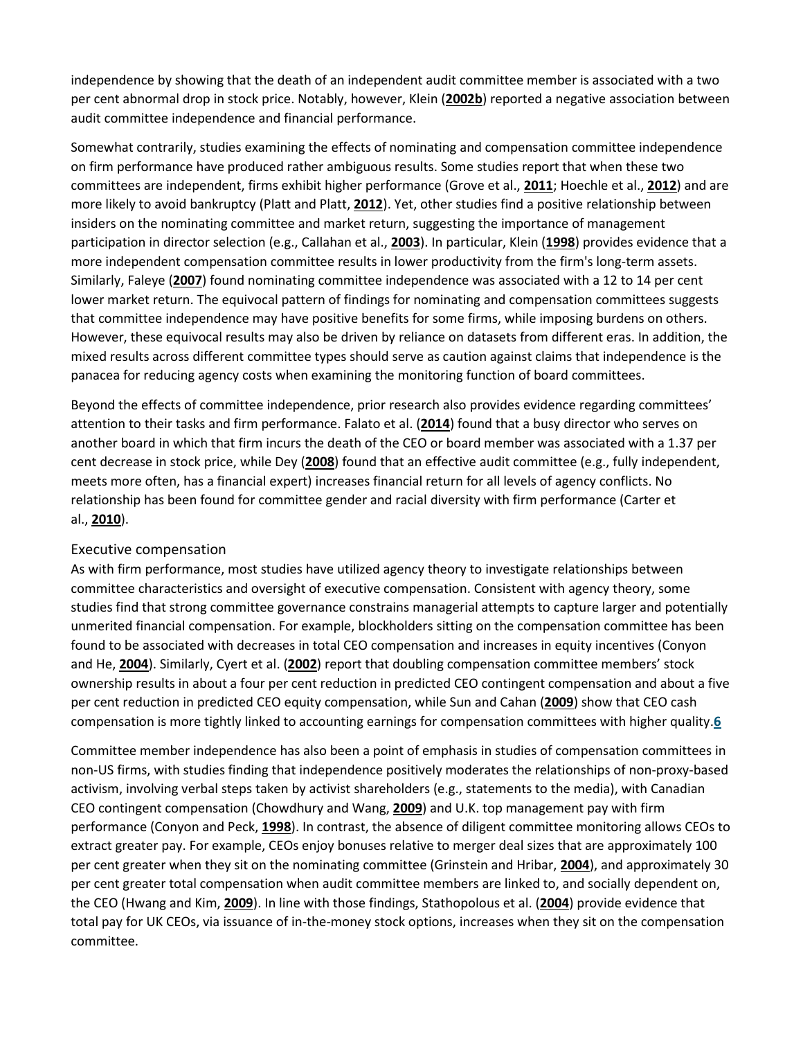independence by showing that the death of an independent audit committee member is associated with a two per cent abnormal drop in stock price. Notably, however, Klein (**2002b**) reported a negative association between audit committee independence and financial performance.

Somewhat contrarily, studies examining the effects of nominating and compensation committee independence on firm performance have produced rather ambiguous results. Some studies report that when these two committees are independent, firms exhibit higher performance (Grove et al., **2011**; Hoechle et al., **2012**) and are more likely to avoid bankruptcy (Platt and Platt, **2012**). Yet, other studies find a positive relationship between insiders on the nominating committee and market return, suggesting the importance of management participation in director selection (e.g., Callahan et al., **2003**). In particular, Klein (**1998**) provides evidence that a more independent compensation committee results in lower productivity from the firm's long-term assets. Similarly, Faleye (**2007**) found nominating committee independence was associated with a 12 to 14 per cent lower market return. The equivocal pattern of findings for nominating and compensation committees suggests that committee independence may have positive benefits for some firms, while imposing burdens on others. However, these equivocal results may also be driven by reliance on datasets from different eras. In addition, the mixed results across different committee types should serve as caution against claims that independence is the panacea for reducing agency costs when examining the monitoring function of board committees.

Beyond the effects of committee independence, prior research also provides evidence regarding committees' attention to their tasks and firm performance. Falato et al. (**2014**) found that a busy director who serves on another board in which that firm incurs the death of the CEO or board member was associated with a 1.37 per cent decrease in stock price, while Dey (**2008**) found that an effective audit committee (e.g., fully independent, meets more often, has a financial expert) increases financial return for all levels of agency conflicts. No relationship has been found for committee gender and racial diversity with firm performance (Carter et al., **2010**).

## Executive compensation

As with firm performance, most studies have utilized agency theory to investigate relationships between committee characteristics and oversight of executive compensation. Consistent with agency theory, some studies find that strong committee governance constrains managerial attempts to capture larger and potentially unmerited financial compensation. For example, blockholders sitting on the compensation committee has been found to be associated with decreases in total CEO compensation and increases in equity incentives (Conyon and He, **2004**). Similarly, Cyert et al. (**2002**) report that doubling compensation committee members' stock ownership results in about a four per cent reduction in predicted CEO contingent compensation and about a five per cent reduction in predicted CEO equity compensation, while Sun and Cahan (**2009**) show that CEO cash compensation is more tightly linked to accounting earnings for compensation committees with higher quality.[6]

Committee member independence has also been a point of emphasis in studies of compensation committees in non-US firms, with studies finding that independence positively moderates the relationships of non-proxy-based activism, involving verbal steps taken by activist shareholders (e.g., statements to the media), with Canadian CEO contingent compensation (Chowdhury and Wang, **2009**) and U.K. top management pay with firm performance (Conyon and Peck, **1998**). In contrast, the absence of diligent committee monitoring allows CEOs to extract greater pay. For example, CEOs enjoy bonuses relative to merger deal sizes that are approximately 100 per cent greater when they sit on the nominating committee (Grinstein and Hribar, **2004**), and approximately 30 per cent greater total compensation when audit committee members are linked to, and socially dependent on, the CEO (Hwang and Kim, **2009**). In line with those findings, Stathopolous et al. (**2004**) provide evidence that total pay for UK CEOs, via issuance of in-the-money stock options, increases when they sit on the compensation committee.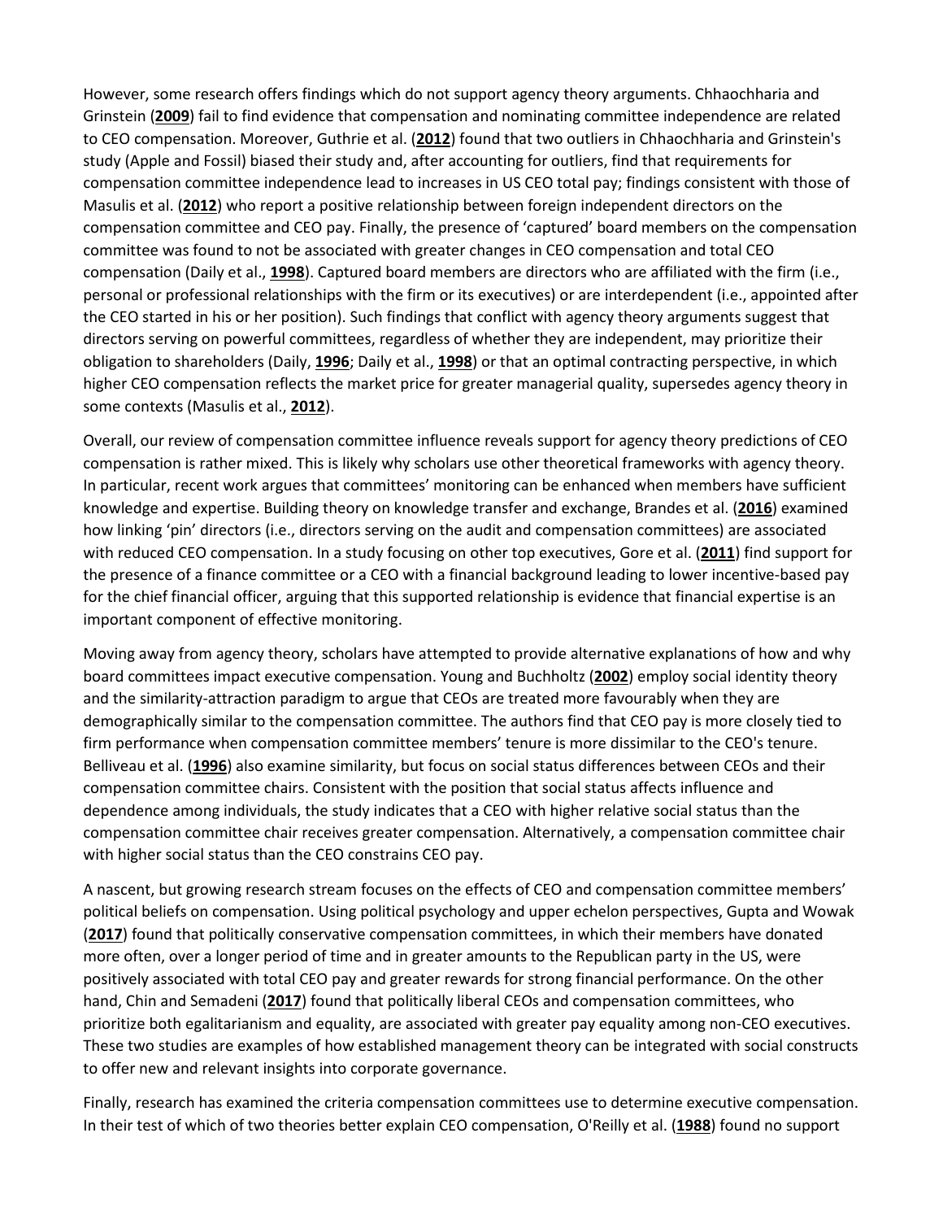However, some research offers findings which do not support agency theory arguments. Chhaochharia and Grinstein (**2009**) fail to find evidence that compensation and nominating committee independence are related to CEO compensation. Moreover, Guthrie et al. (**2012**) found that two outliers in Chhaochharia and Grinstein's study (Apple and Fossil) biased their study and, after accounting for outliers, find that requirements for compensation committee independence lead to increases in US CEO total pay; findings consistent with those of Masulis et al. (**2012**) who report a positive relationship between foreign independent directors on the compensation committee and CEO pay. Finally, the presence of 'captured' board members on the compensation committee was found to not be associated with greater changes in CEO compensation and total CEO compensation (Daily et al., **1998**). Captured board members are directors who are affiliated with the firm (i.e., personal or professional relationships with the firm or its executives) or are interdependent (i.e., appointed after the CEO started in his or her position). Such findings that conflict with agency theory arguments suggest that directors serving on powerful committees, regardless of whether they are independent, may prioritize their obligation to shareholders (Daily, **1996**; Daily et al., **1998**) or that an optimal contracting perspective, in which higher CEO compensation reflects the market price for greater managerial quality, supersedes agency theory in some contexts (Masulis et al., **2012**).

Overall, our review of compensation committee influence reveals support for agency theory predictions of CEO compensation is rather mixed. This is likely why scholars use other theoretical frameworks with agency theory. In particular, recent work argues that committees' monitoring can be enhanced when members have sufficient knowledge and expertise. Building theory on knowledge transfer and exchange, Brandes et al. (**2016**) examined how linking 'pin' directors (i.e., directors serving on the audit and compensation committees) are associated with reduced CEO compensation. In a study focusing on other top executives, Gore et al. (**2011**) find support for the presence of a finance committee or a CEO with a financial background leading to lower incentive-based pay for the chief financial officer, arguing that this supported relationship is evidence that financial expertise is an important component of effective monitoring.

Moving away from agency theory, scholars have attempted to provide alternative explanations of how and why board committees impact executive compensation. Young and Buchholtz (**2002**) employ social identity theory and the similarity-attraction paradigm to argue that CEOs are treated more favourably when they are demographically similar to the compensation committee. The authors find that CEO pay is more closely tied to firm performance when compensation committee members' tenure is more dissimilar to the CEO's tenure. Belliveau et al. (**1996**) also examine similarity, but focus on social status differences between CEOs and their compensation committee chairs. Consistent with the position that social status affects influence and dependence among individuals, the study indicates that a CEO with higher relative social status than the compensation committee chair receives greater compensation. Alternatively, a compensation committee chair with higher social status than the CEO constrains CEO pay.

A nascent, but growing research stream focuses on the effects of CEO and compensation committee members' political beliefs on compensation. Using political psychology and upper echelon perspectives, Gupta and Wowak (**2017**) found that politically conservative compensation committees, in which their members have donated more often, over a longer period of time and in greater amounts to the Republican party in the US, were positively associated with total CEO pay and greater rewards for strong financial performance. On the other hand, Chin and Semadeni (**2017**) found that politically liberal CEOs and compensation committees, who prioritize both egalitarianism and equality, are associated with greater pay equality among non-CEO executives. These two studies are examples of how established management theory can be integrated with social constructs to offer new and relevant insights into corporate governance.

Finally, research has examined the criteria compensation committees use to determine executive compensation. In their test of which of two theories better explain CEO compensation, O'Reilly et al. (**1988**) found no support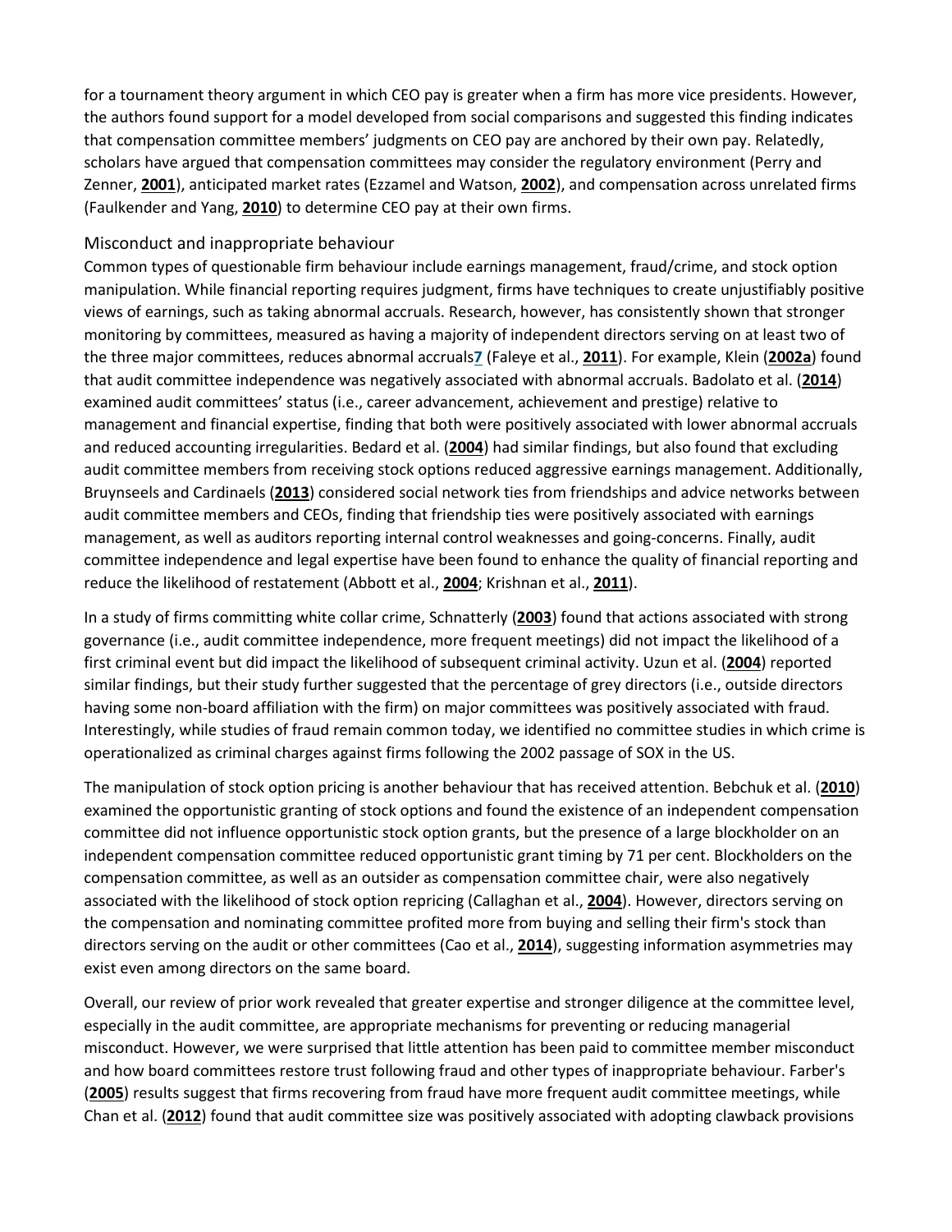for a tournament theory argument in which CEO pay is greater when a firm has more vice presidents. However, the authors found support for a model developed from social comparisons and suggested this finding indicates that compensation committee members' judgments on CEO pay are anchored by their own pay. Relatedly, scholars have argued that compensation committees may consider the regulatory environment (Perry and Zenner, **2001**), anticipated market rates (Ezzamel and Watson, **2002**), and compensation across unrelated firms (Faulkender and Yang, **2010**) to determine CEO pay at their own firms.

## Misconduct and inappropriate behaviour

Common types of questionable firm behaviour include earnings management, fraud/crime, and stock option manipulation. While financial reporting requires judgment, firms have techniques to create unjustifiably positive views of earnings, such as taking abnormal accruals. Research, however, has consistently shown that stronger monitoring by committees, measured as having a majority of independent directors serving on at least two of the three major committees, reduces abnormal accruals[7] (Faleye et al., **2011**). For example, Klein (**2002a**) found that audit committee independence was negatively associated with abnormal accruals. Badolato et al. (**2014**) examined audit committees' status (i.e., career advancement, achievement and prestige) relative to management and financial expertise, finding that both were positively associated with lower abnormal accruals and reduced accounting irregularities. Bedard et al. (**2004**) had similar findings, but also found that excluding audit committee members from receiving stock options reduced aggressive earnings management. Additionally, Bruynseels and Cardinaels (**2013**) considered social network ties from friendships and advice networks between audit committee members and CEOs, finding that friendship ties were positively associated with earnings management, as well as auditors reporting internal control weaknesses and going-concerns. Finally, audit committee independence and legal expertise have been found to enhance the quality of financial reporting and reduce the likelihood of restatement (Abbott et al., **2004**; Krishnan et al., **2011**).

In a study of firms committing white collar crime, Schnatterly (**2003**) found that actions associated with strong governance (i.e., audit committee independence, more frequent meetings) did not impact the likelihood of a first criminal event but did impact the likelihood of subsequent criminal activity. Uzun et al. (**2004**) reported similar findings, but their study further suggested that the percentage of grey directors (i.e., outside directors having some non-board affiliation with the firm) on major committees was positively associated with fraud. Interestingly, while studies of fraud remain common today, we identified no committee studies in which crime is operationalized as criminal charges against firms following the 2002 passage of SOX in the US.

The manipulation of stock option pricing is another behaviour that has received attention. Bebchuk et al. (**2010**) examined the opportunistic granting of stock options and found the existence of an independent compensation committee did not influence opportunistic stock option grants, but the presence of a large blockholder on an independent compensation committee reduced opportunistic grant timing by 71 per cent. Blockholders on the compensation committee, as well as an outsider as compensation committee chair, were also negatively associated with the likelihood of stock option repricing (Callaghan et al., **2004**). However, directors serving on the compensation and nominating committee profited more from buying and selling their firm's stock than directors serving on the audit or other committees (Cao et al., **2014**), suggesting information asymmetries may exist even among directors on the same board.

Overall, our review of prior work revealed that greater expertise and stronger diligence at the committee level, especially in the audit committee, are appropriate mechanisms for preventing or reducing managerial misconduct. However, we were surprised that little attention has been paid to committee member misconduct and how board committees restore trust following fraud and other types of inappropriate behaviour. Farber's (**2005**) results suggest that firms recovering from fraud have more frequent audit committee meetings, while Chan et al. (**2012**) found that audit committee size was positively associated with adopting clawback provisions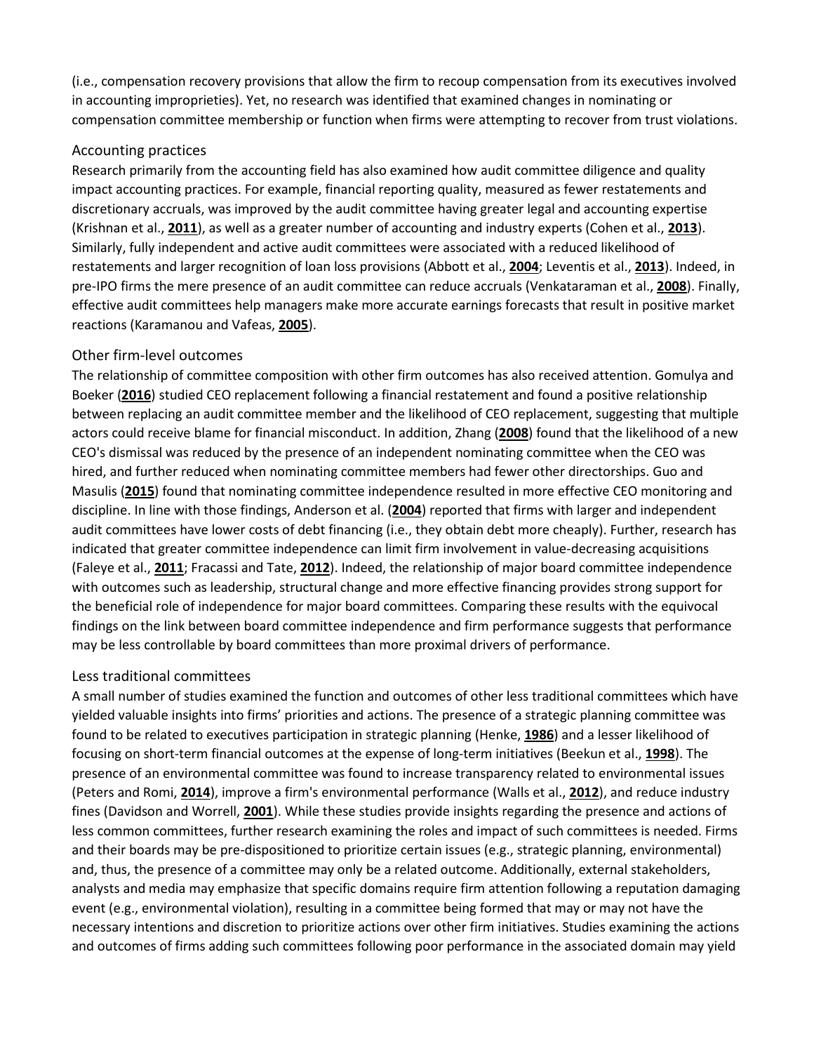(i.e., compensation recovery provisions that allow the firm to recoup compensation from its executives involved in accounting improprieties). Yet, no research was identified that examined changes in nominating or compensation committee membership or function when firms were attempting to recover from trust violations.

### Accounting practices

Research primarily from the accounting field has also examined how audit committee diligence and quality impact accounting practices. For example, financial reporting quality, measured as fewer restatements and discretionary accruals, was improved by the audit committee having greater legal and accounting expertise (Krishnan et al., **2011**), as well as a greater number of accounting and industry experts (Cohen et al., **2013**). Similarly, fully independent and active audit committees were associated with a reduced likelihood of restatements and larger recognition of loan loss provisions (Abbott et al., **2004**; Leventis et al., **2013**). Indeed, in pre-IPO firms the mere presence of an audit committee can reduce accruals (Venkataraman et al., **2008**). Finally, effective audit committees help managers make more accurate earnings forecasts that result in positive market reactions (Karamanou and Vafeas, **2005**).

### Other firm-level outcomes

The relationship of committee composition with other firm outcomes has also received attention. Gomulya and Boeker (**2016**) studied CEO replacement following a financial restatement and found a positive relationship between replacing an audit committee member and the likelihood of CEO replacement, suggesting that multiple actors could receive blame for financial misconduct. In addition, Zhang (**2008**) found that the likelihood of a new CEO's dismissal was reduced by the presence of an independent nominating committee when the CEO was hired, and further reduced when nominating committee members had fewer other directorships. Guo and Masulis (**2015**) found that nominating committee independence resulted in more effective CEO monitoring and discipline. In line with those findings, Anderson et al. (**2004**) reported that firms with larger and independent audit committees have lower costs of debt financing (i.e., they obtain debt more cheaply). Further, research has indicated that greater committee independence can limit firm involvement in value-decreasing acquisitions (Faleye et al., **2011**; Fracassi and Tate, **2012**). Indeed, the relationship of major board committee independence with outcomes such as leadership, structural change and more effective financing provides strong support for the beneficial role of independence for major board committees. Comparing these results with the equivocal findings on the link between board committee independence and firm performance suggests that performance may be less controllable by board committees than more proximal drivers of performance.

### Less traditional committees

A small number of studies examined the function and outcomes of other less traditional committees which have yielded valuable insights into firms' priorities and actions. The presence of a strategic planning committee was found to be related to executives participation in strategic planning (Henke, **1986**) and a lesser likelihood of focusing on short-term financial outcomes at the expense of long-term initiatives (Beekun et al., **1998**). The presence of an environmental committee was found to increase transparency related to environmental issues (Peters and Romi, **2014**), improve a firm's environmental performance (Walls et al., **2012**), and reduce industry fines (Davidson and Worrell, **2001**). While these studies provide insights regarding the presence and actions of less common committees, further research examining the roles and impact of such committees is needed. Firms and their boards may be pre-dispositioned to prioritize certain issues (e.g., strategic planning, environmental) and, thus, the presence of a committee may only be a related outcome. Additionally, external stakeholders, analysts and media may emphasize that specific domains require firm attention following a reputation damaging event (e.g., environmental violation), resulting in a committee being formed that may or may not have the necessary intentions and discretion to prioritize actions over other firm initiatives. Studies examining the actions and outcomes of firms adding such committees following poor performance in the associated domain may yield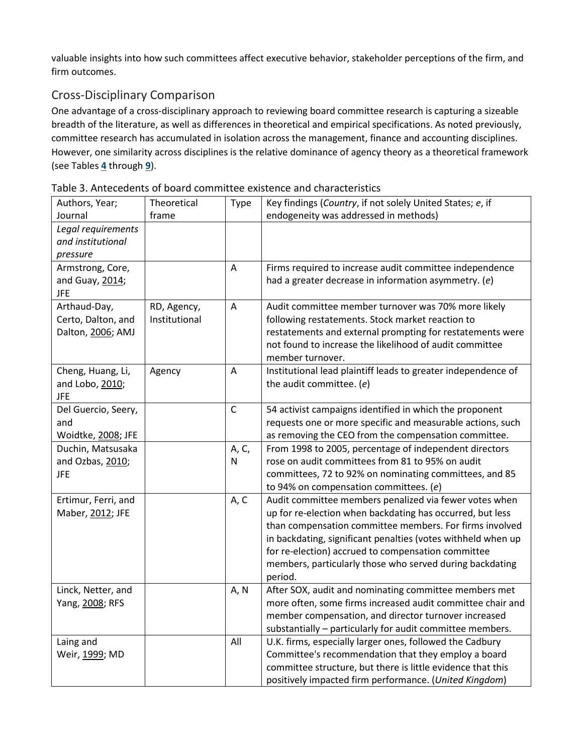valuable insights into how such committees affect executive behavior, stakeholder perceptions of the firm, and firm outcomes.

## Cross-Disciplinary Comparison

One advantage of a cross-disciplinary approach to reviewing board committee research is capturing a sizeable breadth of the literature, as well as differences in theoretical and empirical specifications. As noted previously, committee research has accumulated in isolation across the management, finance and accounting disciplines. However, one similarity across disciplines is the relative dominance of agency theory as a theoretical framework (see Tables 4 through 9).

Table 3. Antecedents of board committee existence and characteristics

| Authors, Year; Journal | Theoretical frame | Type | Key findings (*Country*, if not solely United States; *e*, if endogeneity was addressed in methods) |
|---|---|---|---|
| *Legal requirements and institutional pressure* | | | |
| Armstrong, Core, and Guay, 2014; JFE | | A | Firms required to increase audit committee independence had a greater decrease in information asymmetry. (*e*) |
| Arthaud-Day, Certo, Dalton, and Dalton, 2006; AMJ | RD, Agency, Institutional | A | Audit committee member turnover was 70% more likely following restatements. Stock market reaction to restatements and external prompting for restatements were not found to increase the likelihood of audit committee member turnover. |
| Cheng, Huang, Li, and Lobo, 2010; JFE | Agency | A | Institutional lead plaintiff leads to greater independence of the audit committee. (*e*) |
| Del Guercio, Seery, and Woidtke, 2008; JFE | | C | 54 activist campaigns identified in which the proponent requests one or more specific and measurable actions, such as removing the CEO from the compensation committee. |
| Duchin, Matsusaka and Ozbas, 2010; JFE | | A, C, N | From 1998 to 2005, percentage of independent directors rose on audit committees from 81 to 95% on audit committees, 72 to 92% on nominating committees, and 85 to 94% on compensation committees. (*e*) |
| Ertimur, Ferri, and Maber, 2012; JFE | | A, C | Audit committee members penalized via fewer votes when up for re-election when backdating has occurred, but less than compensation committee members. For firms involved in backdating, significant penalties (votes withheld when up for re-election) accrued to compensation committee members, particularly those who served during backdating period. |
| Linck, Netter, and Yang, 2008; RFS | | A, N | After SOX, audit and nominating committee members met more often, some firms increased audit committee chair and member compensation, and director turnover increased substantially – particularly for audit committee members. |
| Laing and Weir, 1999; MD | | All | U.K. firms, especially larger ones, followed the Cadbury Committee's recommendation that they employ a board committee structure, but there is little evidence that this positively impacted firm performance. (*United Kingdom*) |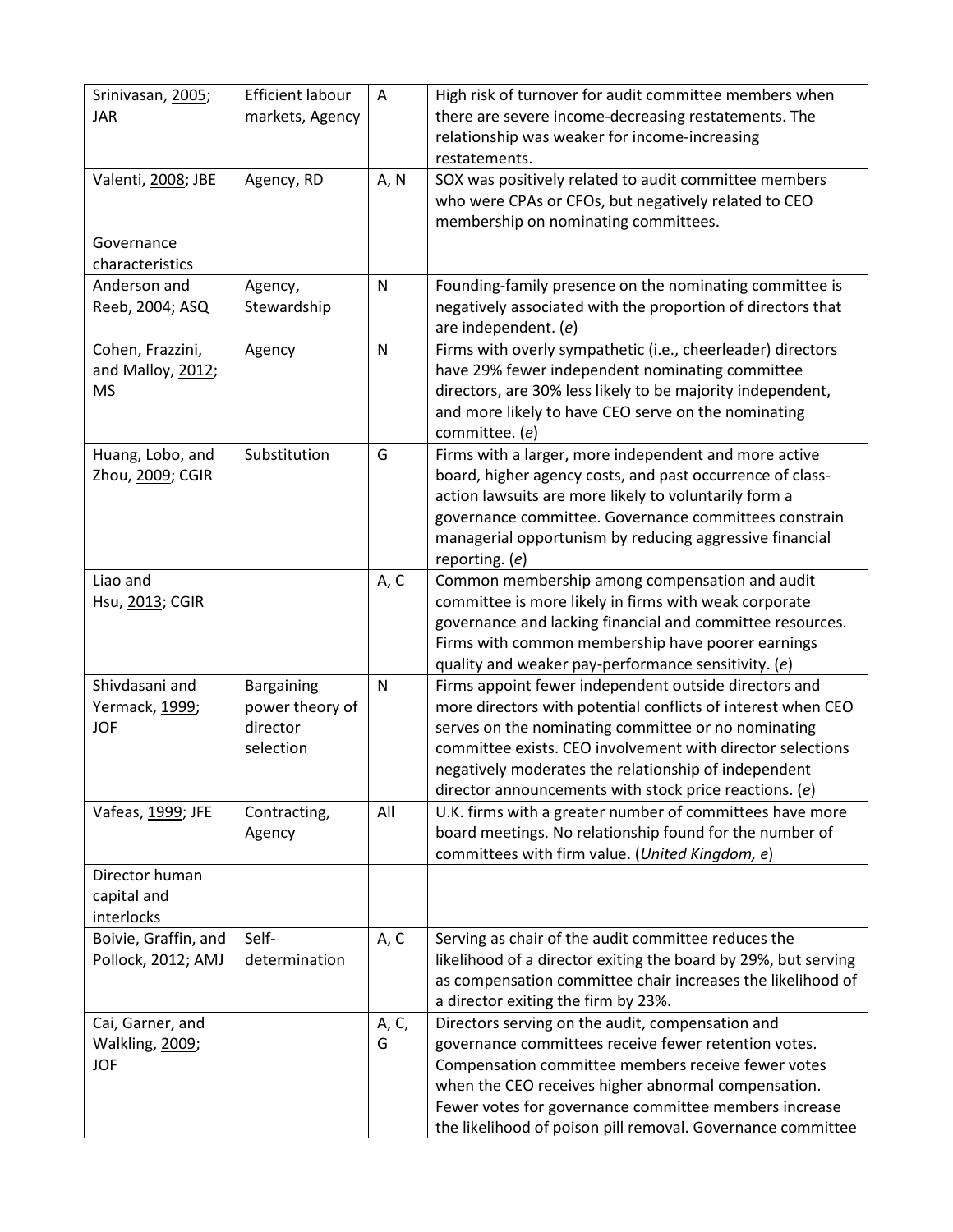| | | | |
|---|---|---|---|
| Srinivasan, 2005; JAR | Efficient labour markets, Agency | A | High risk of turnover for audit committee members when there are severe income-decreasing restatements. The relationship was weaker for income-increasing restatements. |
| Valenti, 2008; JBE | Agency, RD | A, N | SOX was positively related to audit committee members who were CPAs or CFOs, but negatively related to CEO membership on nominating committees. |
| Governance characteristics | | | |
| Anderson and Reeb, 2004; ASQ | Agency, Stewardship | N | Founding-family presence on the nominating committee is negatively associated with the proportion of directors that are independent. (*e*) |
| Cohen, Frazzini, and Malloy, 2012; MS | Agency | N | Firms with overly sympathetic (i.e., cheerleader) directors have 29% fewer independent nominating committee directors, are 30% less likely to be majority independent, and more likely to have CEO serve on the nominating committee. (*e*) |
| Huang, Lobo, and Zhou, 2009; CGIR | Substitution | G | Firms with a larger, more independent and more active board, higher agency costs, and past occurrence of class-action lawsuits are more likely to voluntarily form a governance committee. Governance committees constrain managerial opportunism by reducing aggressive financial reporting. (*e*) |
| Liao and Hsu, 2013; CGIR | | A, C | Common membership among compensation and audit committee is more likely in firms with weak corporate governance and lacking financial and committee resources. Firms with common membership have poorer earnings quality and weaker pay-performance sensitivity. (*e*) |
| Shivdasani and Yermack, 1999; JOF | Bargaining power theory of director selection | N | Firms appoint fewer independent outside directors and more directors with potential conflicts of interest when CEO serves on the nominating committee or no nominating committee exists. CEO involvement with director selections negatively moderates the relationship of independent director announcements with stock price reactions. (*e*) |
| Vafeas, 1999; JFE | Contracting, Agency | All | U.K. firms with a greater number of committees have more board meetings. No relationship found for the number of committees with firm value. (*United Kingdom, e*) |
| Director human capital and interlocks | | | |
| Boivie, Graffin, and Pollock, 2012; AMJ | Self-determination | A, C | Serving as chair of the audit committee reduces the likelihood of a director exiting the board by 29%, but serving as compensation committee chair increases the likelihood of a director exiting the firm by 23%. |
| Cai, Garner, and Walkling, 2009; JOF | | A, C, G | Directors serving on the audit, compensation and governance committees receive fewer retention votes. Compensation committee members receive fewer votes when the CEO receives higher abnormal compensation. Fewer votes for governance committee members increase the likelihood of poison pill removal. Governance committee |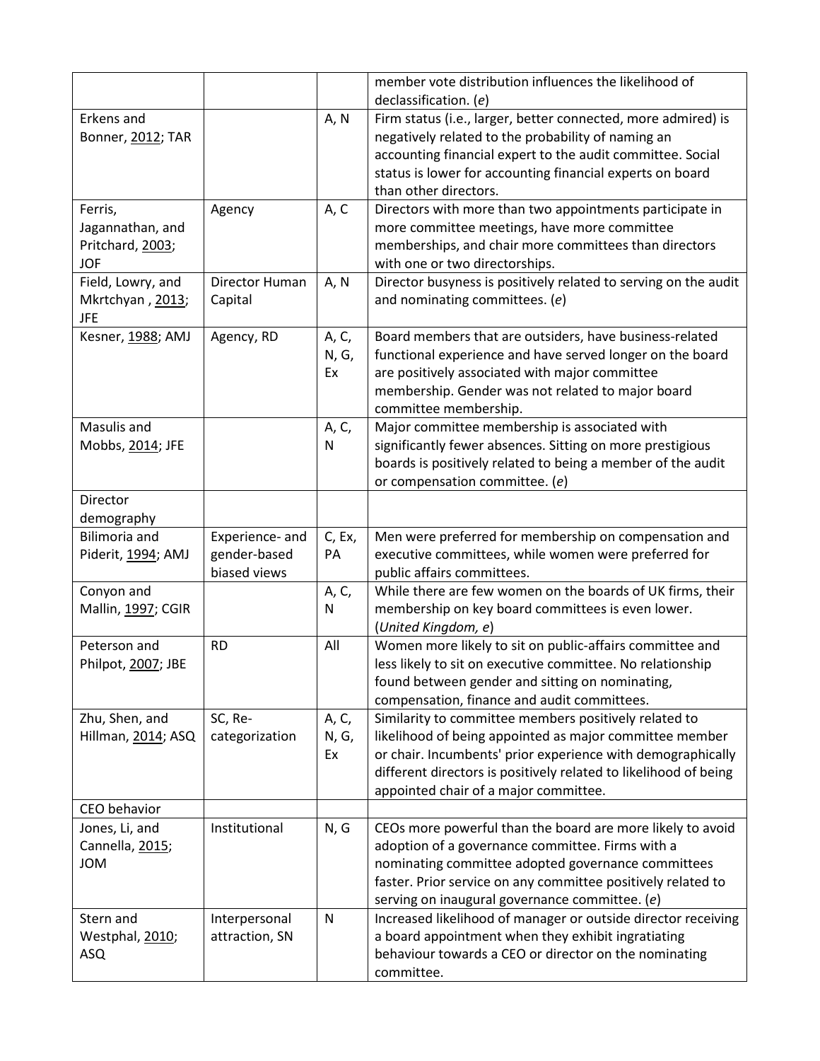| | | | member vote distribution influences the likelihood of declassification. (*e*) |
|---|---|---|---|
| Erkens and Bonner, 2012; TAR | | A, N | Firm status (i.e., larger, better connected, more admired) is negatively related to the probability of naming an accounting financial expert to the audit committee. Social status is lower for accounting financial experts on board than other directors. |
| Ferris, Jagannathan, and Pritchard, 2003; JOF | Agency | A, C | Directors with more than two appointments participate in more committee meetings, have more committee memberships, and chair more committees than directors with one or two directorships. |
| Field, Lowry, and Mkrtchyan , 2013; JFE | Director Human Capital | A, N | Director busyness is positively related to serving on the audit and nominating committees. (*e*) |
| Kesner, 1988; AMJ | Agency, RD | A, C, N, G, Ex | Board members that are outsiders, have business-related functional experience and have served longer on the board are positively associated with major committee membership. Gender was not related to major board committee membership. |
| Masulis and Mobbs, 2014; JFE | | A, C, N | Major committee membership is associated with significantly fewer absences. Sitting on more prestigious boards is positively related to being a member of the audit or compensation committee. (*e*) |
| Director demography | | | |
| Bilimoria and Piderit, 1994; AMJ | Experience- and gender-based biased views | C, Ex, PA | Men were preferred for membership on compensation and executive committees, while women were preferred for public affairs committees. |
| Conyon and Mallin, 1997; CGIR | | A, C, N | While there are few women on the boards of UK firms, their membership on key board committees is even lower. (*United Kingdom, e*) |
| Peterson and Philpot, 2007; JBE | RD | All | Women more likely to sit on public-affairs committee and less likely to sit on executive committee. No relationship found between gender and sitting on nominating, compensation, finance and audit committees. |
| Zhu, Shen, and Hillman, 2014; ASQ | SC, Re-categorization | A, C, N, G, Ex | Similarity to committee members positively related to likelihood of being appointed as major committee member or chair. Incumbents' prior experience with demographically different directors is positively related to likelihood of being appointed chair of a major committee. |
| CEO behavior | | | |
| Jones, Li, and Cannella, 2015; JOM | Institutional | N, G | CEOs more powerful than the board are more likely to avoid adoption of a governance committee. Firms with a nominating committee adopted governance committees faster. Prior service on any committee positively related to serving on inaugural governance committee. (*e*) |
| Stern and Westphal, 2010; ASQ | Interpersonal attraction, SN | N | Increased likelihood of manager or outside director receiving a board appointment when they exhibit ingratiating behaviour towards a CEO or director on the nominating committee. |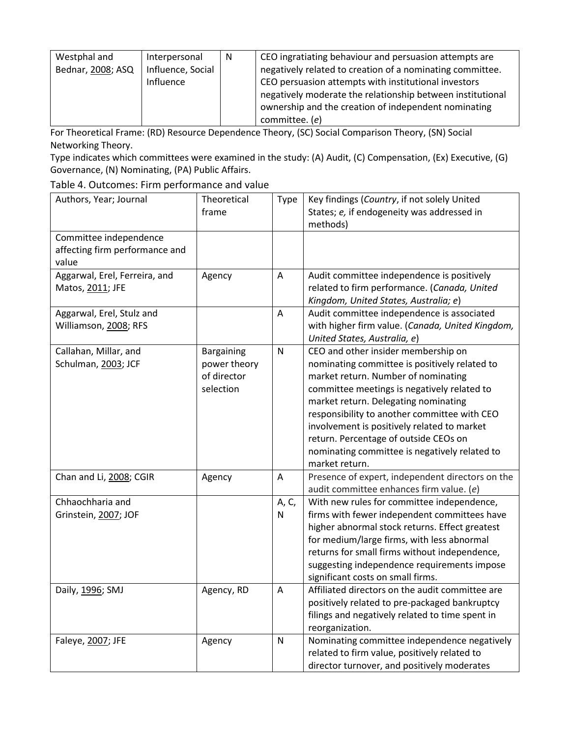| Westphal and Bednar, 2008; ASQ | Interpersonal Influence, Social Influence | N | CEO ingratiating behaviour and persuasion attempts are negatively related to creation of a nominating committee. CEO persuasion attempts with institutional investors negatively moderate the relationship between institutional ownership and the creation of independent nominating committee. (*e*) |
|---|---|---|---|

For Theoretical Frame: (RD) Resource Dependence Theory, (SC) Social Comparison Theory, (SN) Social Networking Theory.

Type indicates which committees were examined in the study: (A) Audit, (C) Compensation, (Ex) Executive, (G) Governance, (N) Nominating, (PA) Public Affairs.

Table 4. Outcomes: Firm performance and value

| Authors, Year; Journal | Theoretical frame | Type | Key findings (*Country*, if not solely United States; *e,* if endogeneity was addressed in methods) |
|---|---|---|---|
| Committee independence affecting firm performance and value | | | |
| Aggarwal, Erel, Ferreira, and Matos, 2011; JFE | Agency | A | Audit committee independence is positively related to firm performance. (*Canada, United Kingdom, United States, Australia; e*) |
| Aggarwal, Erel, Stulz and Williamson, 2008; RFS | | A | Audit committee independence is associated with higher firm value. (*Canada, United Kingdom, United States, Australia, e*) |
| Callahan, Millar, and Schulman, 2003; JCF | Bargaining power theory of director selection | N | CEO and other insider membership on nominating committee is positively related to market return. Number of nominating committee meetings is negatively related to market return. Delegating nominating responsibility to another committee with CEO involvement is positively related to market return. Percentage of outside CEOs on nominating committee is negatively related to market return. |
| Chan and Li, 2008; CGIR | Agency | A | Presence of expert, independent directors on the audit committee enhances firm value. (*e*) |
| Chhaochharia and Grinstein, 2007; JOF | | A, C, N | With new rules for committee independence, firms with fewer independent committees have higher abnormal stock returns. Effect greatest for medium/large firms, with less abnormal returns for small firms without independence, suggesting independence requirements impose significant costs on small firms. |
| Daily, 1996; SMJ | Agency, RD | A | Affiliated directors on the audit committee are positively related to pre-packaged bankruptcy filings and negatively related to time spent in reorganization. |
| Faleye, 2007; JFE | Agency | N | Nominating committee independence negatively related to firm value, positively related to director turnover, and positively moderates |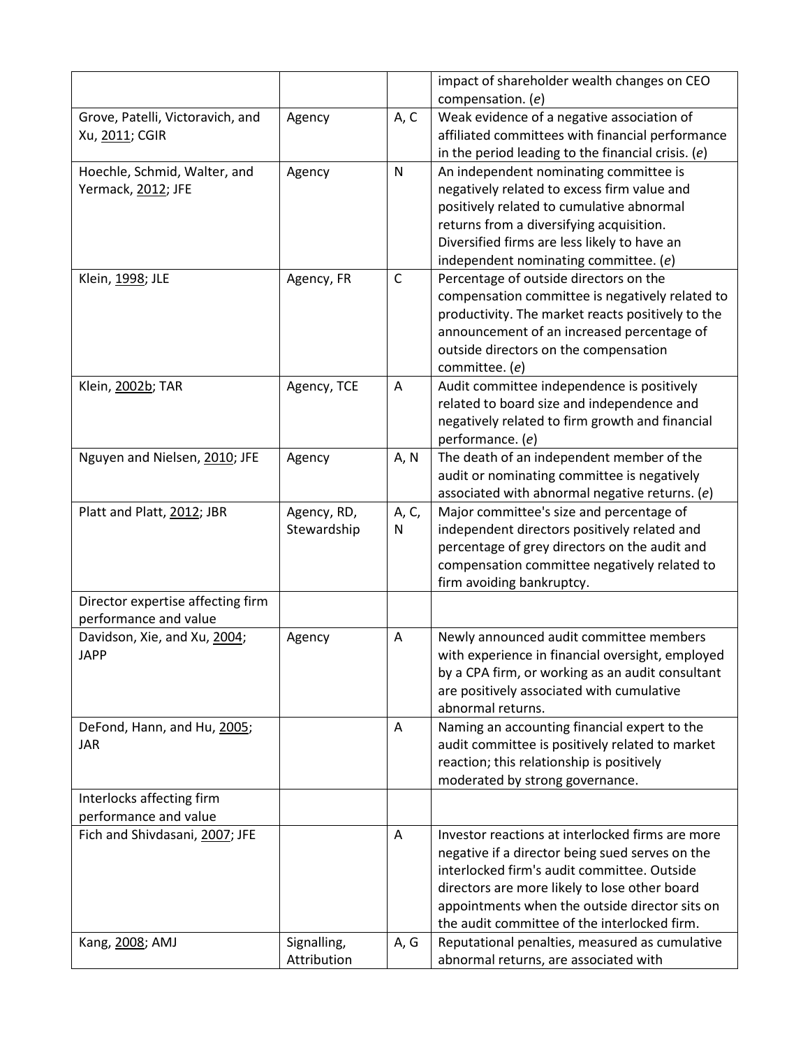| | | | |
|---|---|---|---|
| | | | impact of shareholder wealth changes on CEO compensation. (*e*) |
| Grove, Patelli, Victoravich, and Xu, 2011; CGIR | Agency | A, C | Weak evidence of a negative association of affiliated committees with financial performance in the period leading to the financial crisis. (*e*) |
| Hoechle, Schmid, Walter, and Yermack, 2012; JFE | Agency | N | An independent nominating committee is negatively related to excess firm value and positively related to cumulative abnormal returns from a diversifying acquisition. Diversified firms are less likely to have an independent nominating committee. (*e*) |
| Klein, 1998; JLE | Agency, FR | C | Percentage of outside directors on the compensation committee is negatively related to productivity. The market reacts positively to the announcement of an increased percentage of outside directors on the compensation committee. (*e*) |
| Klein, 2002b; TAR | Agency, TCE | A | Audit committee independence is positively related to board size and independence and negatively related to firm growth and financial performance. (*e*) |
| Nguyen and Nielsen, 2010; JFE | Agency | A, N | The death of an independent member of the audit or nominating committee is negatively associated with abnormal negative returns. (*e*) |
| Platt and Platt, 2012; JBR | Agency, RD, Stewardship | A, C, N | Major committee's size and percentage of independent directors positively related and percentage of grey directors on the audit and compensation committee negatively related to firm avoiding bankruptcy. |
| Director expertise affecting firm performance and value | | | |
| Davidson, Xie, and Xu, 2004; JAPP | Agency | A | Newly announced audit committee members with experience in financial oversight, employed by a CPA firm, or working as an audit consultant are positively associated with cumulative abnormal returns. |
| DeFond, Hann, and Hu, 2005; JAR | | A | Naming an accounting financial expert to the audit committee is positively related to market reaction; this relationship is positively moderated by strong governance. |
| Interlocks affecting firm performance and value | | | |
| Fich and Shivdasani, 2007; JFE | | A | Investor reactions at interlocked firms are more negative if a director being sued serves on the interlocked firm's audit committee. Outside directors are more likely to lose other board appointments when the outside director sits on the audit committee of the interlocked firm. |
| Kang, 2008; AMJ | Signalling, Attribution | A, G | Reputational penalties, measured as cumulative abnormal returns, are associated with |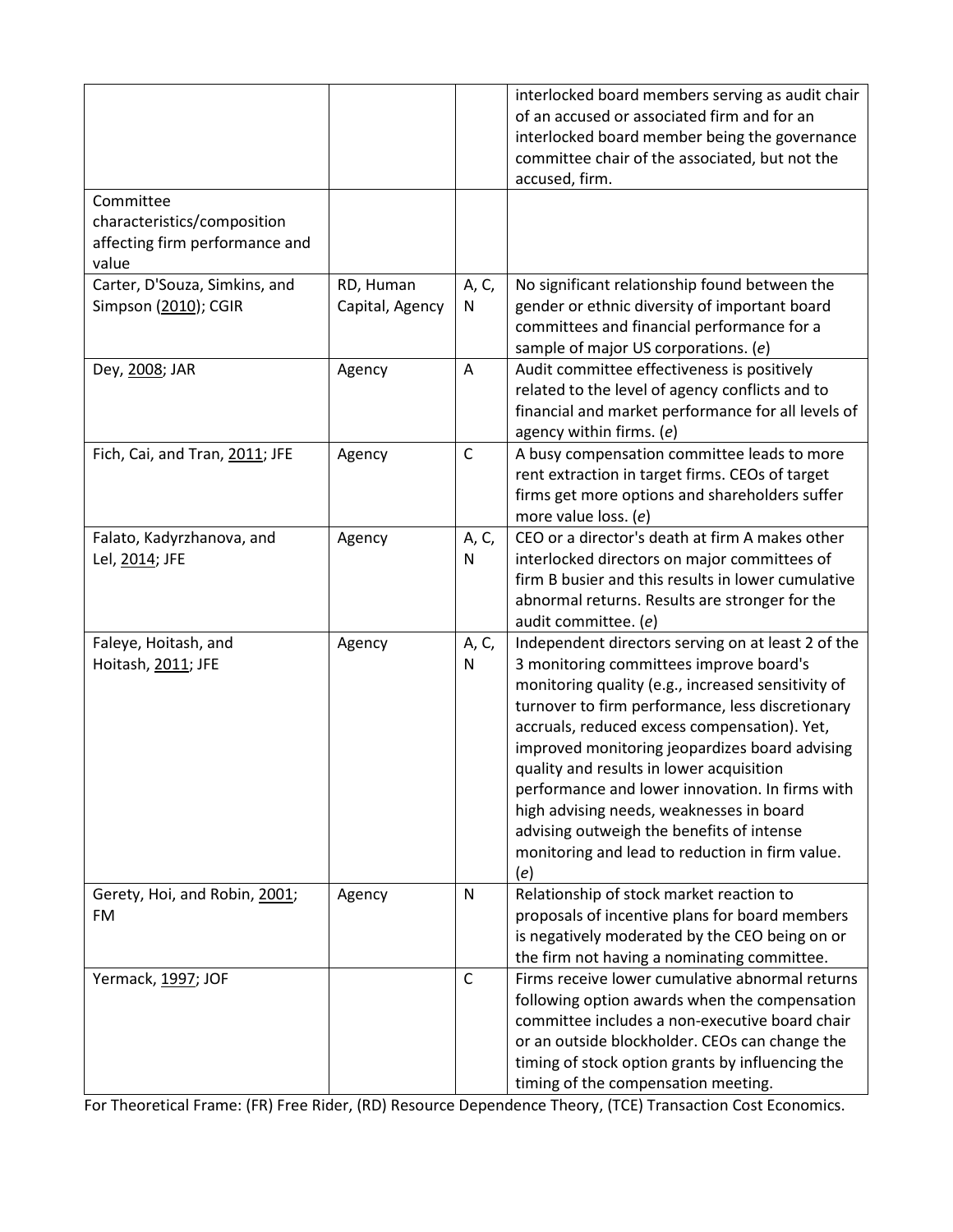|  |  |  | interlocked board members serving as audit chair of an accused or associated firm and for an interlocked board member being the governance committee chair of the associated, but not the accused, firm. |
|---|---|---|---|
| Committee characteristics/composition affecting firm performance and value |  |  |  |
| Carter, D'Souza, Simkins, and Simpson (2010); CGIR | RD, Human Capital, Agency | A, C, N | No significant relationship found between the gender or ethnic diversity of important board committees and financial performance for a sample of major US corporations. (*e*) |
| Dey, 2008; JAR | Agency | A | Audit committee effectiveness is positively related to the level of agency conflicts and to financial and market performance for all levels of agency within firms. (*e*) |
| Fich, Cai, and Tran, 2011; JFE | Agency | C | A busy compensation committee leads to more rent extraction in target firms. CEOs of target firms get more options and shareholders suffer more value loss. (*e*) |
| Falato, Kadyrzhanova, and Lel, 2014; JFE | Agency | A, C, N | CEO or a director's death at firm A makes other interlocked directors on major committees of firm B busier and this results in lower cumulative abnormal returns. Results are stronger for the audit committee. (*e*) |
| Faleye, Hoitash, and Hoitash, 2011; JFE | Agency | A, C, N | Independent directors serving on at least 2 of the 3 monitoring committees improve board's monitoring quality (e.g., increased sensitivity of turnover to firm performance, less discretionary accruals, reduced excess compensation). Yet, improved monitoring jeopardizes board advising quality and results in lower acquisition performance and lower innovation. In firms with high advising needs, weaknesses in board advising outweigh the benefits of intense monitoring and lead to reduction in firm value. (*e*) |
| Gerety, Hoi, and Robin, 2001; FM | Agency | N | Relationship of stock market reaction to proposals of incentive plans for board members is negatively moderated by the CEO being on or the firm not having a nominating committee. |
| Yermack, 1997; JOF |  | C | Firms receive lower cumulative abnormal returns following option awards when the compensation committee includes a non-executive board chair or an outside blockholder. CEOs can change the timing of stock option grants by influencing the timing of the compensation meeting. |

For Theoretical Frame: (FR) Free Rider, (RD) Resource Dependence Theory, (TCE) Transaction Cost Economics.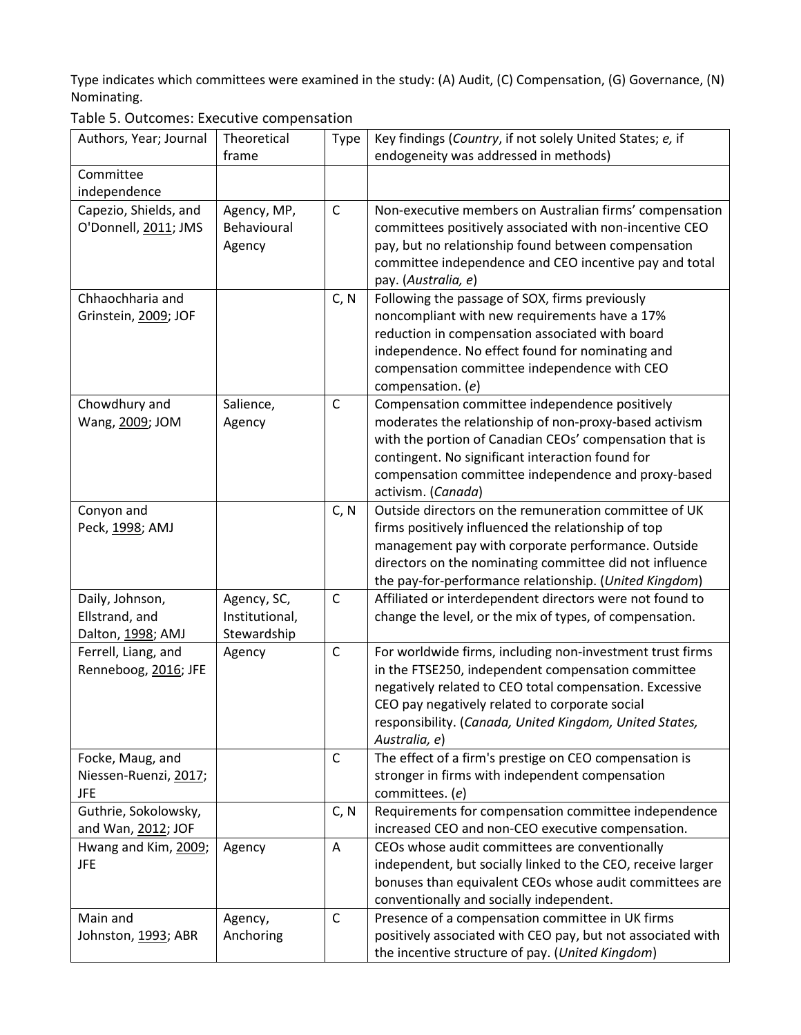Type indicates which committees were examined in the study: (A) Audit, (C) Compensation, (G) Governance, (N) Nominating.

Table 5. Outcomes: Executive compensation

| Authors, Year; Journal | Theoretical frame | Type | Key findings (*Country*, if not solely United States; *e,* if endogeneity was addressed in methods) |
|---|---|---|---|
| Committee independence | | | |
| Capezio, Shields, and O'Donnell, 2011; JMS | Agency, MP, Behavioural Agency | C | Non-executive members on Australian firms' compensation committees positively associated with non-incentive CEO pay, but no relationship found between compensation committee independence and CEO incentive pay and total pay. (*Australia, e*) |
| Chhaochharia and Grinstein, 2009; JOF | | C, N | Following the passage of SOX, firms previously noncompliant with new requirements have a 17% reduction in compensation associated with board independence. No effect found for nominating and compensation committee independence with CEO compensation. (*e*) |
| Chowdhury and Wang, 2009; JOM | Salience, Agency | C | Compensation committee independence positively moderates the relationship of non-proxy-based activism with the portion of Canadian CEOs' compensation that is contingent. No significant interaction found for compensation committee independence and proxy-based activism. (*Canada*) |
| Conyon and Peck, 1998; AMJ | | C, N | Outside directors on the remuneration committee of UK firms positively influenced the relationship of top management pay with corporate performance. Outside directors on the nominating committee did not influence the pay-for-performance relationship. (*United Kingdom*) |
| Daily, Johnson, Ellstrand, and Dalton, 1998; AMJ | Agency, SC, Institutional, Stewardship | C | Affiliated or interdependent directors were not found to change the level, or the mix of types, of compensation. |
| Ferrell, Liang, and Renneboog, 2016; JFE | Agency | C | For worldwide firms, including non-investment trust firms in the FTSE250, independent compensation committee negatively related to CEO total compensation. Excessive CEO pay negatively related to corporate social responsibility. (*Canada, United Kingdom, United States, Australia, e*) |
| Focke, Maug, and Niessen-Ruenzi, 2017; JFE | | C | The effect of a firm's prestige on CEO compensation is stronger in firms with independent compensation committees. (*e*) |
| Guthrie, Sokolowsky, and Wan, 2012; JOF | | C, N | Requirements for compensation committee independence increased CEO and non-CEO executive compensation. |
| Hwang and Kim, 2009; JFE | Agency | A | CEOs whose audit committees are conventionally independent, but socially linked to the CEO, receive larger bonuses than equivalent CEOs whose audit committees are conventionally and socially independent. |
| Main and Johnston, 1993; ABR | Agency, Anchoring | C | Presence of a compensation committee in UK firms positively associated with CEO pay, but not associated with the incentive structure of pay. (*United Kingdom*) |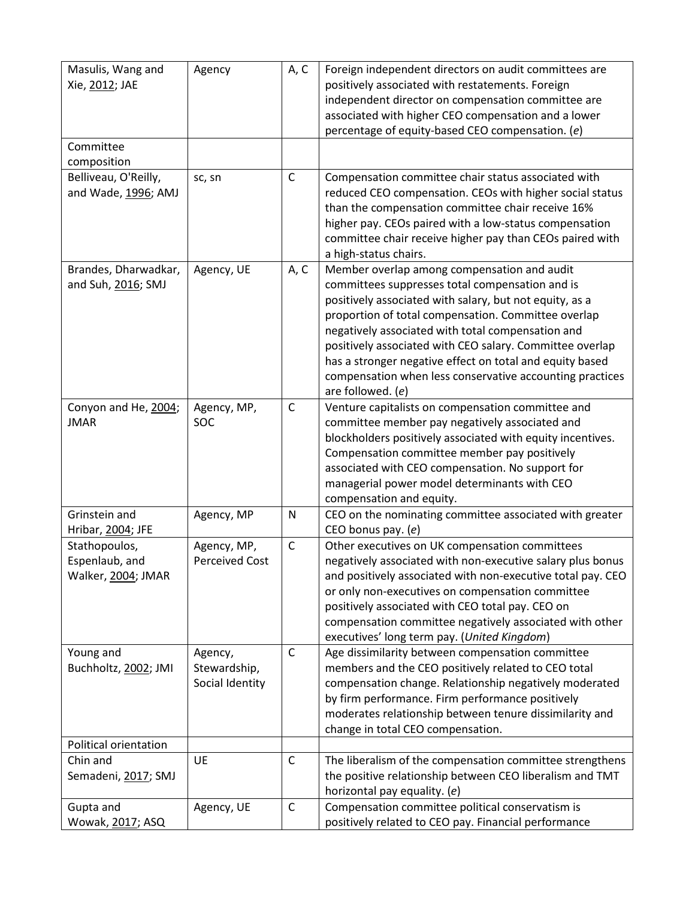| | | | |
|---|---|---|---|
| Masulis, Wang and Xie, 2012; JAE | Agency | A, C | Foreign independent directors on audit committees are positively associated with restatements. Foreign independent director on compensation committee are associated with higher CEO compensation and a lower percentage of equity-based CEO compensation. (*e*) |
| Committee composition | | | |
| Belliveau, O'Reilly, and Wade, 1996; AMJ | sc, sn | C | Compensation committee chair status associated with reduced CEO compensation. CEOs with higher social status than the compensation committee chair receive 16% higher pay. CEOs paired with a low-status compensation committee chair receive higher pay than CEOs paired with a high-status chairs. |
| Brandes, Dharwadkar, and Suh, 2016; SMJ | Agency, UE | A, C | Member overlap among compensation and audit committees suppresses total compensation and is positively associated with salary, but not equity, as a proportion of total compensation. Committee overlap negatively associated with total compensation and positively associated with CEO salary. Committee overlap has a stronger negative effect on total and equity based compensation when less conservative accounting practices are followed. (*e*) |
| Conyon and He, 2004; JMAR | Agency, MP, SOC | C | Venture capitalists on compensation committee and committee member pay negatively associated and blockholders positively associated with equity incentives. Compensation committee member pay positively associated with CEO compensation. No support for managerial power model determinants with CEO compensation and equity. |
| Grinstein and Hribar, 2004; JFE | Agency, MP | N | CEO on the nominating committee associated with greater CEO bonus pay. (*e*) |
| Stathopoulos, Espenlaub, and Walker, 2004; JMAR | Agency, MP, Perceived Cost | C | Other executives on UK compensation committees negatively associated with non-executive salary plus bonus and positively associated with non-executive total pay. CEO or only non-executives on compensation committee positively associated with CEO total pay. CEO on compensation committee negatively associated with other executives' long term pay. (*United Kingdom*) |
| Young and Buchholtz, 2002; JMI | Agency, Stewardship, Social Identity | C | Age dissimilarity between compensation committee members and the CEO positively related to CEO total compensation change. Relationship negatively moderated by firm performance. Firm performance positively moderates relationship between tenure dissimilarity and change in total CEO compensation. |
| Political orientation | | | |
| Chin and Semadeni, 2017; SMJ | UE | C | The liberalism of the compensation committee strengthens the positive relationship between CEO liberalism and TMT horizontal pay equality. (*e*) |
| Gupta and Wowak, 2017; ASQ | Agency, UE | C | Compensation committee political conservatism is positively related to CEO pay. Financial performance |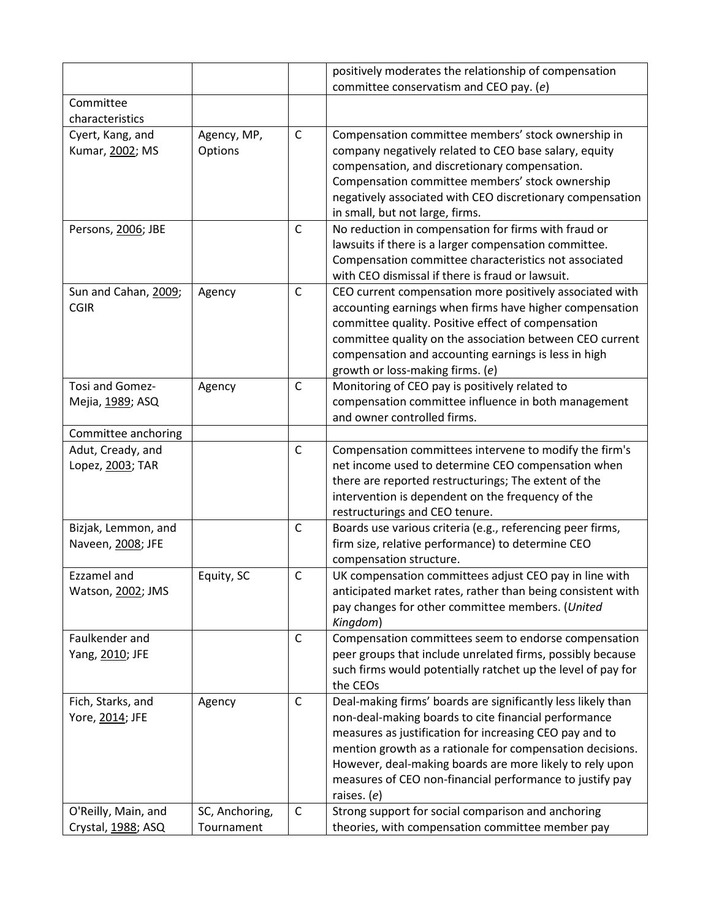| | | | |
|---|---|---|---|
| | | | positively moderates the relationship of compensation committee conservatism and CEO pay. (*e*) |
| Committee characteristics | | | |
| Cyert, Kang, and Kumar, 2002; MS | Agency, MP, Options | C | Compensation committee members' stock ownership in company negatively related to CEO base salary, equity compensation, and discretionary compensation. Compensation committee members' stock ownership negatively associated with CEO discretionary compensation in small, but not large, firms. |
| Persons, 2006; JBE | | C | No reduction in compensation for firms with fraud or lawsuits if there is a larger compensation committee. Compensation committee characteristics not associated with CEO dismissal if there is fraud or lawsuit. |
| Sun and Cahan, 2009; CGIR | Agency | C | CEO current compensation more positively associated with accounting earnings when firms have higher compensation committee quality. Positive effect of compensation committee quality on the association between CEO current compensation and accounting earnings is less in high growth or loss-making firms. (*e*) |
| Tosi and Gomez-Mejia, 1989; ASQ | Agency | C | Monitoring of CEO pay is positively related to compensation committee influence in both management and owner controlled firms. |
| Committee anchoring | | | |
| Adut, Cready, and Lopez, 2003; TAR | | C | Compensation committees intervene to modify the firm's net income used to determine CEO compensation when there are reported restructurings; The extent of the intervention is dependent on the frequency of the restructurings and CEO tenure. |
| Bizjak, Lemmon, and Naveen, 2008; JFE | | C | Boards use various criteria (e.g., referencing peer firms, firm size, relative performance) to determine CEO compensation structure. |
| Ezzamel and Watson, 2002; JMS | Equity, SC | C | UK compensation committees adjust CEO pay in line with anticipated market rates, rather than being consistent with pay changes for other committee members. (*United Kingdom*) |
| Faulkender and Yang, 2010; JFE | | C | Compensation committees seem to endorse compensation peer groups that include unrelated firms, possibly because such firms would potentially ratchet up the level of pay for the CEOs |
| Fich, Starks, and Yore, 2014; JFE | Agency | C | Deal-making firms' boards are significantly less likely than non-deal-making boards to cite financial performance measures as justification for increasing CEO pay and to mention growth as a rationale for compensation decisions. However, deal-making boards are more likely to rely upon measures of CEO non-financial performance to justify pay raises. (*e*) |
| O'Reilly, Main, and Crystal, 1988; ASQ | SC, Anchoring, Tournament | C | Strong support for social comparison and anchoring theories, with compensation committee member pay |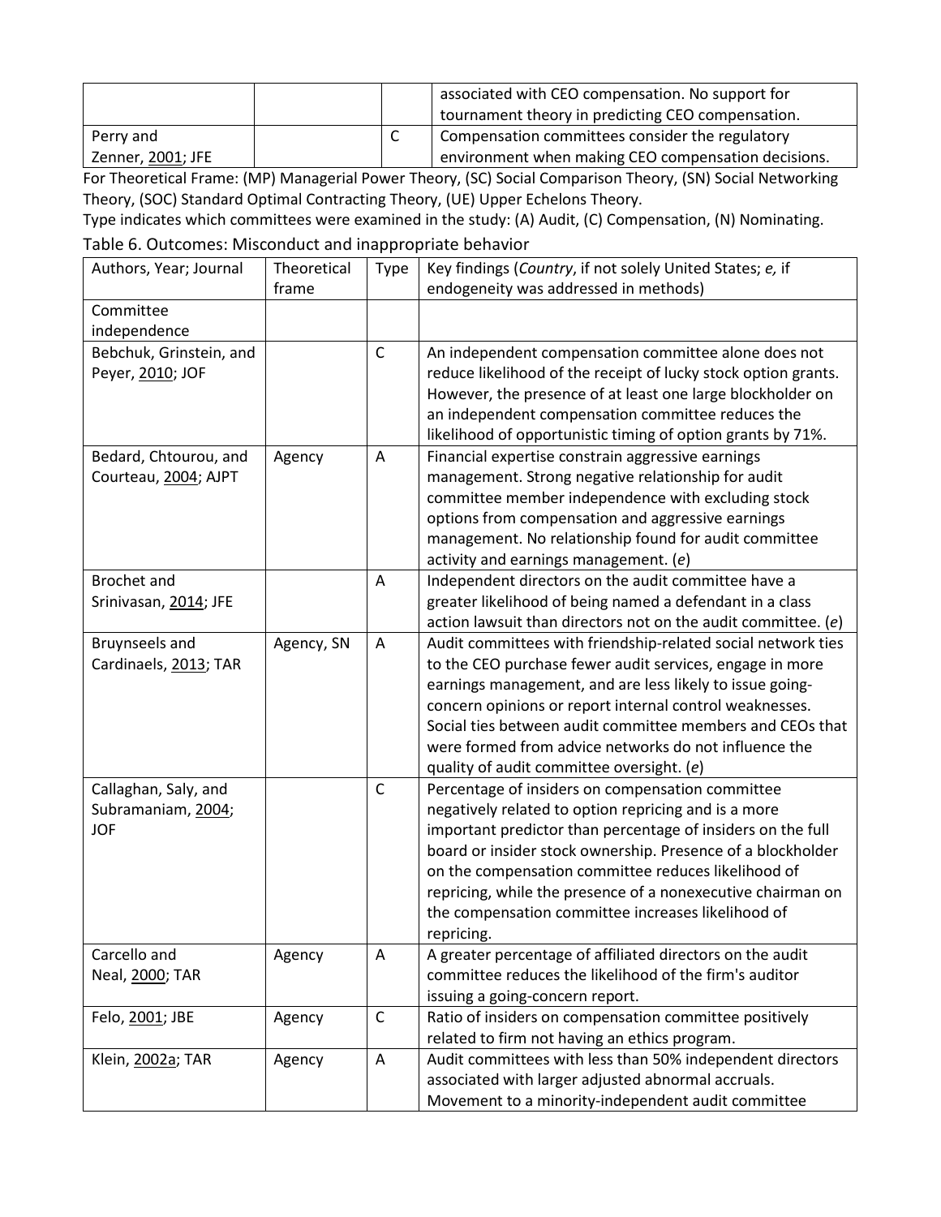| | | | associated with CEO compensation. No support for tournament theory in predicting CEO compensation. |
|---|---|---|---|
| Perry and Zenner, 2001; JFE | | C | Compensation committees consider the regulatory environment when making CEO compensation decisions. |

For Theoretical Frame: (MP) Managerial Power Theory, (SC) Social Comparison Theory, (SN) Social Networking Theory, (SOC) Standard Optimal Contracting Theory, (UE) Upper Echelons Theory.

Type indicates which committees were examined in the study: (A) Audit, (C) Compensation, (N) Nominating.

Table 6. Outcomes: Misconduct and inappropriate behavior

| Authors, Year; Journal | Theoretical frame | Type | Key findings (*Country*, if not solely United States; *e,* if endogeneity was addressed in methods) |
|---|---|---|---|
| Committee independence | | | |
| Bebchuk, Grinstein, and Peyer, 2010; JOF | | C | An independent compensation committee alone does not reduce likelihood of the receipt of lucky stock option grants. However, the presence of at least one large blockholder on an independent compensation committee reduces the likelihood of opportunistic timing of option grants by 71%. |
| Bedard, Chtourou, and Courteau, 2004; AJPT | Agency | A | Financial expertise constrain aggressive earnings management. Strong negative relationship for audit committee member independence with excluding stock options from compensation and aggressive earnings management. No relationship found for audit committee activity and earnings management. (*e*) |
| Brochet and Srinivasan, 2014; JFE | | A | Independent directors on the audit committee have a greater likelihood of being named a defendant in a class action lawsuit than directors not on the audit committee. (*e*) |
| Bruynseels and Cardinaels, 2013; TAR | Agency, SN | A | Audit committees with friendship-related social network ties to the CEO purchase fewer audit services, engage in more earnings management, and are less likely to issue going-concern opinions or report internal control weaknesses. Social ties between audit committee members and CEOs that were formed from advice networks do not influence the quality of audit committee oversight. (*e*) |
| Callaghan, Saly, and Subramaniam, 2004; JOF | | C | Percentage of insiders on compensation committee negatively related to option repricing and is a more important predictor than percentage of insiders on the full board or insider stock ownership. Presence of a blockholder on the compensation committee reduces likelihood of repricing, while the presence of a nonexecutive chairman on the compensation committee increases likelihood of repricing. |
| Carcello and Neal, 2000; TAR | Agency | A | A greater percentage of affiliated directors on the audit committee reduces the likelihood of the firm's auditor issuing a going-concern report. |
| Felo, 2001; JBE | Agency | C | Ratio of insiders on compensation committee positively related to firm not having an ethics program. |
| Klein, 2002a; TAR | Agency | A | Audit committees with less than 50% independent directors associated with larger adjusted abnormal accruals. Movement to a minority-independent audit committee |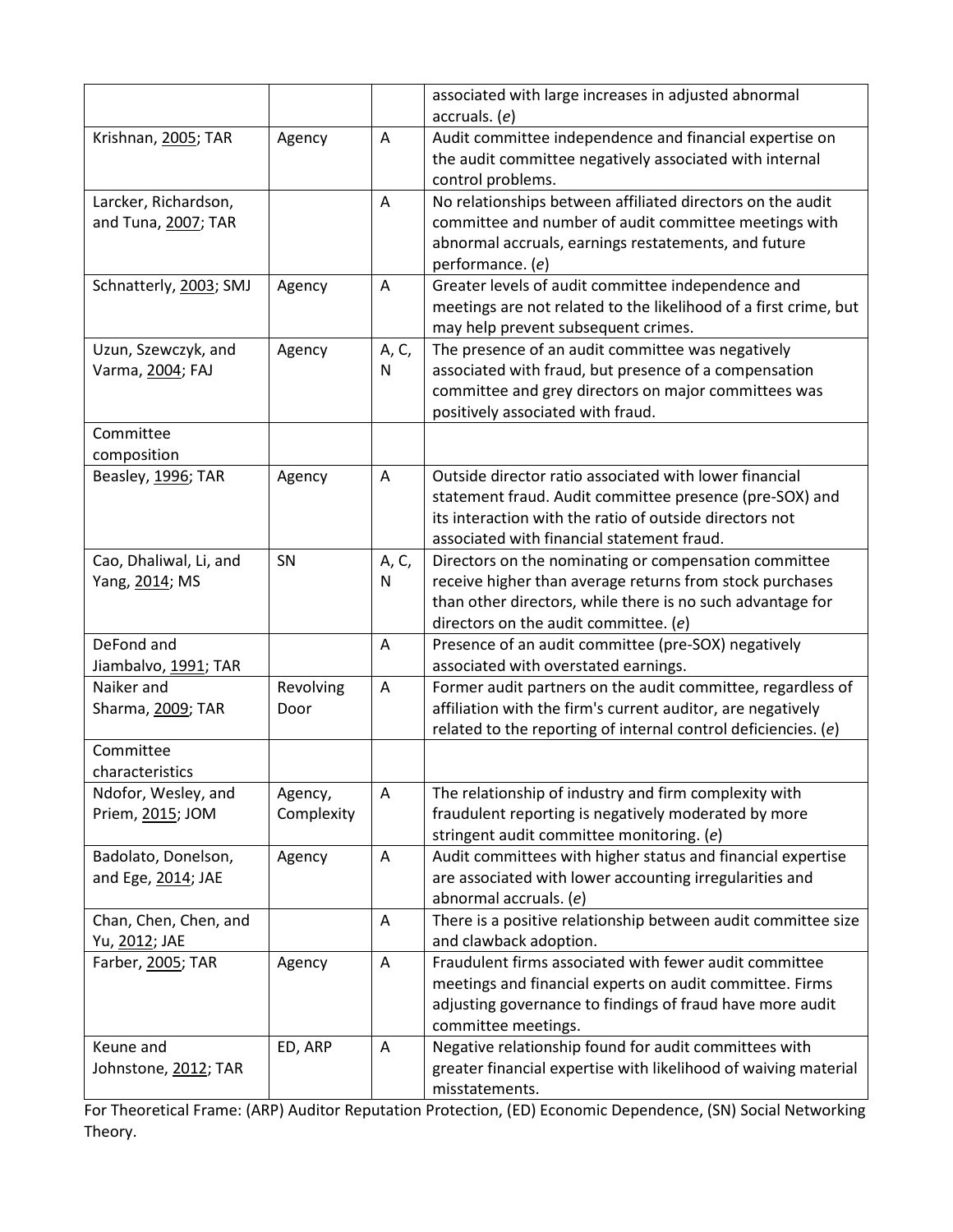| | | | associated with large increases in adjusted abnormal accruals. (*e*) |
|---|---|---|---|
| Krishnan, 2005; TAR | Agency | A | Audit committee independence and financial expertise on the audit committee negatively associated with internal control problems. |
| Larcker, Richardson, and Tuna, 2007; TAR | | A | No relationships between affiliated directors on the audit committee and number of audit committee meetings with abnormal accruals, earnings restatements, and future performance. (*e*) |
| Schnatterly, 2003; SMJ | Agency | A | Greater levels of audit committee independence and meetings are not related to the likelihood of a first crime, but may help prevent subsequent crimes. |
| Uzun, Szewczyk, and Varma, 2004; FAJ | Agency | A, C, N | The presence of an audit committee was negatively associated with fraud, but presence of a compensation committee and grey directors on major committees was positively associated with fraud. |
| Committee composition | | | |
| Beasley, 1996; TAR | Agency | A | Outside director ratio associated with lower financial statement fraud. Audit committee presence (pre-SOX) and its interaction with the ratio of outside directors not associated with financial statement fraud. |
| Cao, Dhaliwal, Li, and Yang, 2014; MS | SN | A, C, N | Directors on the nominating or compensation committee receive higher than average returns from stock purchases than other directors, while there is no such advantage for directors on the audit committee. (*e*) |
| DeFond and Jiambalvo, 1991; TAR | | A | Presence of an audit committee (pre-SOX) negatively associated with overstated earnings. |
| Naiker and Sharma, 2009; TAR | Revolving Door | A | Former audit partners on the audit committee, regardless of affiliation with the firm's current auditor, are negatively related to the reporting of internal control deficiencies. (*e*) |
| Committee characteristics | | | |
| Ndofor, Wesley, and Priem, 2015; JOM | Agency, Complexity | A | The relationship of industry and firm complexity with fraudulent reporting is negatively moderated by more stringent audit committee monitoring. (*e*) |
| Badolato, Donelson, and Ege, 2014; JAE | Agency | A | Audit committees with higher status and financial expertise are associated with lower accounting irregularities and abnormal accruals. (*e*) |
| Chan, Chen, Chen, and Yu, 2012; JAE | | A | There is a positive relationship between audit committee size and clawback adoption. |
| Farber, 2005; TAR | Agency | A | Fraudulent firms associated with fewer audit committee meetings and financial experts on audit committee. Firms adjusting governance to findings of fraud have more audit committee meetings. |
| Keune and Johnstone, 2012; TAR | ED, ARP | A | Negative relationship found for audit committees with greater financial expertise with likelihood of waiving material misstatements. |

For Theoretical Frame: (ARP) Auditor Reputation Protection, (ED) Economic Dependence, (SN) Social Networking Theory.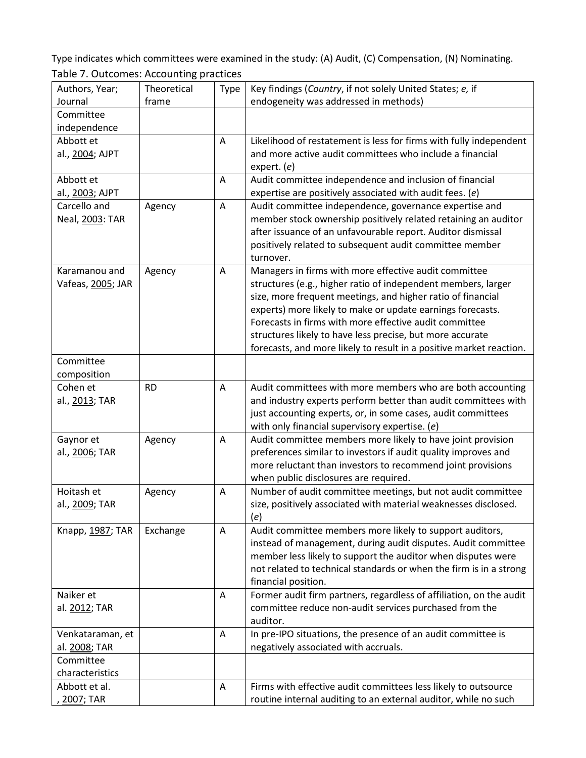Type indicates which committees were examined in the study: (A) Audit, (C) Compensation, (N) Nominating.

Table 7. Outcomes: Accounting practices

| Authors, Year; Journal | Theoretical frame | Type | Key findings (*Country*, if not solely United States; *e,* if endogeneity was addressed in methods) |
| --- | --- | --- | --- |
| Committee independence | | | |
| Abbott et al., 2004; AJPT | | A | Likelihood of restatement is less for firms with fully independent and more active audit committees who include a financial expert. (*e*) |
| Abbott et al., 2003; AJPT | | A | Audit committee independence and inclusion of financial expertise are positively associated with audit fees. (*e*) |
| Carcello and Neal, 2003: TAR | Agency | A | Audit committee independence, governance expertise and member stock ownership positively related retaining an auditor after issuance of an unfavourable report. Auditor dismissal positively related to subsequent audit committee member turnover. |
| Karamanou and Vafeas, 2005; JAR | Agency | A | Managers in firms with more effective audit committee structures (e.g., higher ratio of independent members, larger size, more frequent meetings, and higher ratio of financial experts) more likely to make or update earnings forecasts. Forecasts in firms with more effective audit committee structures likely to have less precise, but more accurate forecasts, and more likely to result in a positive market reaction. |
| Committee composition | | | |
| Cohen et al., 2013; TAR | RD | A | Audit committees with more members who are both accounting and industry experts perform better than audit committees with just accounting experts, or, in some cases, audit committees with only financial supervisory expertise. (*e*) |
| Gaynor et al., 2006; TAR | Agency | A | Audit committee members more likely to have joint provision preferences similar to investors if audit quality improves and more reluctant than investors to recommend joint provisions when public disclosures are required. |
| Hoitash et al., 2009; TAR | Agency | A | Number of audit committee meetings, but not audit committee size, positively associated with material weaknesses disclosed. (*e*) |
| Knapp, 1987; TAR | Exchange | A | Audit committee members more likely to support auditors, instead of management, during audit disputes. Audit committee member less likely to support the auditor when disputes were not related to technical standards or when the firm is in a strong financial position. |
| Naiker et al. 2012; TAR | | A | Former audit firm partners, regardless of affiliation, on the audit committee reduce non-audit services purchased from the auditor. |
| Venkataraman, et al. 2008; TAR | | A | In pre-IPO situations, the presence of an audit committee is negatively associated with accruals. |
| Committee characteristics | | | |
| Abbott et al. , 2007; TAR | | A | Firms with effective audit committees less likely to outsource routine internal auditing to an external auditor, while no such |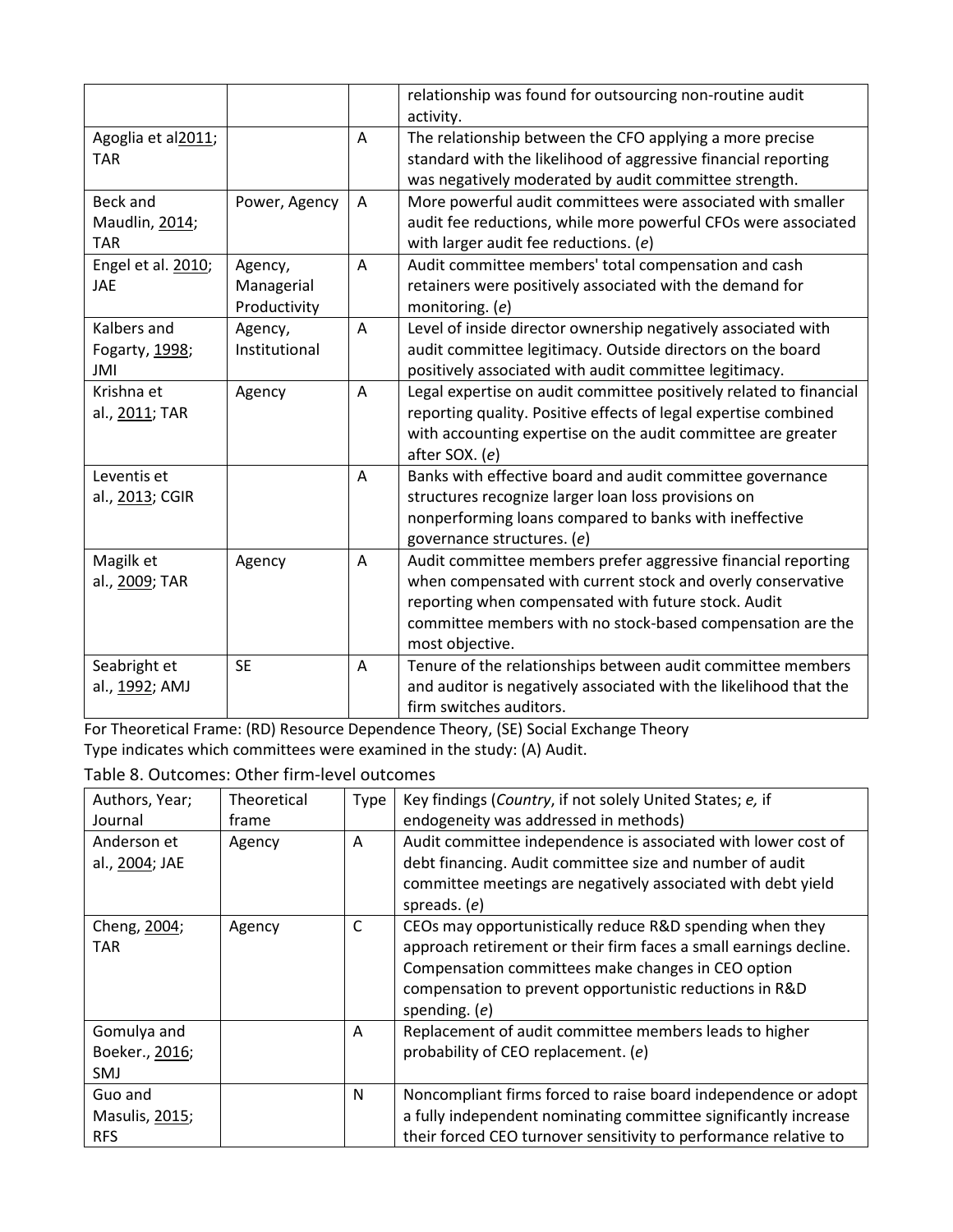|  |  |  | relationship was found for outsourcing non-routine audit activity. |
|---|---|---|---|
| Agoglia et al2011; TAR |  | A | The relationship between the CFO applying a more precise standard with the likelihood of aggressive financial reporting was negatively moderated by audit committee strength. |
| Beck and Maudlin, 2014; TAR | Power, Agency | A | More powerful audit committees were associated with smaller audit fee reductions, while more powerful CFOs were associated with larger audit fee reductions. (*e*) |
| Engel et al. 2010; JAE | Agency, Managerial Productivity | A | Audit committee members' total compensation and cash retainers were positively associated with the demand for monitoring. (*e*) |
| Kalbers and Fogarty, 1998; JMI | Agency, Institutional | A | Level of inside director ownership negatively associated with audit committee legitimacy. Outside directors on the board positively associated with audit committee legitimacy. |
| Krishna et al., 2011; TAR | Agency | A | Legal expertise on audit committee positively related to financial reporting quality. Positive effects of legal expertise combined with accounting expertise on the audit committee are greater after SOX. (*e*) |
| Leventis et al., 2013; CGIR |  | A | Banks with effective board and audit committee governance structures recognize larger loan loss provisions on nonperforming loans compared to banks with ineffective governance structures. (*e*) |
| Magilk et al., 2009; TAR | Agency | A | Audit committee members prefer aggressive financial reporting when compensated with current stock and overly conservative reporting when compensated with future stock. Audit committee members with no stock-based compensation are the most objective. |
| Seabright et al., 1992; AMJ | SE | A | Tenure of the relationships between audit committee members and auditor is negatively associated with the likelihood that the firm switches auditors. |

For Theoretical Frame: (RD) Resource Dependence Theory, (SE) Social Exchange Theory
Type indicates which committees were examined in the study: (A) Audit.

Table 8. Outcomes: Other firm-level outcomes

| Authors, Year; Journal | Theoretical frame | Type | Key findings (*Country*, if not solely United States; *e,* if endogeneity was addressed in methods) |
|---|---|---|---|
| Anderson et al., 2004; JAE | Agency | A | Audit committee independence is associated with lower cost of debt financing. Audit committee size and number of audit committee meetings are negatively associated with debt yield spreads. (*e*) |
| Cheng, 2004; TAR | Agency | C | CEOs may opportunistically reduce R&D spending when they approach retirement or their firm faces a small earnings decline. Compensation committees make changes in CEO option compensation to prevent opportunistic reductions in R&D spending. (*e*) |
| Gomulya and Boeker., 2016; SMJ |  | A | Replacement of audit committee members leads to higher probability of CEO replacement. (*e*) |
| Guo and Masulis, 2015; RFS |  | N | Noncompliant firms forced to raise board independence or adopt a fully independent nominating committee significantly increase their forced CEO turnover sensitivity to performance relative to |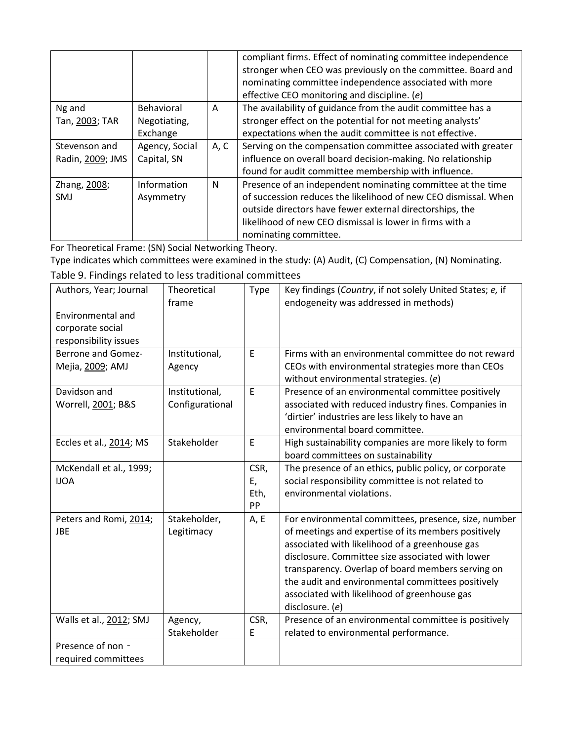| | | | |
|---|---|---|---|
| | | | compliant firms. Effect of nominating committee independence stronger when CEO was previously on the committee. Board and nominating committee independence associated with more effective CEO monitoring and discipline. (*e*) |
| Ng and Tan, 2003; TAR | Behavioral Negotiating, Exchange | A | The availability of guidance from the audit committee has a stronger effect on the potential for not meeting analysts' expectations when the audit committee is not effective. |
| Stevenson and Radin, 2009; JMS | Agency, Social Capital, SN | A, C | Serving on the compensation committee associated with greater influence on overall board decision-making. No relationship found for audit committee membership with influence. |
| Zhang, 2008; SMJ | Information Asymmetry | N | Presence of an independent nominating committee at the time of succession reduces the likelihood of new CEO dismissal. When outside directors have fewer external directorships, the likelihood of new CEO dismissal is lower in firms with a nominating committee. |

For Theoretical Frame: (SN) Social Networking Theory.

Type indicates which committees were examined in the study: (A) Audit, (C) Compensation, (N) Nominating.

Table 9. Findings related to less traditional committees

| Authors, Year; Journal | Theoretical frame | Type | Key findings (*Country*, if not solely United States; *e,* if endogeneity was addressed in methods) |
|---|---|---|---|
| Environmental and corporate social responsibility issues | | | |
| Berrone and Gomez-Mejia, 2009; AMJ | Institutional, Agency | E | Firms with an environmental committee do not reward CEOs with environmental strategies more than CEOs without environmental strategies. (*e*) |
| Davidson and Worrell, 2001; B&S | Institutional, Configurational | E | Presence of an environmental committee positively associated with reduced industry fines. Companies in 'dirtier' industries are less likely to have an environmental board committee. |
| Eccles et al., 2014; MS | Stakeholder | E | High sustainability companies are more likely to form board committees on sustainability |
| McKendall et al., 1999; IJOA | | CSR, E, Eth, PP | The presence of an ethics, public policy, or corporate social responsibility committee is not related to environmental violations. |
| Peters and Romi, 2014; JBE | Stakeholder, Legitimacy | A, E | For environmental committees, presence, size, number of meetings and expertise of its members positively associated with likelihood of a greenhouse gas disclosure. Committee size associated with lower transparency. Overlap of board members serving on the audit and environmental committees positively associated with likelihood of greenhouse gas disclosure. (*e*) |
| Walls et al., 2012; SMJ | Agency, Stakeholder | CSR, E | Presence of an environmental committee is positively related to environmental performance. |
| Presence of non-required committees | | | |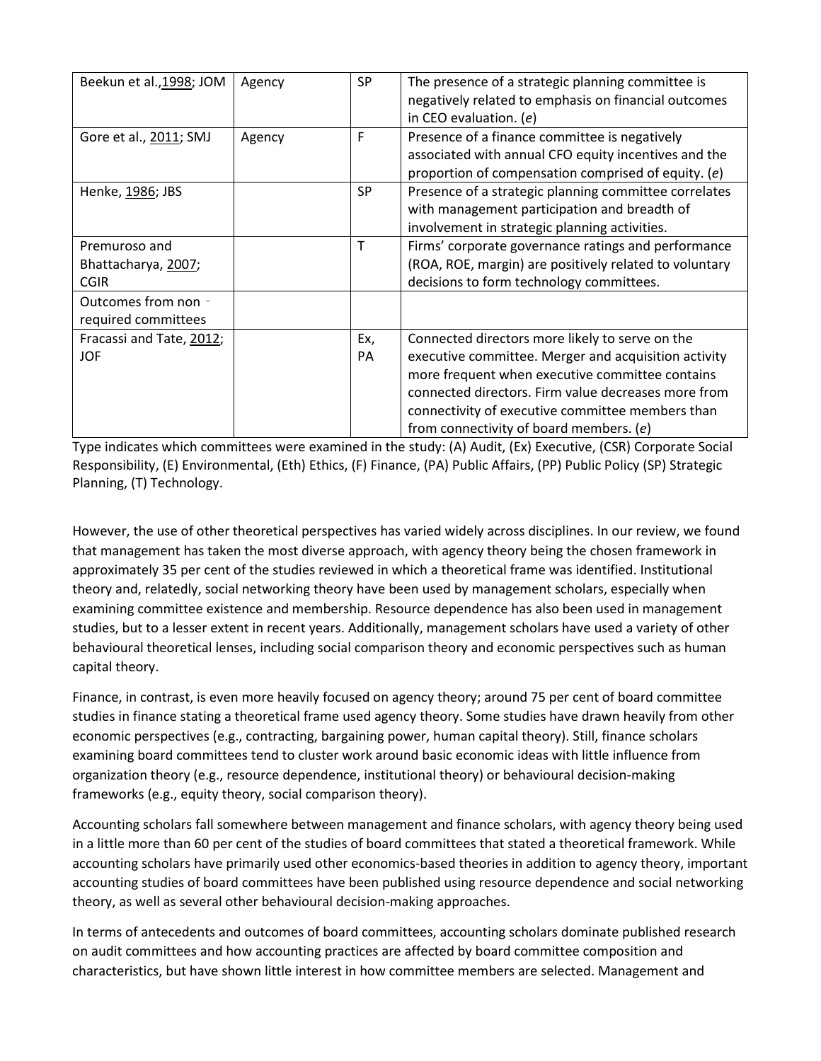| | | | |
|---|---|---|---|
| Beekun et al., 1998; JOM | Agency | SP | The presence of a strategic planning committee is negatively related to emphasis on financial outcomes in CEO evaluation. (*e*) |
| Gore et al., 2011; SMJ | Agency | F | Presence of a finance committee is negatively associated with annual CFO equity incentives and the proportion of compensation comprised of equity. (*e*) |
| Henke, 1986; JBS | | SP | Presence of a strategic planning committee correlates with management participation and breadth of involvement in strategic planning activities. |
| Premuroso and Bhattacharya, 2007; CGIR | | T | Firms' corporate governance ratings and performance (ROA, ROE, margin) are positively related to voluntary decisions to form technology committees. |
| Outcomes from non‐required committees | | | |
| Fracassi and Tate, 2012; JOF | | Ex, PA | Connected directors more likely to serve on the executive committee. Merger and acquisition activity more frequent when executive committee contains connected directors. Firm value decreases more from connectivity of executive committee members than from connectivity of board members. (*e*) |

Type indicates which committees were examined in the study: (A) Audit, (Ex) Executive, (CSR) Corporate Social Responsibility, (E) Environmental, (Eth) Ethics, (F) Finance, (PA) Public Affairs, (PP) Public Policy (SP) Strategic Planning, (T) Technology.

However, the use of other theoretical perspectives has varied widely across disciplines. In our review, we found that management has taken the most diverse approach, with agency theory being the chosen framework in approximately 35 per cent of the studies reviewed in which a theoretical frame was identified. Institutional theory and, relatedly, social networking theory have been used by management scholars, especially when examining committee existence and membership. Resource dependence has also been used in management studies, but to a lesser extent in recent years. Additionally, management scholars have used a variety of other behavioural theoretical lenses, including social comparison theory and economic perspectives such as human capital theory.

Finance, in contrast, is even more heavily focused on agency theory; around 75 per cent of board committee studies in finance stating a theoretical frame used agency theory. Some studies have drawn heavily from other economic perspectives (e.g., contracting, bargaining power, human capital theory). Still, finance scholars examining board committees tend to cluster work around basic economic ideas with little influence from organization theory (e.g., resource dependence, institutional theory) or behavioural decision-making frameworks (e.g., equity theory, social comparison theory).

Accounting scholars fall somewhere between management and finance scholars, with agency theory being used in a little more than 60 per cent of the studies of board committees that stated a theoretical framework. While accounting scholars have primarily used other economics-based theories in addition to agency theory, important accounting studies of board committees have been published using resource dependence and social networking theory, as well as several other behavioural decision-making approaches.

In terms of antecedents and outcomes of board committees, accounting scholars dominate published research on audit committees and how accounting practices are affected by board committee composition and characteristics, but have shown little interest in how committee members are selected. Management and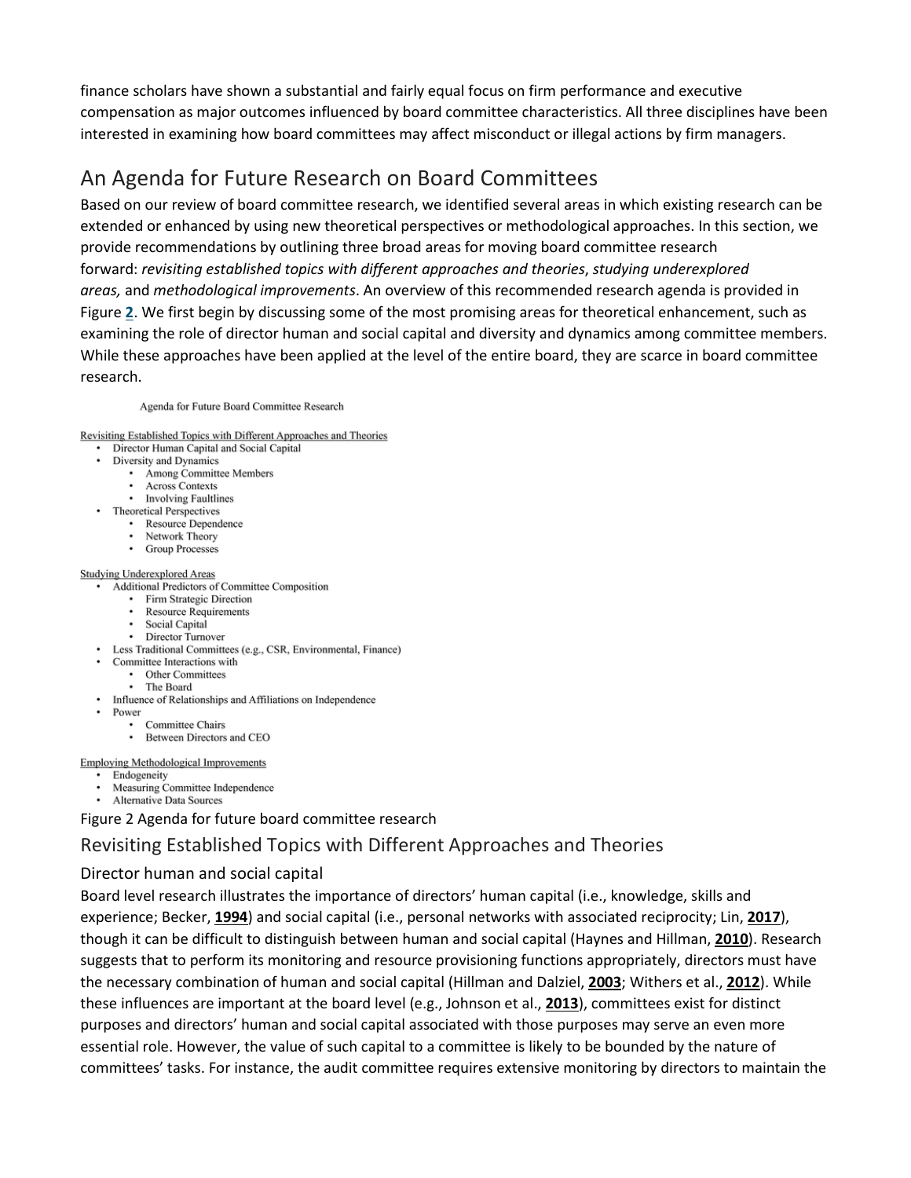finance scholars have shown a substantial and fairly equal focus on firm performance and executive compensation as major outcomes influenced by board committee characteristics. All three disciplines have been interested in examining how board committees may affect misconduct or illegal actions by firm managers.

## An Agenda for Future Research on Board Committees

Based on our review of board committee research, we identified several areas in which existing research can be extended or enhanced by using new theoretical perspectives or methodological approaches. In this section, we provide recommendations by outlining three broad areas for moving board committee research forward: *revisiting established topics with different approaches and theories*, *studying underexplored areas,* and *methodological improvements*. An overview of this recommended research agenda is provided in Figure **2**. We first begin by discussing some of the most promising areas for theoretical enhancement, such as examining the role of director human and social capital and diversity and dynamics among committee members. While these approaches have been applied at the level of the entire board, they are scarce in board committee research.

Agenda for Future Board Committee Research

Revisiting Established Topics with Different Approaches and Theories

- Director Human Capital and Social Capital
- Diversity and Dynamics
    - Among Committee Members
    - Across Contexts
    - Involving Faultlines
- Theoretical Perspectives
    - Resource Dependence
    - Network Theory
    - Group Processes

Studying Underexplored Areas

- Additional Predictors of Committee Composition
    - Firm Strategic Direction
    - Resource Requirements
    - Social Capital
    - Director Turnover
- Less Traditional Committees (e.g., CSR, Environmental, Finance)
- Committee Interactions with
    - Other Committees
    - The Board
- Influence of Relationships and Affiliations on Independence
- Power
    - Committee Chairs
    - Between Directors and CEO

Employing Methodological Improvements

- Endogeneity
- Measuring Committee Independence
- Alternative Data Sources

Figure 2 Agenda for future board committee research

### Revisiting Established Topics with Different Approaches and Theories

#### Director human and social capital

Board level research illustrates the importance of directors' human capital (i.e., knowledge, skills and experience; Becker, **1994**) and social capital (i.e., personal networks with associated reciprocity; Lin, **2017**), though it can be difficult to distinguish between human and social capital (Haynes and Hillman, **2010**). Research suggests that to perform its monitoring and resource provisioning functions appropriately, directors must have the necessary combination of human and social capital (Hillman and Dalziel, **2003**; Withers et al., **2012**). While these influences are important at the board level (e.g., Johnson et al., **2013**), committees exist for distinct purposes and directors' human and social capital associated with those purposes may serve an even more essential role. However, the value of such capital to a committee is likely to be bounded by the nature of committees' tasks. For instance, the audit committee requires extensive monitoring by directors to maintain the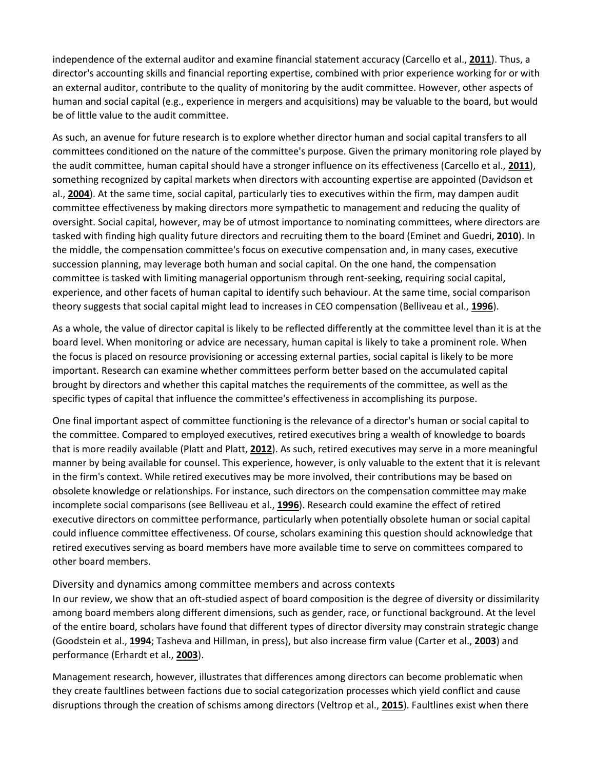independence of the external auditor and examine financial statement accuracy (Carcello et al., **2011**). Thus, a director's accounting skills and financial reporting expertise, combined with prior experience working for or with an external auditor, contribute to the quality of monitoring by the audit committee. However, other aspects of human and social capital (e.g., experience in mergers and acquisitions) may be valuable to the board, but would be of little value to the audit committee.

As such, an avenue for future research is to explore whether director human and social capital transfers to all committees conditioned on the nature of the committee's purpose. Given the primary monitoring role played by the audit committee, human capital should have a stronger influence on its effectiveness (Carcello et al., **2011**), something recognized by capital markets when directors with accounting expertise are appointed (Davidson et al., **2004**). At the same time, social capital, particularly ties to executives within the firm, may dampen audit committee effectiveness by making directors more sympathetic to management and reducing the quality of oversight. Social capital, however, may be of utmost importance to nominating committees, where directors are tasked with finding high quality future directors and recruiting them to the board (Eminet and Guedri, **2010**). In the middle, the compensation committee's focus on executive compensation and, in many cases, executive succession planning, may leverage both human and social capital. On the one hand, the compensation committee is tasked with limiting managerial opportunism through rent-seeking, requiring social capital, experience, and other facets of human capital to identify such behaviour. At the same time, social comparison theory suggests that social capital might lead to increases in CEO compensation (Belliveau et al., **1996**).

As a whole, the value of director capital is likely to be reflected differently at the committee level than it is at the board level. When monitoring or advice are necessary, human capital is likely to take a prominent role. When the focus is placed on resource provisioning or accessing external parties, social capital is likely to be more important. Research can examine whether committees perform better based on the accumulated capital brought by directors and whether this capital matches the requirements of the committee, as well as the specific types of capital that influence the committee's effectiveness in accomplishing its purpose.

One final important aspect of committee functioning is the relevance of a director's human or social capital to the committee. Compared to employed executives, retired executives bring a wealth of knowledge to boards that is more readily available (Platt and Platt, **2012**). As such, retired executives may serve in a more meaningful manner by being available for counsel. This experience, however, is only valuable to the extent that it is relevant in the firm's context. While retired executives may be more involved, their contributions may be based on obsolete knowledge or relationships. For instance, such directors on the compensation committee may make incomplete social comparisons (see Belliveau et al., **1996**). Research could examine the effect of retired executive directors on committee performance, particularly when potentially obsolete human or social capital could influence committee effectiveness. Of course, scholars examining this question should acknowledge that retired executives serving as board members have more available time to serve on committees compared to other board members.

### Diversity and dynamics among committee members and across contexts

In our review, we show that an oft-studied aspect of board composition is the degree of diversity or dissimilarity among board members along different dimensions, such as gender, race, or functional background. At the level of the entire board, scholars have found that different types of director diversity may constrain strategic change (Goodstein et al., **1994**; Tasheva and Hillman, in press), but also increase firm value (Carter et al., **2003**) and performance (Erhardt et al., **2003**).

Management research, however, illustrates that differences among directors can become problematic when they create faultlines between factions due to social categorization processes which yield conflict and cause disruptions through the creation of schisms among directors (Veltrop et al., **2015**). Faultlines exist when there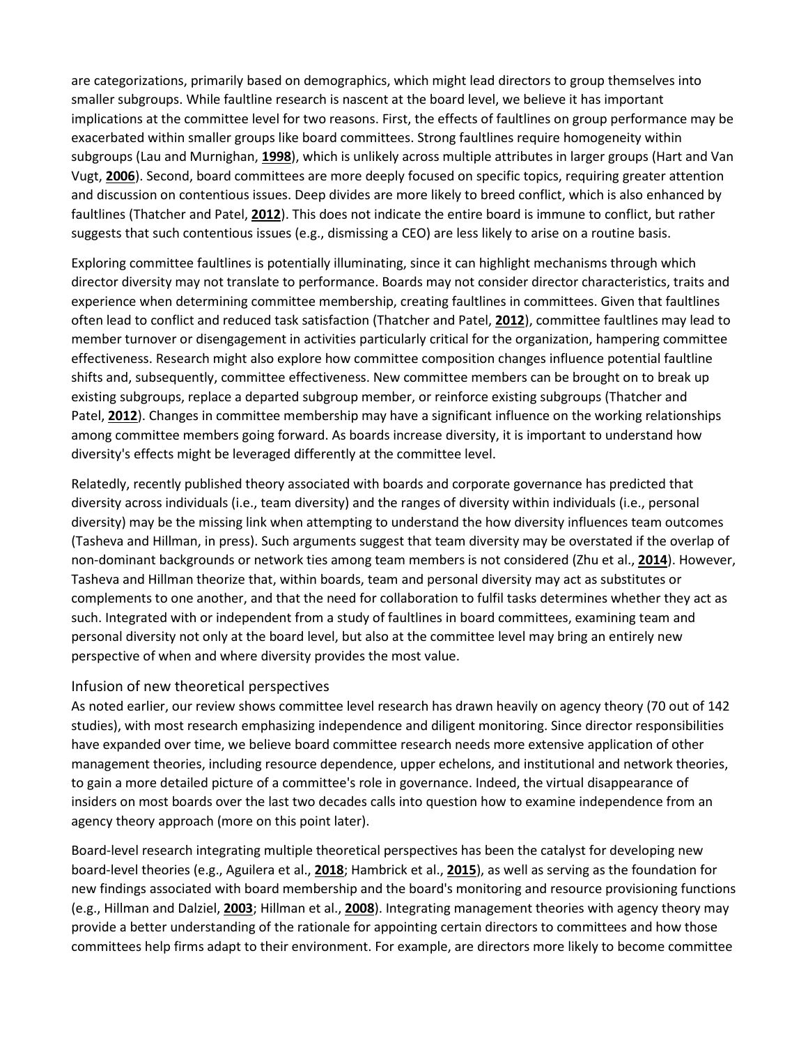are categorizations, primarily based on demographics, which might lead directors to group themselves into smaller subgroups. While faultline research is nascent at the board level, we believe it has important implications at the committee level for two reasons. First, the effects of faultlines on group performance may be exacerbated within smaller groups like board committees. Strong faultlines require homogeneity within subgroups (Lau and Murnighan, **1998**), which is unlikely across multiple attributes in larger groups (Hart and Van Vugt, **2006**). Second, board committees are more deeply focused on specific topics, requiring greater attention and discussion on contentious issues. Deep divides are more likely to breed conflict, which is also enhanced by faultlines (Thatcher and Patel, **2012**). This does not indicate the entire board is immune to conflict, but rather suggests that such contentious issues (e.g., dismissing a CEO) are less likely to arise on a routine basis.

Exploring committee faultlines is potentially illuminating, since it can highlight mechanisms through which director diversity may not translate to performance. Boards may not consider director characteristics, traits and experience when determining committee membership, creating faultlines in committees. Given that faultlines often lead to conflict and reduced task satisfaction (Thatcher and Patel, **2012**), committee faultlines may lead to member turnover or disengagement in activities particularly critical for the organization, hampering committee effectiveness. Research might also explore how committee composition changes influence potential faultline shifts and, subsequently, committee effectiveness. New committee members can be brought on to break up existing subgroups, replace a departed subgroup member, or reinforce existing subgroups (Thatcher and Patel, **2012**). Changes in committee membership may have a significant influence on the working relationships among committee members going forward. As boards increase diversity, it is important to understand how diversity's effects might be leveraged differently at the committee level.

Relatedly, recently published theory associated with boards and corporate governance has predicted that diversity across individuals (i.e., team diversity) and the ranges of diversity within individuals (i.e., personal diversity) may be the missing link when attempting to understand the how diversity influences team outcomes (Tasheva and Hillman, in press). Such arguments suggest that team diversity may be overstated if the overlap of non-dominant backgrounds or network ties among team members is not considered (Zhu et al., **2014**). However, Tasheva and Hillman theorize that, within boards, team and personal diversity may act as substitutes or complements to one another, and that the need for collaboration to fulfil tasks determines whether they act as such. Integrated with or independent from a study of faultlines in board committees, examining team and personal diversity not only at the board level, but also at the committee level may bring an entirely new perspective of when and where diversity provides the most value.

### Infusion of new theoretical perspectives

As noted earlier, our review shows committee level research has drawn heavily on agency theory (70 out of 142 studies), with most research emphasizing independence and diligent monitoring. Since director responsibilities have expanded over time, we believe board committee research needs more extensive application of other management theories, including resource dependence, upper echelons, and institutional and network theories, to gain a more detailed picture of a committee's role in governance. Indeed, the virtual disappearance of insiders on most boards over the last two decades calls into question how to examine independence from an agency theory approach (more on this point later).

Board-level research integrating multiple theoretical perspectives has been the catalyst for developing new board-level theories (e.g., Aguilera et al., **2018**; Hambrick et al., **2015**), as well as serving as the foundation for new findings associated with board membership and the board's monitoring and resource provisioning functions (e.g., Hillman and Dalziel, **2003**; Hillman et al., **2008**). Integrating management theories with agency theory may provide a better understanding of the rationale for appointing certain directors to committees and how those committees help firms adapt to their environment. For example, are directors more likely to become committee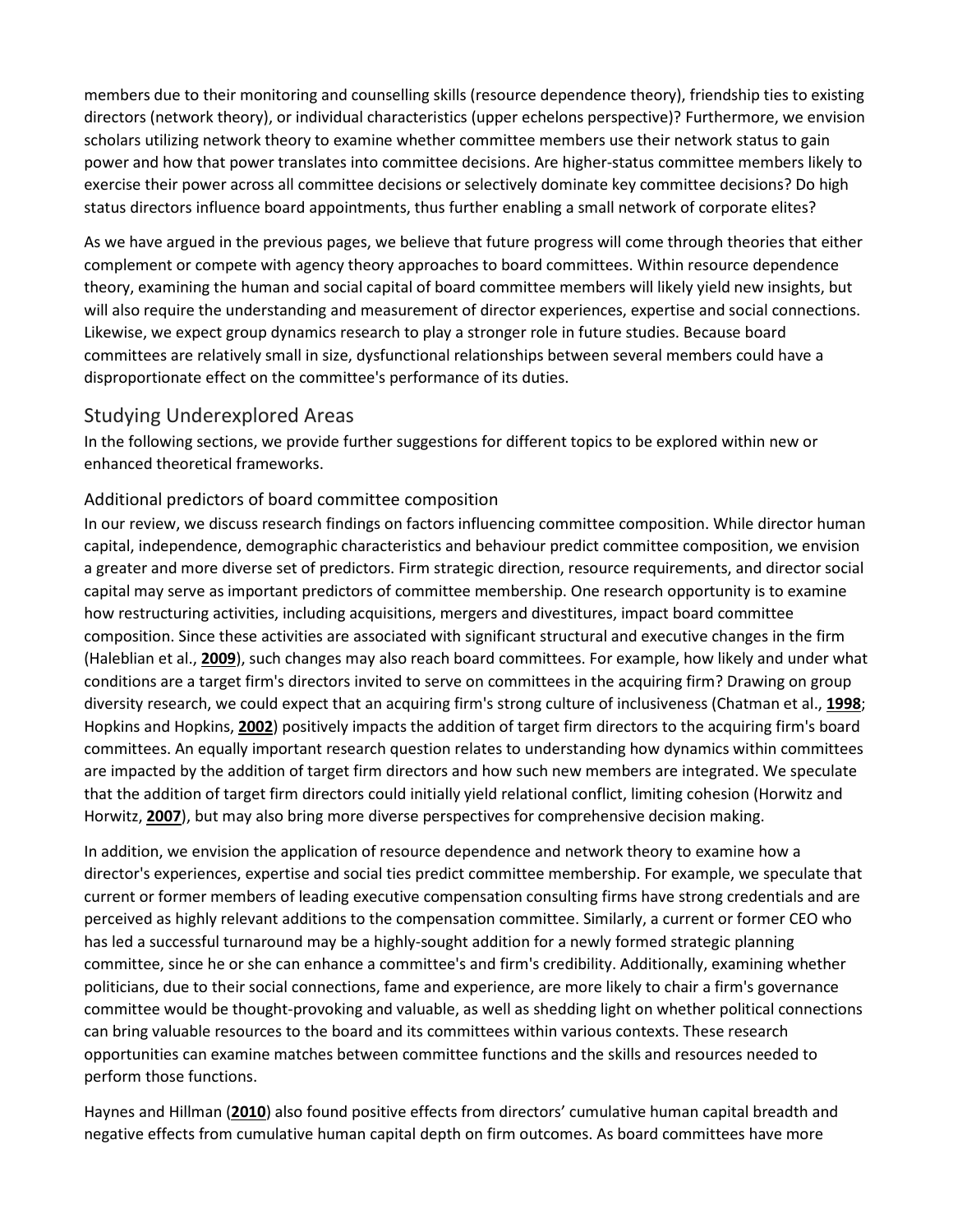members due to their monitoring and counselling skills (resource dependence theory), friendship ties to existing directors (network theory), or individual characteristics (upper echelons perspective)? Furthermore, we envision scholars utilizing network theory to examine whether committee members use their network status to gain power and how that power translates into committee decisions. Are higher-status committee members likely to exercise their power across all committee decisions or selectively dominate key committee decisions? Do high status directors influence board appointments, thus further enabling a small network of corporate elites?

As we have argued in the previous pages, we believe that future progress will come through theories that either complement or compete with agency theory approaches to board committees. Within resource dependence theory, examining the human and social capital of board committee members will likely yield new insights, but will also require the understanding and measurement of director experiences, expertise and social connections. Likewise, we expect group dynamics research to play a stronger role in future studies. Because board committees are relatively small in size, dysfunctional relationships between several members could have a disproportionate effect on the committee's performance of its duties.

## Studying Underexplored Areas

In the following sections, we provide further suggestions for different topics to be explored within new or enhanced theoretical frameworks.

### Additional predictors of board committee composition

In our review, we discuss research findings on factors influencing committee composition. While director human capital, independence, demographic characteristics and behaviour predict committee composition, we envision a greater and more diverse set of predictors. Firm strategic direction, resource requirements, and director social capital may serve as important predictors of committee membership. One research opportunity is to examine how restructuring activities, including acquisitions, mergers and divestitures, impact board committee composition. Since these activities are associated with significant structural and executive changes in the firm (Haleblian et al., **2009**), such changes may also reach board committees. For example, how likely and under what conditions are a target firm's directors invited to serve on committees in the acquiring firm? Drawing on group diversity research, we could expect that an acquiring firm's strong culture of inclusiveness (Chatman et al., **1998**; Hopkins and Hopkins, **2002**) positively impacts the addition of target firm directors to the acquiring firm's board committees. An equally important research question relates to understanding how dynamics within committees are impacted by the addition of target firm directors and how such new members are integrated. We speculate that the addition of target firm directors could initially yield relational conflict, limiting cohesion (Horwitz and Horwitz, **2007**), but may also bring more diverse perspectives for comprehensive decision making.

In addition, we envision the application of resource dependence and network theory to examine how a director's experiences, expertise and social ties predict committee membership. For example, we speculate that current or former members of leading executive compensation consulting firms have strong credentials and are perceived as highly relevant additions to the compensation committee. Similarly, a current or former CEO who has led a successful turnaround may be a highly-sought addition for a newly formed strategic planning committee, since he or she can enhance a committee's and firm's credibility. Additionally, examining whether politicians, due to their social connections, fame and experience, are more likely to chair a firm's governance committee would be thought-provoking and valuable, as well as shedding light on whether political connections can bring valuable resources to the board and its committees within various contexts. These research opportunities can examine matches between committee functions and the skills and resources needed to perform those functions.

Haynes and Hillman (**2010**) also found positive effects from directors' cumulative human capital breadth and negative effects from cumulative human capital depth on firm outcomes. As board committees have more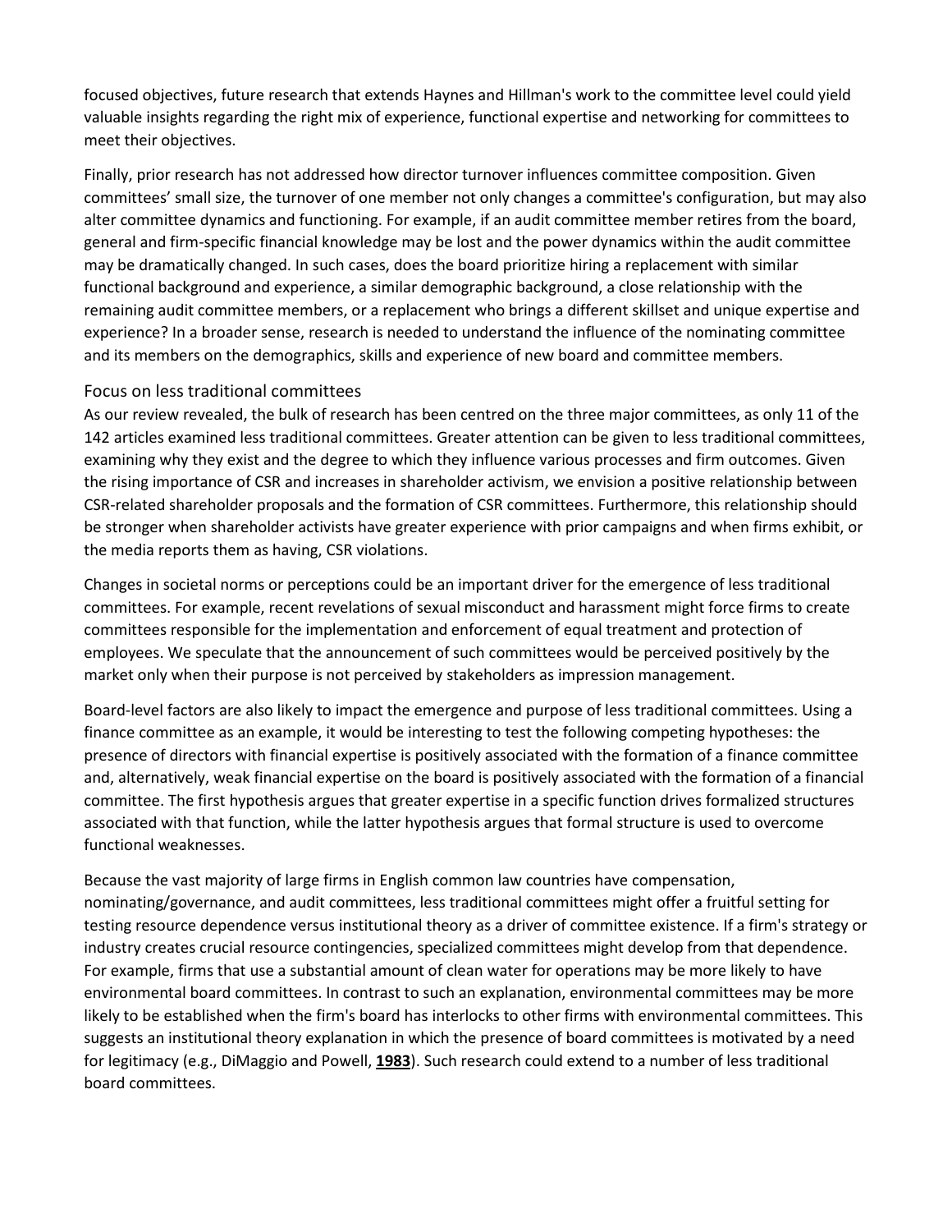focused objectives, future research that extends Haynes and Hillman's work to the committee level could yield valuable insights regarding the right mix of experience, functional expertise and networking for committees to meet their objectives.

Finally, prior research has not addressed how director turnover influences committee composition. Given committees' small size, the turnover of one member not only changes a committee's configuration, but may also alter committee dynamics and functioning. For example, if an audit committee member retires from the board, general and firm-specific financial knowledge may be lost and the power dynamics within the audit committee may be dramatically changed. In such cases, does the board prioritize hiring a replacement with similar functional background and experience, a similar demographic background, a close relationship with the remaining audit committee members, or a replacement who brings a different skillset and unique expertise and experience? In a broader sense, research is needed to understand the influence of the nominating committee and its members on the demographics, skills and experience of new board and committee members.

### Focus on less traditional committees

As our review revealed, the bulk of research has been centred on the three major committees, as only 11 of the 142 articles examined less traditional committees. Greater attention can be given to less traditional committees, examining why they exist and the degree to which they influence various processes and firm outcomes. Given the rising importance of CSR and increases in shareholder activism, we envision a positive relationship between CSR-related shareholder proposals and the formation of CSR committees. Furthermore, this relationship should be stronger when shareholder activists have greater experience with prior campaigns and when firms exhibit, or the media reports them as having, CSR violations.

Changes in societal norms or perceptions could be an important driver for the emergence of less traditional committees. For example, recent revelations of sexual misconduct and harassment might force firms to create committees responsible for the implementation and enforcement of equal treatment and protection of employees. We speculate that the announcement of such committees would be perceived positively by the market only when their purpose is not perceived by stakeholders as impression management.

Board-level factors are also likely to impact the emergence and purpose of less traditional committees. Using a finance committee as an example, it would be interesting to test the following competing hypotheses: the presence of directors with financial expertise is positively associated with the formation of a finance committee and, alternatively, weak financial expertise on the board is positively associated with the formation of a financial committee. The first hypothesis argues that greater expertise in a specific function drives formalized structures associated with that function, while the latter hypothesis argues that formal structure is used to overcome functional weaknesses.

Because the vast majority of large firms in English common law countries have compensation, nominating/governance, and audit committees, less traditional committees might offer a fruitful setting for testing resource dependence versus institutional theory as a driver of committee existence. If a firm's strategy or industry creates crucial resource contingencies, specialized committees might develop from that dependence. For example, firms that use a substantial amount of clean water for operations may be more likely to have environmental board committees. In contrast to such an explanation, environmental committees may be more likely to be established when the firm's board has interlocks to other firms with environmental committees. This suggests an institutional theory explanation in which the presence of board committees is motivated by a need for legitimacy (e.g., DiMaggio and Powell, **1983**). Such research could extend to a number of less traditional board committees.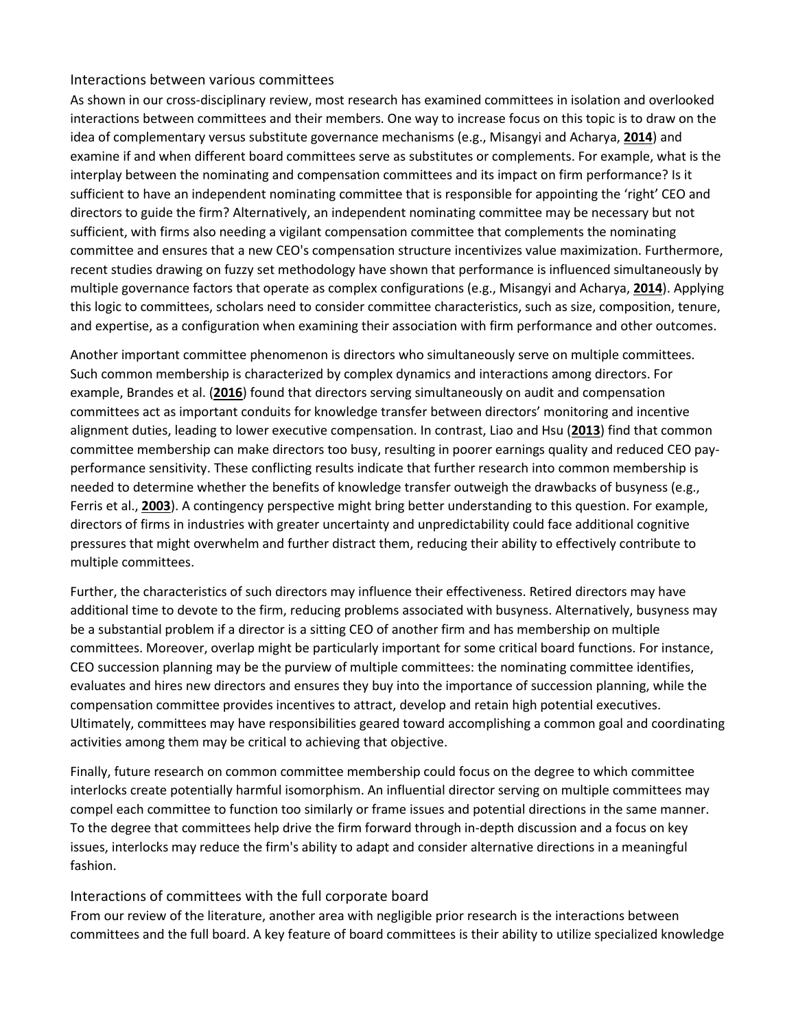### Interactions between various committees

As shown in our cross-disciplinary review, most research has examined committees in isolation and overlooked interactions between committees and their members. One way to increase focus on this topic is to draw on the idea of complementary versus substitute governance mechanisms (e.g., Misangyi and Acharya, **2014**) and examine if and when different board committees serve as substitutes or complements. For example, what is the interplay between the nominating and compensation committees and its impact on firm performance? Is it sufficient to have an independent nominating committee that is responsible for appointing the 'right' CEO and directors to guide the firm? Alternatively, an independent nominating committee may be necessary but not sufficient, with firms also needing a vigilant compensation committee that complements the nominating committee and ensures that a new CEO's compensation structure incentivizes value maximization. Furthermore, recent studies drawing on fuzzy set methodology have shown that performance is influenced simultaneously by multiple governance factors that operate as complex configurations (e.g., Misangyi and Acharya, **2014**). Applying this logic to committees, scholars need to consider committee characteristics, such as size, composition, tenure, and expertise, as a configuration when examining their association with firm performance and other outcomes.

Another important committee phenomenon is directors who simultaneously serve on multiple committees. Such common membership is characterized by complex dynamics and interactions among directors. For example, Brandes et al. (**2016**) found that directors serving simultaneously on audit and compensation committees act as important conduits for knowledge transfer between directors' monitoring and incentive alignment duties, leading to lower executive compensation. In contrast, Liao and Hsu (**2013**) find that common committee membership can make directors too busy, resulting in poorer earnings quality and reduced CEO pay-performance sensitivity. These conflicting results indicate that further research into common membership is needed to determine whether the benefits of knowledge transfer outweigh the drawbacks of busyness (e.g., Ferris et al., **2003**). A contingency perspective might bring better understanding to this question. For example, directors of firms in industries with greater uncertainty and unpredictability could face additional cognitive pressures that might overwhelm and further distract them, reducing their ability to effectively contribute to multiple committees.

Further, the characteristics of such directors may influence their effectiveness. Retired directors may have additional time to devote to the firm, reducing problems associated with busyness. Alternatively, busyness may be a substantial problem if a director is a sitting CEO of another firm and has membership on multiple committees. Moreover, overlap might be particularly important for some critical board functions. For instance, CEO succession planning may be the purview of multiple committees: the nominating committee identifies, evaluates and hires new directors and ensures they buy into the importance of succession planning, while the compensation committee provides incentives to attract, develop and retain high potential executives. Ultimately, committees may have responsibilities geared toward accomplishing a common goal and coordinating activities among them may be critical to achieving that objective.

Finally, future research on common committee membership could focus on the degree to which committee interlocks create potentially harmful isomorphism. An influential director serving on multiple committees may compel each committee to function too similarly or frame issues and potential directions in the same manner. To the degree that committees help drive the firm forward through in-depth discussion and a focus on key issues, interlocks may reduce the firm's ability to adapt and consider alternative directions in a meaningful fashion.

### Interactions of committees with the full corporate board

From our review of the literature, another area with negligible prior research is the interactions between committees and the full board. A key feature of board committees is their ability to utilize specialized knowledge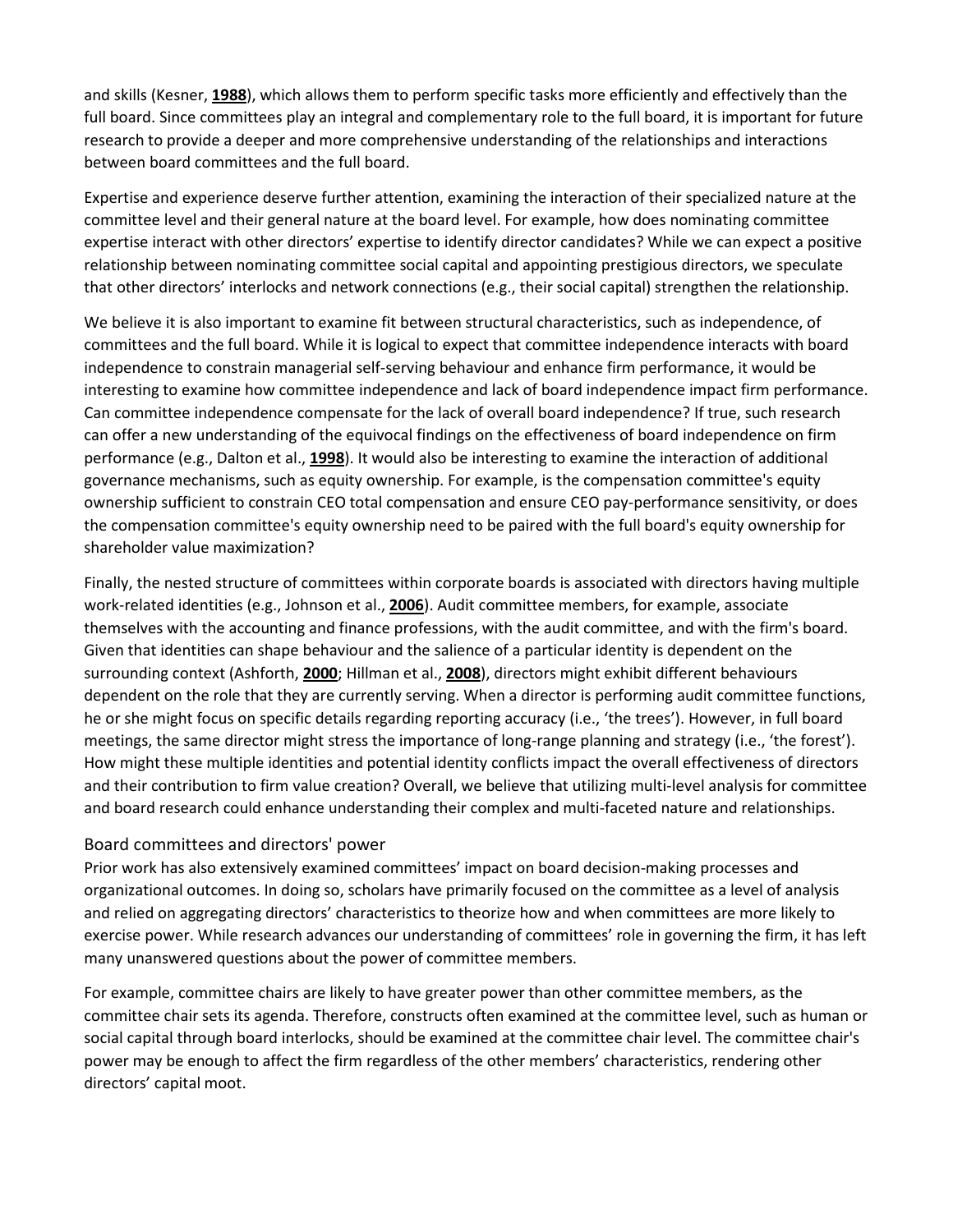and skills (Kesner, **1988**), which allows them to perform specific tasks more efficiently and effectively than the full board. Since committees play an integral and complementary role to the full board, it is important for future research to provide a deeper and more comprehensive understanding of the relationships and interactions between board committees and the full board.

Expertise and experience deserve further attention, examining the interaction of their specialized nature at the committee level and their general nature at the board level. For example, how does nominating committee expertise interact with other directors' expertise to identify director candidates? While we can expect a positive relationship between nominating committee social capital and appointing prestigious directors, we speculate that other directors' interlocks and network connections (e.g., their social capital) strengthen the relationship.

We believe it is also important to examine fit between structural characteristics, such as independence, of committees and the full board. While it is logical to expect that committee independence interacts with board independence to constrain managerial self-serving behaviour and enhance firm performance, it would be interesting to examine how committee independence and lack of board independence impact firm performance. Can committee independence compensate for the lack of overall board independence? If true, such research can offer a new understanding of the equivocal findings on the effectiveness of board independence on firm performance (e.g., Dalton et al., **1998**). It would also be interesting to examine the interaction of additional governance mechanisms, such as equity ownership. For example, is the compensation committee's equity ownership sufficient to constrain CEO total compensation and ensure CEO pay-performance sensitivity, or does the compensation committee's equity ownership need to be paired with the full board's equity ownership for shareholder value maximization?

Finally, the nested structure of committees within corporate boards is associated with directors having multiple work-related identities (e.g., Johnson et al., **2006**). Audit committee members, for example, associate themselves with the accounting and finance professions, with the audit committee, and with the firm's board. Given that identities can shape behaviour and the salience of a particular identity is dependent on the surrounding context (Ashforth, **2000**; Hillman et al., **2008**), directors might exhibit different behaviours dependent on the role that they are currently serving. When a director is performing audit committee functions, he or she might focus on specific details regarding reporting accuracy (i.e., 'the trees'). However, in full board meetings, the same director might stress the importance of long-range planning and strategy (i.e., 'the forest'). How might these multiple identities and potential identity conflicts impact the overall effectiveness of directors and their contribution to firm value creation? Overall, we believe that utilizing multi-level analysis for committee and board research could enhance understanding their complex and multi-faceted nature and relationships.

### Board committees and directors' power

Prior work has also extensively examined committees' impact on board decision-making processes and organizational outcomes. In doing so, scholars have primarily focused on the committee as a level of analysis and relied on aggregating directors' characteristics to theorize how and when committees are more likely to exercise power. While research advances our understanding of committees' role in governing the firm, it has left many unanswered questions about the power of committee members.

For example, committee chairs are likely to have greater power than other committee members, as the committee chair sets its agenda. Therefore, constructs often examined at the committee level, such as human or social capital through board interlocks, should be examined at the committee chair level. The committee chair's power may be enough to affect the firm regardless of the other members' characteristics, rendering other directors' capital moot.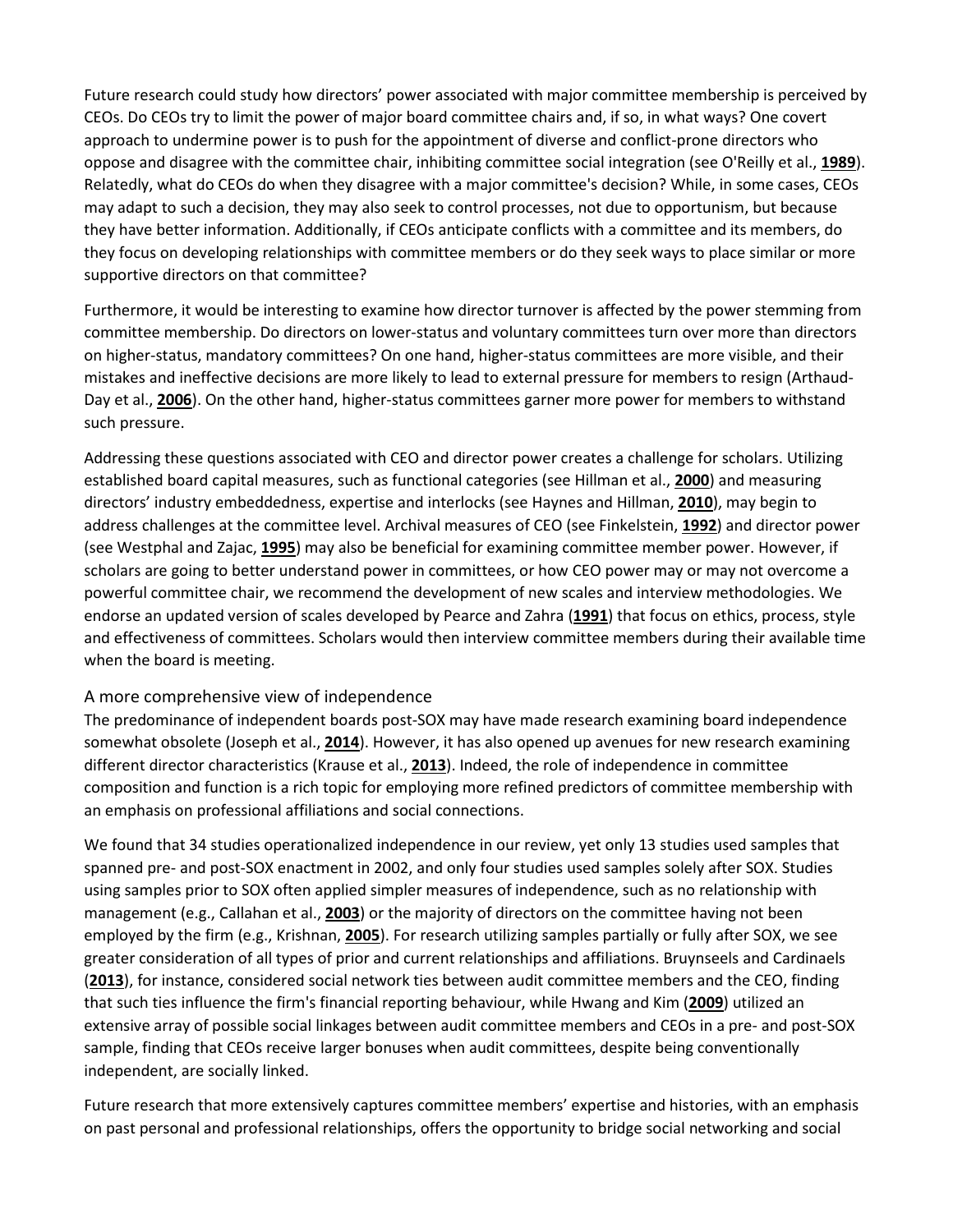Future research could study how directors' power associated with major committee membership is perceived by CEOs. Do CEOs try to limit the power of major board committee chairs and, if so, in what ways? One covert approach to undermine power is to push for the appointment of diverse and conflict-prone directors who oppose and disagree with the committee chair, inhibiting committee social integration (see O'Reilly et al., **1989**). Relatedly, what do CEOs do when they disagree with a major committee's decision? While, in some cases, CEOs may adapt to such a decision, they may also seek to control processes, not due to opportunism, but because they have better information. Additionally, if CEOs anticipate conflicts with a committee and its members, do they focus on developing relationships with committee members or do they seek ways to place similar or more supportive directors on that committee?

Furthermore, it would be interesting to examine how director turnover is affected by the power stemming from committee membership. Do directors on lower-status and voluntary committees turn over more than directors on higher-status, mandatory committees? On one hand, higher-status committees are more visible, and their mistakes and ineffective decisions are more likely to lead to external pressure for members to resign (Arthaud-Day et al., **2006**). On the other hand, higher-status committees garner more power for members to withstand such pressure.

Addressing these questions associated with CEO and director power creates a challenge for scholars. Utilizing established board capital measures, such as functional categories (see Hillman et al., **2000**) and measuring directors' industry embeddedness, expertise and interlocks (see Haynes and Hillman, **2010**), may begin to address challenges at the committee level. Archival measures of CEO (see Finkelstein, **1992**) and director power (see Westphal and Zajac, **1995**) may also be beneficial for examining committee member power. However, if scholars are going to better understand power in committees, or how CEO power may or may not overcome a powerful committee chair, we recommend the development of new scales and interview methodologies. We endorse an updated version of scales developed by Pearce and Zahra (**1991**) that focus on ethics, process, style and effectiveness of committees. Scholars would then interview committee members during their available time when the board is meeting.

### A more comprehensive view of independence

The predominance of independent boards post-SOX may have made research examining board independence somewhat obsolete (Joseph et al., **2014**). However, it has also opened up avenues for new research examining different director characteristics (Krause et al., **2013**). Indeed, the role of independence in committee composition and function is a rich topic for employing more refined predictors of committee membership with an emphasis on professional affiliations and social connections.

We found that 34 studies operationalized independence in our review, yet only 13 studies used samples that spanned pre- and post-SOX enactment in 2002, and only four studies used samples solely after SOX. Studies using samples prior to SOX often applied simpler measures of independence, such as no relationship with management (e.g., Callahan et al., **2003**) or the majority of directors on the committee having not been employed by the firm (e.g., Krishnan, **2005**). For research utilizing samples partially or fully after SOX, we see greater consideration of all types of prior and current relationships and affiliations. Bruynseels and Cardinaels (**2013**), for instance, considered social network ties between audit committee members and the CEO, finding that such ties influence the firm's financial reporting behaviour, while Hwang and Kim (**2009**) utilized an extensive array of possible social linkages between audit committee members and CEOs in a pre- and post-SOX sample, finding that CEOs receive larger bonuses when audit committees, despite being conventionally independent, are socially linked.

Future research that more extensively captures committee members' expertise and histories, with an emphasis on past personal and professional relationships, offers the opportunity to bridge social networking and social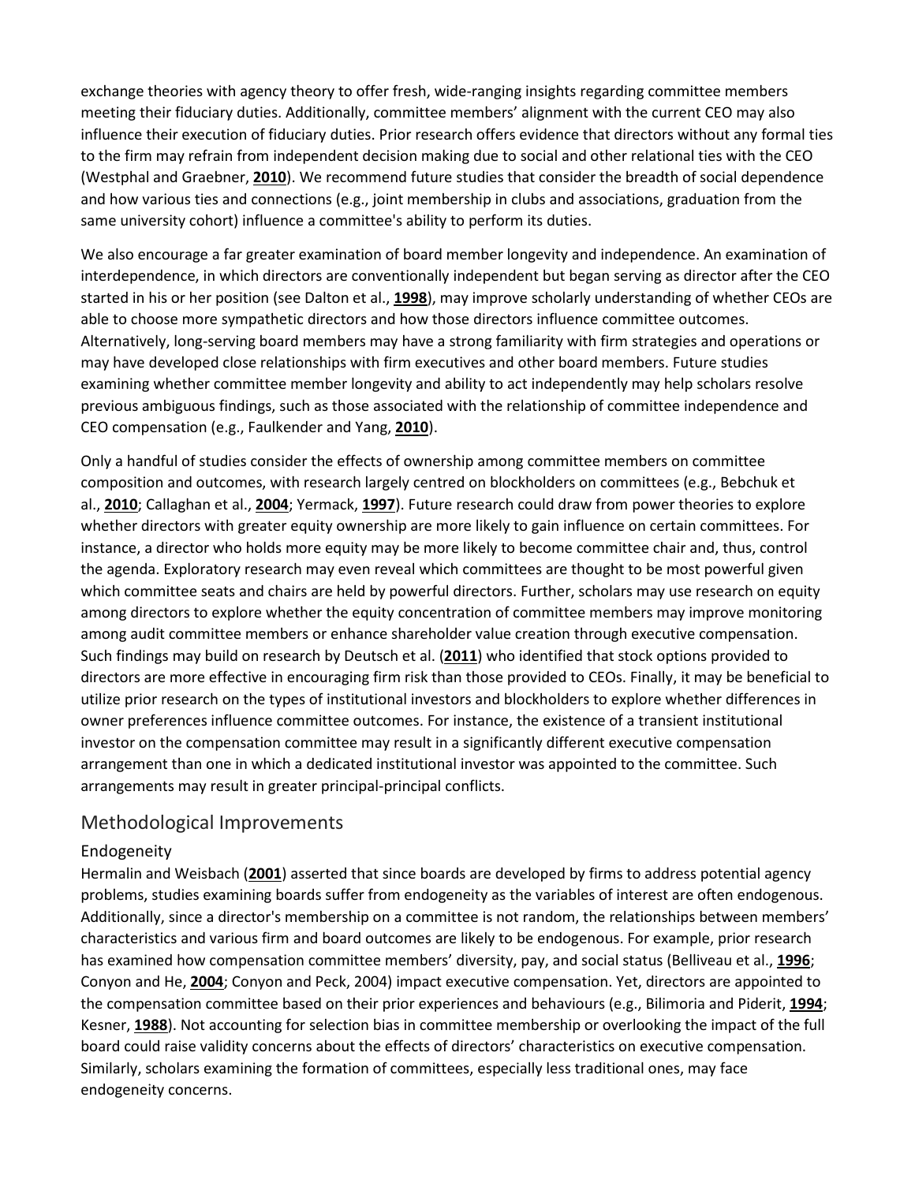exchange theories with agency theory to offer fresh, wide-ranging insights regarding committee members meeting their fiduciary duties. Additionally, committee members' alignment with the current CEO may also influence their execution of fiduciary duties. Prior research offers evidence that directors without any formal ties to the firm may refrain from independent decision making due to social and other relational ties with the CEO (Westphal and Graebner, **2010**). We recommend future studies that consider the breadth of social dependence and how various ties and connections (e.g., joint membership in clubs and associations, graduation from the same university cohort) influence a committee's ability to perform its duties.

We also encourage a far greater examination of board member longevity and independence. An examination of interdependence, in which directors are conventionally independent but began serving as director after the CEO started in his or her position (see Dalton et al., **1998**), may improve scholarly understanding of whether CEOs are able to choose more sympathetic directors and how those directors influence committee outcomes. Alternatively, long-serving board members may have a strong familiarity with firm strategies and operations or may have developed close relationships with firm executives and other board members. Future studies examining whether committee member longevity and ability to act independently may help scholars resolve previous ambiguous findings, such as those associated with the relationship of committee independence and CEO compensation (e.g., Faulkender and Yang, **2010**).

Only a handful of studies consider the effects of ownership among committee members on committee composition and outcomes, with research largely centred on blockholders on committees (e.g., Bebchuk et al., **2010**; Callaghan et al., **2004**; Yermack, **1997**). Future research could draw from power theories to explore whether directors with greater equity ownership are more likely to gain influence on certain committees. For instance, a director who holds more equity may be more likely to become committee chair and, thus, control the agenda. Exploratory research may even reveal which committees are thought to be most powerful given which committee seats and chairs are held by powerful directors. Further, scholars may use research on equity among directors to explore whether the equity concentration of committee members may improve monitoring among audit committee members or enhance shareholder value creation through executive compensation. Such findings may build on research by Deutsch et al. (**2011**) who identified that stock options provided to directors are more effective in encouraging firm risk than those provided to CEOs. Finally, it may be beneficial to utilize prior research on the types of institutional investors and blockholders to explore whether differences in owner preferences influence committee outcomes. For instance, the existence of a transient institutional investor on the compensation committee may result in a significantly different executive compensation arrangement than one in which a dedicated institutional investor was appointed to the committee. Such arrangements may result in greater principal-principal conflicts.

## Methodological Improvements

### Endogeneity

Hermalin and Weisbach (**2001**) asserted that since boards are developed by firms to address potential agency problems, studies examining boards suffer from endogeneity as the variables of interest are often endogenous. Additionally, since a director's membership on a committee is not random, the relationships between members' characteristics and various firm and board outcomes are likely to be endogenous. For example, prior research has examined how compensation committee members' diversity, pay, and social status (Belliveau et al., **1996**; Conyon and He, **2004**; Conyon and Peck, 2004) impact executive compensation. Yet, directors are appointed to the compensation committee based on their prior experiences and behaviours (e.g., Bilimoria and Piderit, **1994**; Kesner, **1988**). Not accounting for selection bias in committee membership or overlooking the impact of the full board could raise validity concerns about the effects of directors' characteristics on executive compensation. Similarly, scholars examining the formation of committees, especially less traditional ones, may face endogeneity concerns.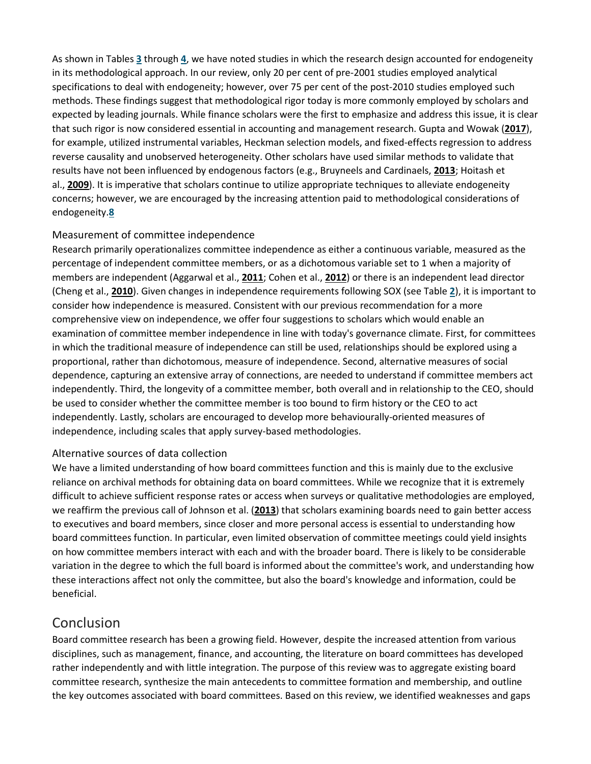As shown in Tables 3 through 4, we have noted studies in which the research design accounted for endogeneity in its methodological approach. In our review, only 20 per cent of pre-2001 studies employed analytical specifications to deal with endogeneity; however, over 75 per cent of the post-2010 studies employed such methods. These findings suggest that methodological rigor today is more commonly employed by scholars and expected by leading journals. While finance scholars were the first to emphasize and address this issue, it is clear that such rigor is now considered essential in accounting and management research. Gupta and Wowak (2017), for example, utilized instrumental variables, Heckman selection models, and fixed-effects regression to address reverse causality and unobserved heterogeneity. Other scholars have used similar methods to validate that results have not been influenced by endogenous factors (e.g., Bruyneels and Cardinaels, 2013; Hoitash et al., 2009). It is imperative that scholars continue to utilize appropriate techniques to alleviate endogeneity concerns; however, we are encouraged by the increasing attention paid to methodological considerations of endogeneity.[8]

### Measurement of committee independence

Research primarily operationalizes committee independence as either a continuous variable, measured as the percentage of independent committee members, or as a dichotomous variable set to 1 when a majority of members are independent (Aggarwal et al., 2011; Cohen et al., 2012) or there is an independent lead director (Cheng et al., 2010). Given changes in independence requirements following SOX (see Table 2), it is important to consider how independence is measured. Consistent with our previous recommendation for a more comprehensive view on independence, we offer four suggestions to scholars which would enable an examination of committee member independence in line with today's governance climate. First, for committees in which the traditional measure of independence can still be used, relationships should be explored using a proportional, rather than dichotomous, measure of independence. Second, alternative measures of social dependence, capturing an extensive array of connections, are needed to understand if committee members act independently. Third, the longevity of a committee member, both overall and in relationship to the CEO, should be used to consider whether the committee member is too bound to firm history or the CEO to act independently. Lastly, scholars are encouraged to develop more behaviourally-oriented measures of independence, including scales that apply survey-based methodologies.

### Alternative sources of data collection

We have a limited understanding of how board committees function and this is mainly due to the exclusive reliance on archival methods for obtaining data on board committees. While we recognize that it is extremely difficult to achieve sufficient response rates or access when surveys or qualitative methodologies are employed, we reaffirm the previous call of Johnson et al. (2013) that scholars examining boards need to gain better access to executives and board members, since closer and more personal access is essential to understanding how board committees function. In particular, even limited observation of committee meetings could yield insights on how committee members interact with each and with the broader board. There is likely to be considerable variation in the degree to which the full board is informed about the committee's work, and understanding how these interactions affect not only the committee, but also the board's knowledge and information, could be beneficial.

## Conclusion

Board committee research has been a growing field. However, despite the increased attention from various disciplines, such as management, finance, and accounting, the literature on board committees has developed rather independently and with little integration. The purpose of this review was to aggregate existing board committee research, synthesize the main antecedents to committee formation and membership, and outline the key outcomes associated with board committees. Based on this review, we identified weaknesses and gaps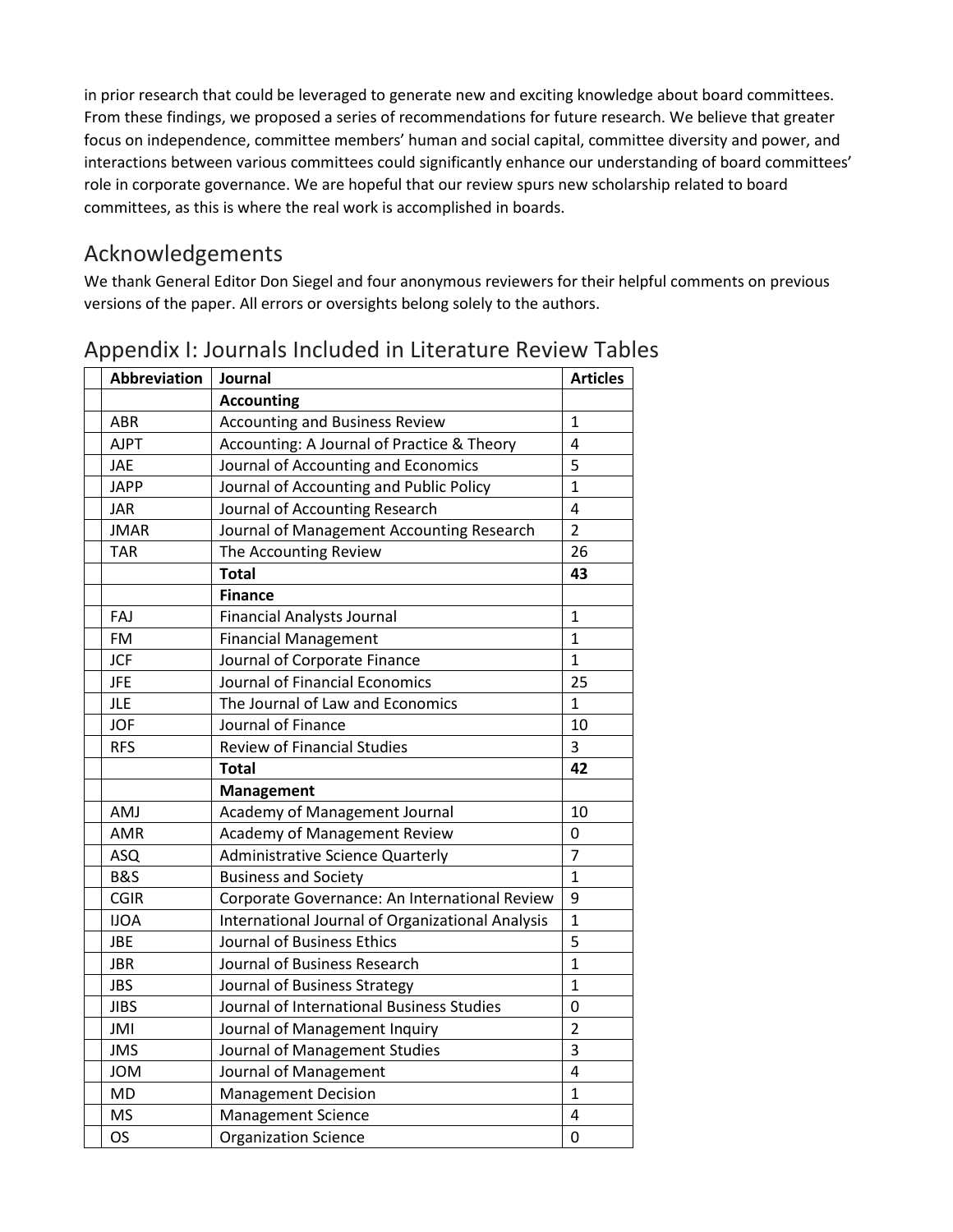in prior research that could be leveraged to generate new and exciting knowledge about board committees. From these findings, we proposed a series of recommendations for future research. We believe that greater focus on independence, committee members' human and social capital, committee diversity and power, and interactions between various committees could significantly enhance our understanding of board committees' role in corporate governance. We are hopeful that our review spurs new scholarship related to board committees, as this is where the real work is accomplished in boards.

## Acknowledgements

We thank General Editor Don Siegel and four anonymous reviewers for their helpful comments on previous versions of the paper. All errors or oversights belong solely to the authors.

## Appendix I: Journals Included in Literature Review Tables

| | Abbreviation | Journal | Articles |
|---|---|---|---|
| | | **Accounting** | |
| | ABR | Accounting and Business Review | 1 |
| | AJPT | Accounting: A Journal of Practice & Theory | 4 |
| | JAE | Journal of Accounting and Economics | 5 |
| | JAPP | Journal of Accounting and Public Policy | 1 |
| | JAR | Journal of Accounting Research | 4 |
| | JMAR | Journal of Management Accounting Research | 2 |
| | TAR | The Accounting Review | 26 |
| | | **Total** | **43** |
| | | **Finance** | |
| | FAJ | Financial Analysts Journal | 1 |
| | FM | Financial Management | 1 |
| | JCF | Journal of Corporate Finance | 1 |
| | JFE | Journal of Financial Economics | 25 |
| | JLE | The Journal of Law and Economics | 1 |
| | JOF | Journal of Finance | 10 |
| | RFS | Review of Financial Studies | 3 |
| | | **Total** | **42** |
| | | **Management** | |
| | AMJ | Academy of Management Journal | 10 |
| | AMR | Academy of Management Review | 0 |
| | ASQ | Administrative Science Quarterly | 7 |
| | B&S | Business and Society | 1 |
| | CGIR | Corporate Governance: An International Review | 9 |
| | IJOA | International Journal of Organizational Analysis | 1 |
| | JBE | Journal of Business Ethics | 5 |
| | JBR | Journal of Business Research | 1 |
| | JBS | Journal of Business Strategy | 1 |
| | JIBS | Journal of International Business Studies | 0 |
| | JMI | Journal of Management Inquiry | 2 |
| | JMS | Journal of Management Studies | 3 |
| | JOM | Journal of Management | 4 |
| | MD | Management Decision | 1 |
| | MS | Management Science | 4 |
| | OS | Organization Science | 0 |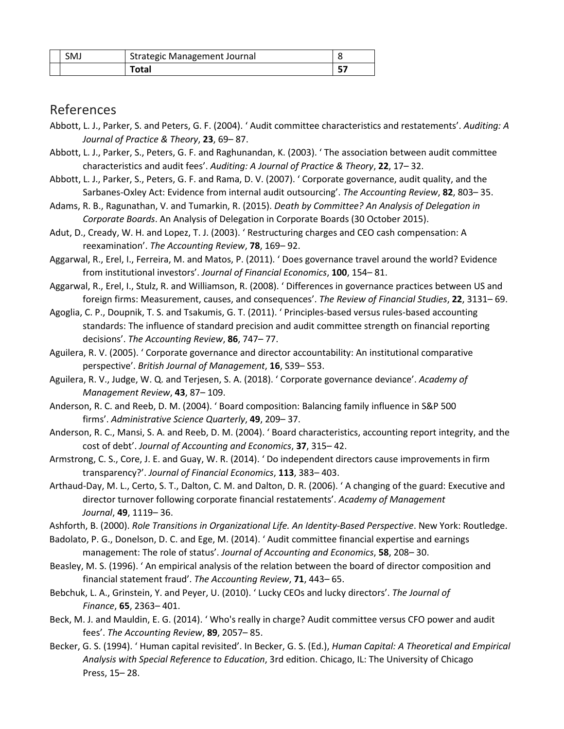| | | | |
|---|---|---|---|
| | SMJ | Strategic Management Journal | 8 |
| | | **Total** | **57** |

## References

Abbott, L. J., Parker, S. and Peters, G. F. (2004). ' Audit committee characteristics and restatements'. *Auditing: A Journal of Practice & Theory*, **23**, 69– 87.

Abbott, L. J., Parker, S., Peters, G. F. and Raghunandan, K. (2003). ' The association between audit committee characteristics and audit fees'. *Auditing: A Journal of Practice & Theory*, **22**, 17– 32.

Abbott, L. J., Parker, S., Peters, G. F. and Rama, D. V. (2007). ' Corporate governance, audit quality, and the Sarbanes-Oxley Act: Evidence from internal audit outsourcing'. *The Accounting Review*, **82**, 803– 35.

Adams, R. B., Ragunathan, V. and Tumarkin, R. (2015). *Death by Committee? An Analysis of Delegation in Corporate Boards*. An Analysis of Delegation in Corporate Boards (30 October 2015).

Adut, D., Cready, W. H. and Lopez, T. J. (2003). ' Restructuring charges and CEO cash compensation: A reexamination'. *The Accounting Review*, **78**, 169– 92.

Aggarwal, R., Erel, I., Ferreira, M. and Matos, P. (2011). ' Does governance travel around the world? Evidence from institutional investors'. *Journal of Financial Economics*, **100**, 154– 81.

Aggarwal, R., Erel, I., Stulz, R. and Williamson, R. (2008). ' Differences in governance practices between US and foreign firms: Measurement, causes, and consequences'. *The Review of Financial Studies*, **22**, 3131– 69.

Agoglia, C. P., Doupnik, T. S. and Tsakumis, G. T. (2011). ' Principles-based versus rules-based accounting standards: The influence of standard precision and audit committee strength on financial reporting decisions'. *The Accounting Review*, **86**, 747– 77.

Aguilera, R. V. (2005). ' Corporate governance and director accountability: An institutional comparative perspective'. *British Journal of Management*, **16**, S39– S53.

Aguilera, R. V., Judge, W. Q. and Terjesen, S. A. (2018). ' Corporate governance deviance'. *Academy of Management Review*, **43**, 87– 109.

Anderson, R. C. and Reeb, D. M. (2004). ' Board composition: Balancing family influence in S&P 500 firms'. *Administrative Science Quarterly*, **49**, 209– 37.

Anderson, R. C., Mansi, S. A. and Reeb, D. M. (2004). ' Board characteristics, accounting report integrity, and the cost of debt'. *Journal of Accounting and Economics*, **37**, 315– 42.

Armstrong, C. S., Core, J. E. and Guay, W. R. (2014). ' Do independent directors cause improvements in firm transparency?'. *Journal of Financial Economics*, **113**, 383– 403.

Arthaud-Day, M. L., Certo, S. T., Dalton, C. M. and Dalton, D. R. (2006). ' A changing of the guard: Executive and director turnover following corporate financial restatements'. *Academy of Management Journal*, **49**, 1119– 36.

Ashforth, B. (2000). *Role Transitions in Organizational Life. An Identity-Based Perspective*. New York: Routledge.

Badolato, P. G., Donelson, D. C. and Ege, M. (2014). ' Audit committee financial expertise and earnings management: The role of status'. *Journal of Accounting and Economics*, **58**, 208– 30.

Beasley, M. S. (1996). ' An empirical analysis of the relation between the board of director composition and financial statement fraud'. *The Accounting Review*, **71**, 443– 65.

Bebchuk, L. A., Grinstein, Y. and Peyer, U. (2010). ' Lucky CEOs and lucky directors'. *The Journal of Finance*, **65**, 2363– 401.

Beck, M. J. and Mauldin, E. G. (2014). ' Who's really in charge? Audit committee versus CFO power and audit fees'. *The Accounting Review*, **89**, 2057– 85.

Becker, G. S. (1994). ' Human capital revisited'. In Becker, G. S. (Ed.), *Human Capital: A Theoretical and Empirical Analysis with Special Reference to Education*, 3rd edition. Chicago, IL: The University of Chicago Press, 15– 28.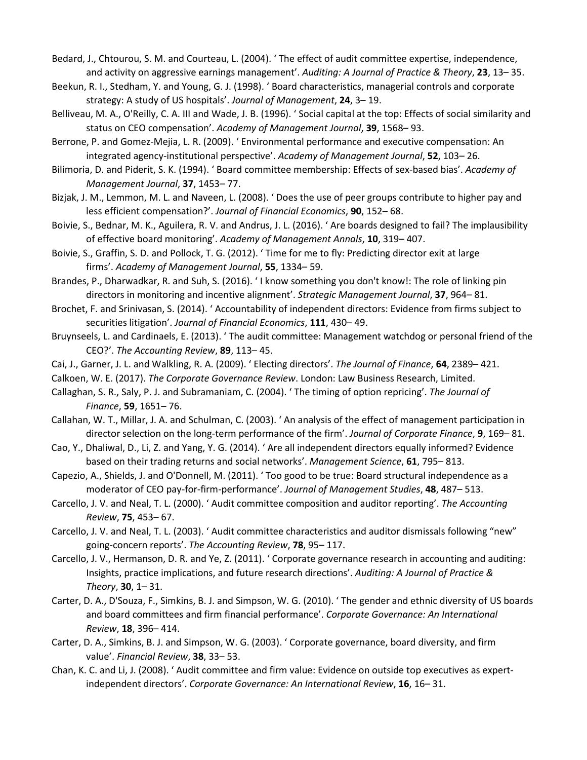Bedard, J., Chtourou, S. M. and Courteau, L. (2004). ' The effect of audit committee expertise, independence, and activity on aggressive earnings management'. *Auditing: A Journal of Practice & Theory*, **23**, 13– 35.

Beekun, R. I., Stedham, Y. and Young, G. J. (1998). ' Board characteristics, managerial controls and corporate strategy: A study of US hospitals'. *Journal of Management*, **24**, 3– 19.

Belliveau, M. A., O'Reilly, C. A. III and Wade, J. B. (1996). ' Social capital at the top: Effects of social similarity and status on CEO compensation'. *Academy of Management Journal*, **39**, 1568– 93.

Berrone, P. and Gomez-Mejia, L. R. (2009). ' Environmental performance and executive compensation: An integrated agency-institutional perspective'. *Academy of Management Journal*, **52**, 103– 26.

Bilimoria, D. and Piderit, S. K. (1994). ' Board committee membership: Effects of sex-based bias'. *Academy of Management Journal*, **37**, 1453– 77.

Bizjak, J. M., Lemmon, M. L. and Naveen, L. (2008). ' Does the use of peer groups contribute to higher pay and less efficient compensation?'. *Journal of Financial Economics*, **90**, 152– 68.

Boivie, S., Bednar, M. K., Aguilera, R. V. and Andrus, J. L. (2016). ' Are boards designed to fail? The implausibility of effective board monitoring'. *Academy of Management Annals*, **10**, 319– 407.

Boivie, S., Graffin, S. D. and Pollock, T. G. (2012). ' Time for me to fly: Predicting director exit at large firms'. *Academy of Management Journal*, **55**, 1334– 59.

Brandes, P., Dharwadkar, R. and Suh, S. (2016). ' I know something you don't know!: The role of linking pin directors in monitoring and incentive alignment'. *Strategic Management Journal*, **37**, 964– 81.

Brochet, F. and Srinivasan, S. (2014). ' Accountability of independent directors: Evidence from firms subject to securities litigation'. *Journal of Financial Economics*, **111**, 430– 49.

Bruynseels, L. and Cardinaels, E. (2013). ' The audit committee: Management watchdog or personal friend of the CEO?'. *The Accounting Review*, **89**, 113– 45.

Cai, J., Garner, J. L. and Walkling, R. A. (2009). ' Electing directors'. *The Journal of Finance*, **64**, 2389– 421.

Calkoen, W. E. (2017). *The Corporate Governance Review*. London: Law Business Research, Limited.

Callaghan, S. R., Saly, P. J. and Subramaniam, C. (2004). ' The timing of option repricing'. *The Journal of Finance*, **59**, 1651– 76.

Callahan, W. T., Millar, J. A. and Schulman, C. (2003). ' An analysis of the effect of management participation in director selection on the long-term performance of the firm'. *Journal of Corporate Finance*, **9**, 169– 81.

Cao, Y., Dhaliwal, D., Li, Z. and Yang, Y. G. (2014). ' Are all independent directors equally informed? Evidence based on their trading returns and social networks'. *Management Science*, **61**, 795– 813.

Capezio, A., Shields, J. and O'Donnell, M. (2011). ' Too good to be true: Board structural independence as a moderator of CEO pay-for-firm-performance'. *Journal of Management Studies*, **48**, 487– 513.

Carcello, J. V. and Neal, T. L. (2000). ' Audit committee composition and auditor reporting'. *The Accounting Review*, **75**, 453– 67.

Carcello, J. V. and Neal, T. L. (2003). ' Audit committee characteristics and auditor dismissals following "new" going-concern reports'. *The Accounting Review*, **78**, 95– 117.

Carcello, J. V., Hermanson, D. R. and Ye, Z. (2011). ' Corporate governance research in accounting and auditing: Insights, practice implications, and future research directions'. *Auditing: A Journal of Practice & Theory*, **30**, 1– 31.

Carter, D. A., D'Souza, F., Simkins, B. J. and Simpson, W. G. (2010). ' The gender and ethnic diversity of US boards and board committees and firm financial performance'. *Corporate Governance: An International Review*, **18**, 396– 414.

Carter, D. A., Simkins, B. J. and Simpson, W. G. (2003). ' Corporate governance, board diversity, and firm value'. *Financial Review*, **38**, 33– 53.

Chan, K. C. and Li, J. (2008). ' Audit committee and firm value: Evidence on outside top executives as expert-independent directors'. *Corporate Governance: An International Review*, **16**, 16– 31.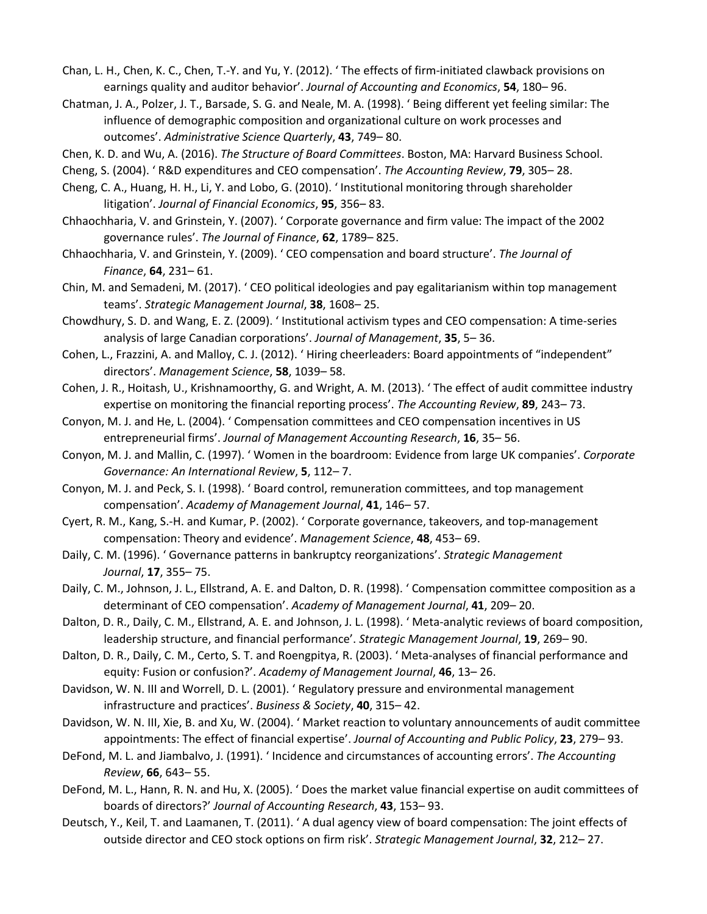Chan, L. H., Chen, K. C., Chen, T.-Y. and Yu, Y. (2012). ' The effects of firm-initiated clawback provisions on earnings quality and auditor behavior'. *Journal of Accounting and Economics*, **54**, 180– 96.

Chatman, J. A., Polzer, J. T., Barsade, S. G. and Neale, M. A. (1998). ' Being different yet feeling similar: The influence of demographic composition and organizational culture on work processes and outcomes'. *Administrative Science Quarterly*, **43**, 749– 80.

Chen, K. D. and Wu, A. (2016). *The Structure of Board Committees*. Boston, MA: Harvard Business School.

Cheng, S. (2004). ' R&D expenditures and CEO compensation'. *The Accounting Review*, **79**, 305– 28.

Cheng, C. A., Huang, H. H., Li, Y. and Lobo, G. (2010). ' Institutional monitoring through shareholder litigation'. *Journal of Financial Economics*, **95**, 356– 83.

Chhaochharia, V. and Grinstein, Y. (2007). ' Corporate governance and firm value: The impact of the 2002 governance rules'. *The Journal of Finance*, **62**, 1789– 825.

Chhaochharia, V. and Grinstein, Y. (2009). ' CEO compensation and board structure'. *The Journal of Finance*, **64**, 231– 61.

Chin, M. and Semadeni, M. (2017). ' CEO political ideologies and pay egalitarianism within top management teams'. *Strategic Management Journal*, **38**, 1608– 25.

Chowdhury, S. D. and Wang, E. Z. (2009). ' Institutional activism types and CEO compensation: A time-series analysis of large Canadian corporations'. *Journal of Management*, **35**, 5– 36.

Cohen, L., Frazzini, A. and Malloy, C. J. (2012). ' Hiring cheerleaders: Board appointments of "independent" directors'. *Management Science*, **58**, 1039– 58.

Cohen, J. R., Hoitash, U., Krishnamoorthy, G. and Wright, A. M. (2013). ' The effect of audit committee industry expertise on monitoring the financial reporting process'. *The Accounting Review*, **89**, 243– 73.

Conyon, M. J. and He, L. (2004). ' Compensation committees and CEO compensation incentives in US entrepreneurial firms'. *Journal of Management Accounting Research*, **16**, 35– 56.

Conyon, M. J. and Mallin, C. (1997). ' Women in the boardroom: Evidence from large UK companies'. *Corporate Governance: An International Review*, **5**, 112– 7.

Conyon, M. J. and Peck, S. I. (1998). ' Board control, remuneration committees, and top management compensation'. *Academy of Management Journal*, **41**, 146– 57.

Cyert, R. M., Kang, S.-H. and Kumar, P. (2002). ' Corporate governance, takeovers, and top-management compensation: Theory and evidence'. *Management Science*, **48**, 453– 69.

Daily, C. M. (1996). ' Governance patterns in bankruptcy reorganizations'. *Strategic Management Journal*, **17**, 355– 75.

Daily, C. M., Johnson, J. L., Ellstrand, A. E. and Dalton, D. R. (1998). ' Compensation committee composition as a determinant of CEO compensation'. *Academy of Management Journal*, **41**, 209– 20.

Dalton, D. R., Daily, C. M., Ellstrand, A. E. and Johnson, J. L. (1998). ' Meta-analytic reviews of board composition, leadership structure, and financial performance'. *Strategic Management Journal*, **19**, 269– 90.

Dalton, D. R., Daily, C. M., Certo, S. T. and Roengpitya, R. (2003). ' Meta-analyses of financial performance and equity: Fusion or confusion?'. *Academy of Management Journal*, **46**, 13– 26.

Davidson, W. N. III and Worrell, D. L. (2001). ' Regulatory pressure and environmental management infrastructure and practices'. *Business & Society*, **40**, 315– 42.

Davidson, W. N. III, Xie, B. and Xu, W. (2004). ' Market reaction to voluntary announcements of audit committee appointments: The effect of financial expertise'. *Journal of Accounting and Public Policy*, **23**, 279– 93.

DeFond, M. L. and Jiambalvo, J. (1991). ' Incidence and circumstances of accounting errors'. *The Accounting Review*, **66**, 643– 55.

DeFond, M. L., Hann, R. N. and Hu, X. (2005). ' Does the market value financial expertise on audit committees of boards of directors?' *Journal of Accounting Research*, **43**, 153– 93.

Deutsch, Y., Keil, T. and Laamanen, T. (2011). ' A dual agency view of board compensation: The joint effects of outside director and CEO stock options on firm risk'. *Strategic Management Journal*, **32**, 212– 27.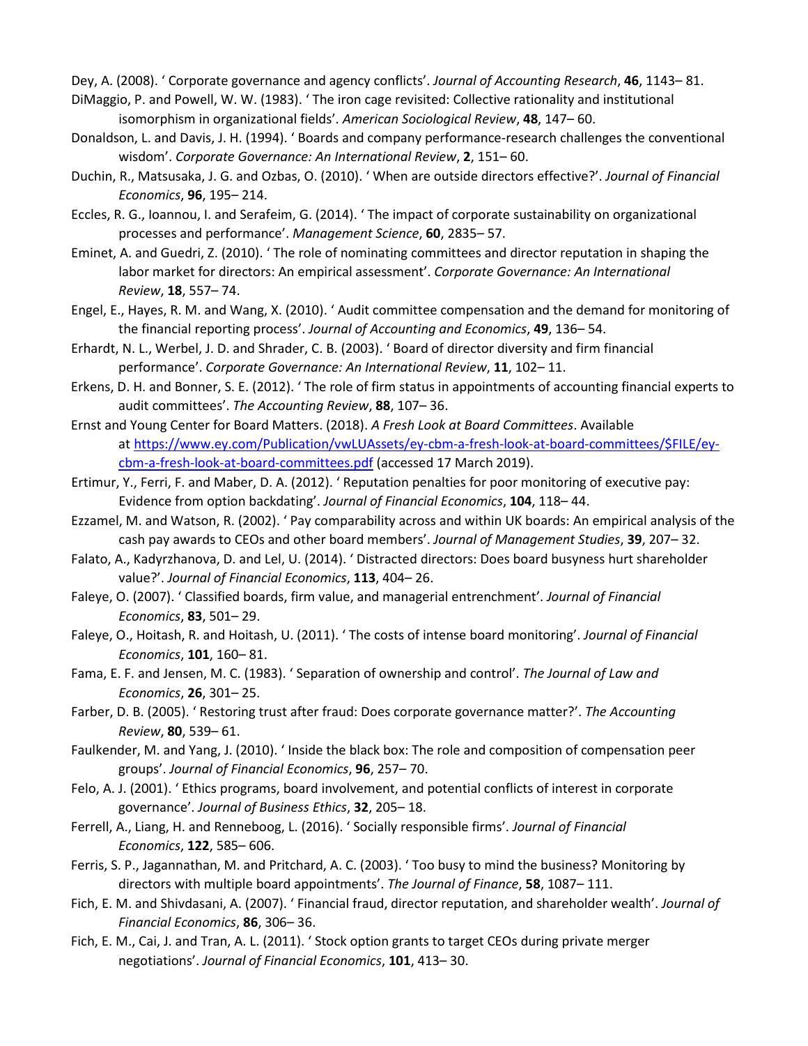Dey, A. (2008). ‘ Corporate governance and agency conflicts’. *Journal of Accounting Research*, **46**, 1143– 81.

DiMaggio, P. and Powell, W. W. (1983). ‘ The iron cage revisited: Collective rationality and institutional isomorphism in organizational fields’. *American Sociological Review*, **48**, 147– 60.

Donaldson, L. and Davis, J. H. (1994). ‘ Boards and company performance-research challenges the conventional wisdom’. *Corporate Governance: An International Review*, **2**, 151– 60.

Duchin, R., Matsusaka, J. G. and Ozbas, O. (2010). ‘ When are outside directors effective?’. *Journal of Financial Economics*, **96**, 195– 214.

Eccles, R. G., Ioannou, I. and Serafeim, G. (2014). ‘ The impact of corporate sustainability on organizational processes and performance’. *Management Science*, **60**, 2835– 57.

Eminet, A. and Guedri, Z. (2010). ‘ The role of nominating committees and director reputation in shaping the labor market for directors: An empirical assessment’. *Corporate Governance: An International Review*, **18**, 557– 74.

Engel, E., Hayes, R. M. and Wang, X. (2010). ‘ Audit committee compensation and the demand for monitoring of the financial reporting process’. *Journal of Accounting and Economics*, **49**, 136– 54.

Erhardt, N. L., Werbel, J. D. and Shrader, C. B. (2003). ‘ Board of director diversity and firm financial performance’. *Corporate Governance: An International Review*, **11**, 102– 11.

Erkens, D. H. and Bonner, S. E. (2012). ‘ The role of firm status in appointments of accounting financial experts to audit committees’. *The Accounting Review*, **88**, 107– 36.

Ernst and Young Center for Board Matters. (2018). *A Fresh Look at Board Committees*. Available at https://www.ey.com/Publication/vwLUAssets/ey-cbm-a-fresh-look-at-board-committees/$FILE/ey-cbm-a-fresh-look-at-board-committees.pdf (accessed 17 March 2019).

Ertimur, Y., Ferri, F. and Maber, D. A. (2012). ‘ Reputation penalties for poor monitoring of executive pay: Evidence from option backdating’. *Journal of Financial Economics*, **104**, 118– 44.

Ezzamel, M. and Watson, R. (2002). ‘ Pay comparability across and within UK boards: An empirical analysis of the cash pay awards to CEOs and other board members’. *Journal of Management Studies*, **39**, 207– 32.

Falato, A., Kadyrzhanova, D. and Lel, U. (2014). ‘ Distracted directors: Does board busyness hurt shareholder value?’. *Journal of Financial Economics*, **113**, 404– 26.

Faleye, O. (2007). ‘ Classified boards, firm value, and managerial entrenchment’. *Journal of Financial Economics*, **83**, 501– 29.

Faleye, O., Hoitash, R. and Hoitash, U. (2011). ‘ The costs of intense board monitoring’. *Journal of Financial Economics*, **101**, 160– 81.

Fama, E. F. and Jensen, M. C. (1983). ‘ Separation of ownership and control’. *The Journal of Law and Economics*, **26**, 301– 25.

Farber, D. B. (2005). ‘ Restoring trust after fraud: Does corporate governance matter?’. *The Accounting Review*, **80**, 539– 61.

Faulkender, M. and Yang, J. (2010). ‘ Inside the black box: The role and composition of compensation peer groups’. *Journal of Financial Economics*, **96**, 257– 70.

Felo, A. J. (2001). ‘ Ethics programs, board involvement, and potential conflicts of interest in corporate governance’. *Journal of Business Ethics*, **32**, 205– 18.

Ferrell, A., Liang, H. and Renneboog, L. (2016). ‘ Socially responsible firms’. *Journal of Financial Economics*, **122**, 585– 606.

Ferris, S. P., Jagannathan, M. and Pritchard, A. C. (2003). ‘ Too busy to mind the business? Monitoring by directors with multiple board appointments’. *The Journal of Finance*, **58**, 1087– 111.

Fich, E. M. and Shivdasani, A. (2007). ‘ Financial fraud, director reputation, and shareholder wealth’. *Journal of Financial Economics*, **86**, 306– 36.

Fich, E. M., Cai, J. and Tran, A. L. (2011). ‘ Stock option grants to target CEOs during private merger negotiations’. *Journal of Financial Economics*, **101**, 413– 30.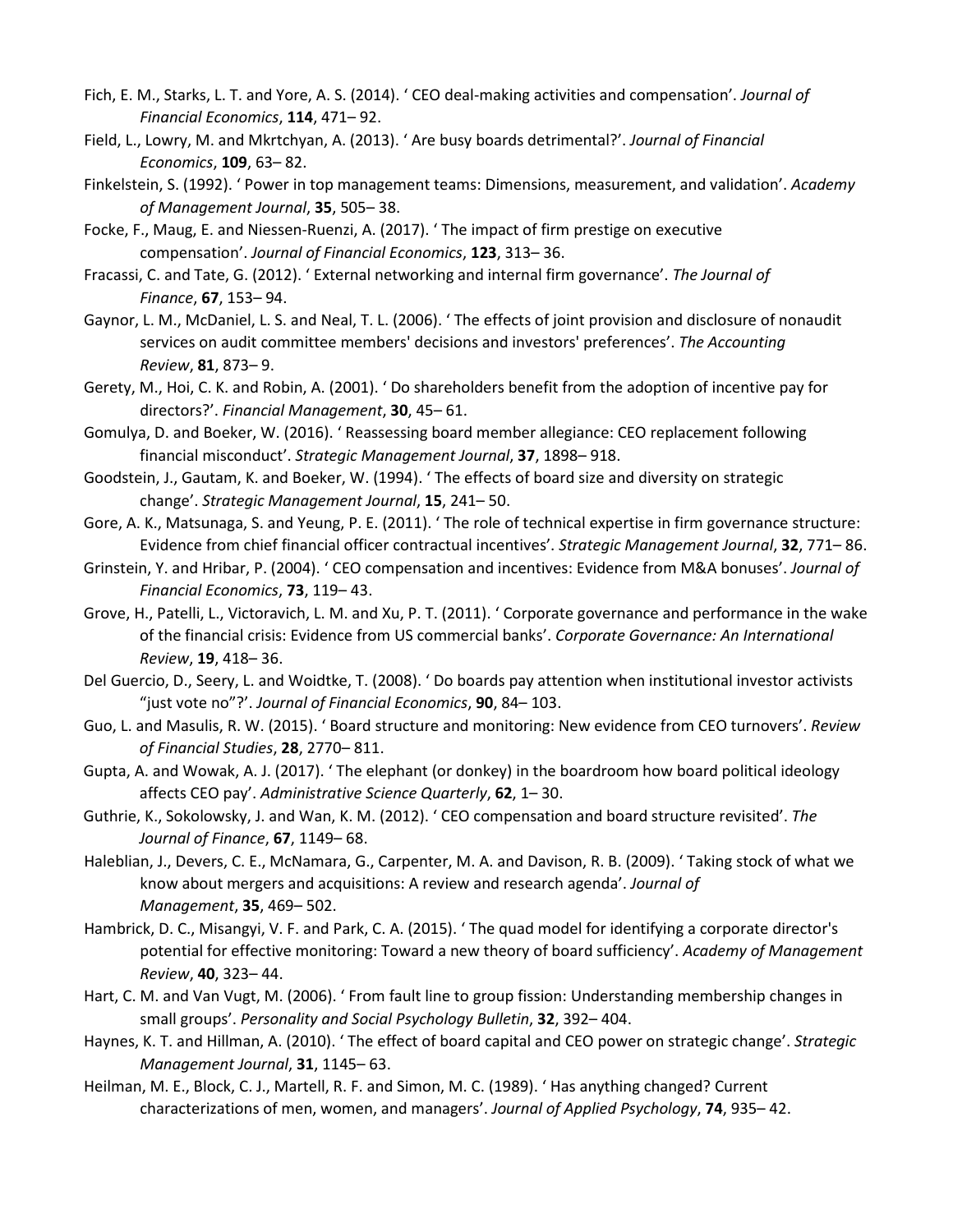Fich, E. M., Starks, L. T. and Yore, A. S. (2014). ' CEO deal-making activities and compensation'. *Journal of Financial Economics*, **114**, 471– 92.

Field, L., Lowry, M. and Mkrtchyan, A. (2013). ' Are busy boards detrimental?'. *Journal of Financial Economics*, **109**, 63– 82.

Finkelstein, S. (1992). ' Power in top management teams: Dimensions, measurement, and validation'. *Academy of Management Journal*, **35**, 505– 38.

Focke, F., Maug, E. and Niessen-Ruenzi, A. (2017). ' The impact of firm prestige on executive compensation'. *Journal of Financial Economics*, **123**, 313– 36.

Fracassi, C. and Tate, G. (2012). ' External networking and internal firm governance'. *The Journal of Finance*, **67**, 153– 94.

Gaynor, L. M., McDaniel, L. S. and Neal, T. L. (2006). ' The effects of joint provision and disclosure of nonaudit services on audit committee members' decisions and investors' preferences'. *The Accounting Review*, **81**, 873– 9.

Gerety, M., Hoi, C. K. and Robin, A. (2001). ' Do shareholders benefit from the adoption of incentive pay for directors?'. *Financial Management*, **30**, 45– 61.

Gomulya, D. and Boeker, W. (2016). ' Reassessing board member allegiance: CEO replacement following financial misconduct'. *Strategic Management Journal*, **37**, 1898– 918.

Goodstein, J., Gautam, K. and Boeker, W. (1994). ' The effects of board size and diversity on strategic change'. *Strategic Management Journal*, **15**, 241– 50.

Gore, A. K., Matsunaga, S. and Yeung, P. E. (2011). ' The role of technical expertise in firm governance structure: Evidence from chief financial officer contractual incentives'. *Strategic Management Journal*, **32**, 771– 86.

Grinstein, Y. and Hribar, P. (2004). ' CEO compensation and incentives: Evidence from M&A bonuses'. *Journal of Financial Economics*, **73**, 119– 43.

Grove, H., Patelli, L., Victoravich, L. M. and Xu, P. T. (2011). ' Corporate governance and performance in the wake of the financial crisis: Evidence from US commercial banks'. *Corporate Governance: An International Review*, **19**, 418– 36.

Del Guercio, D., Seery, L. and Woidtke, T. (2008). ' Do boards pay attention when institutional investor activists "just vote no"?'. *Journal of Financial Economics*, **90**, 84– 103.

Guo, L. and Masulis, R. W. (2015). ' Board structure and monitoring: New evidence from CEO turnovers'. *Review of Financial Studies*, **28**, 2770– 811.

Gupta, A. and Wowak, A. J. (2017). ' The elephant (or donkey) in the boardroom how board political ideology affects CEO pay'. *Administrative Science Quarterly*, **62**, 1– 30.

Guthrie, K., Sokolowsky, J. and Wan, K. M. (2012). ' CEO compensation and board structure revisited'. *The Journal of Finance*, **67**, 1149– 68.

Haleblian, J., Devers, C. E., McNamara, G., Carpenter, M. A. and Davison, R. B. (2009). ' Taking stock of what we know about mergers and acquisitions: A review and research agenda'. *Journal of Management*, **35**, 469– 502.

Hambrick, D. C., Misangyi, V. F. and Park, C. A. (2015). ' The quad model for identifying a corporate director's potential for effective monitoring: Toward a new theory of board sufficiency'. *Academy of Management Review*, **40**, 323– 44.

Hart, C. M. and Van Vugt, M. (2006). ' From fault line to group fission: Understanding membership changes in small groups'. *Personality and Social Psychology Bulletin*, **32**, 392– 404.

Haynes, K. T. and Hillman, A. (2010). ' The effect of board capital and CEO power on strategic change'. *Strategic Management Journal*, **31**, 1145– 63.

Heilman, M. E., Block, C. J., Martell, R. F. and Simon, M. C. (1989). ' Has anything changed? Current characterizations of men, women, and managers'. *Journal of Applied Psychology*, **74**, 935– 42.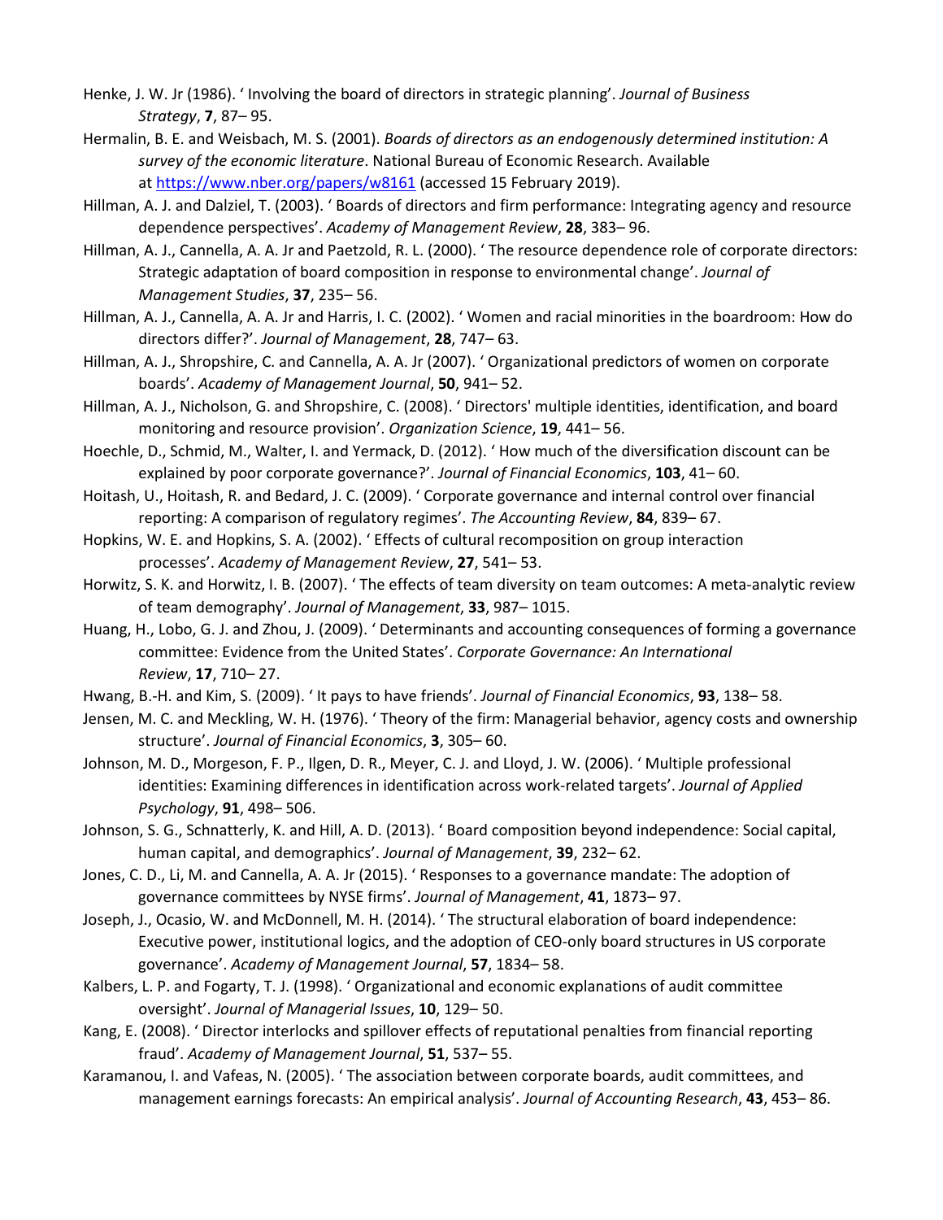Henke, J. W. Jr (1986). ' Involving the board of directors in strategic planning'. *Journal of Business Strategy*, **7**, 87– 95.

Hermalin, B. E. and Weisbach, M. S. (2001). *Boards of directors as an endogenously determined institution: A survey of the economic literature*. National Bureau of Economic Research. Available at https://www.nber.org/papers/w8161 (accessed 15 February 2019).

Hillman, A. J. and Dalziel, T. (2003). ' Boards of directors and firm performance: Integrating agency and resource dependence perspectives'. *Academy of Management Review*, **28**, 383– 96.

Hillman, A. J., Cannella, A. A. Jr and Paetzold, R. L. (2000). ' The resource dependence role of corporate directors: Strategic adaptation of board composition in response to environmental change'. *Journal of Management Studies*, **37**, 235– 56.

Hillman, A. J., Cannella, A. A. Jr and Harris, I. C. (2002). ' Women and racial minorities in the boardroom: How do directors differ?'. *Journal of Management*, **28**, 747– 63.

Hillman, A. J., Shropshire, C. and Cannella, A. A. Jr (2007). ' Organizational predictors of women on corporate boards'. *Academy of Management Journal*, **50**, 941– 52.

Hillman, A. J., Nicholson, G. and Shropshire, C. (2008). ' Directors' multiple identities, identification, and board monitoring and resource provision'. *Organization Science*, **19**, 441– 56.

Hoechle, D., Schmid, M., Walter, I. and Yermack, D. (2012). ' How much of the diversification discount can be explained by poor corporate governance?'. *Journal of Financial Economics*, **103**, 41– 60.

Hoitash, U., Hoitash, R. and Bedard, J. C. (2009). ' Corporate governance and internal control over financial reporting: A comparison of regulatory regimes'. *The Accounting Review*, **84**, 839– 67.

Hopkins, W. E. and Hopkins, S. A. (2002). ' Effects of cultural recomposition on group interaction processes'. *Academy of Management Review*, **27**, 541– 53.

Horwitz, S. K. and Horwitz, I. B. (2007). ' The effects of team diversity on team outcomes: A meta-analytic review of team demography'. *Journal of Management*, **33**, 987– 1015.

Huang, H., Lobo, G. J. and Zhou, J. (2009). ' Determinants and accounting consequences of forming a governance committee: Evidence from the United States'. *Corporate Governance: An International Review*, **17**, 710– 27.

Hwang, B.-H. and Kim, S. (2009). ' It pays to have friends'. *Journal of Financial Economics*, **93**, 138– 58.

Jensen, M. C. and Meckling, W. H. (1976). ' Theory of the firm: Managerial behavior, agency costs and ownership structure'. *Journal of Financial Economics*, **3**, 305– 60.

Johnson, M. D., Morgeson, F. P., Ilgen, D. R., Meyer, C. J. and Lloyd, J. W. (2006). ' Multiple professional identities: Examining differences in identification across work-related targets'. *Journal of Applied Psychology*, **91**, 498– 506.

Johnson, S. G., Schnatterly, K. and Hill, A. D. (2013). ' Board composition beyond independence: Social capital, human capital, and demographics'. *Journal of Management*, **39**, 232– 62.

Jones, C. D., Li, M. and Cannella, A. A. Jr (2015). ' Responses to a governance mandate: The adoption of governance committees by NYSE firms'. *Journal of Management*, **41**, 1873– 97.

Joseph, J., Ocasio, W. and McDonnell, M. H. (2014). ' The structural elaboration of board independence: Executive power, institutional logics, and the adoption of CEO-only board structures in US corporate governance'. *Academy of Management Journal*, **57**, 1834– 58.

Kalbers, L. P. and Fogarty, T. J. (1998). ' Organizational and economic explanations of audit committee oversight'. *Journal of Managerial Issues*, **10**, 129– 50.

Kang, E. (2008). ' Director interlocks and spillover effects of reputational penalties from financial reporting fraud'. *Academy of Management Journal*, **51**, 537– 55.

Karamanou, I. and Vafeas, N. (2005). ' The association between corporate boards, audit committees, and management earnings forecasts: An empirical analysis'. *Journal of Accounting Research*, **43**, 453– 86.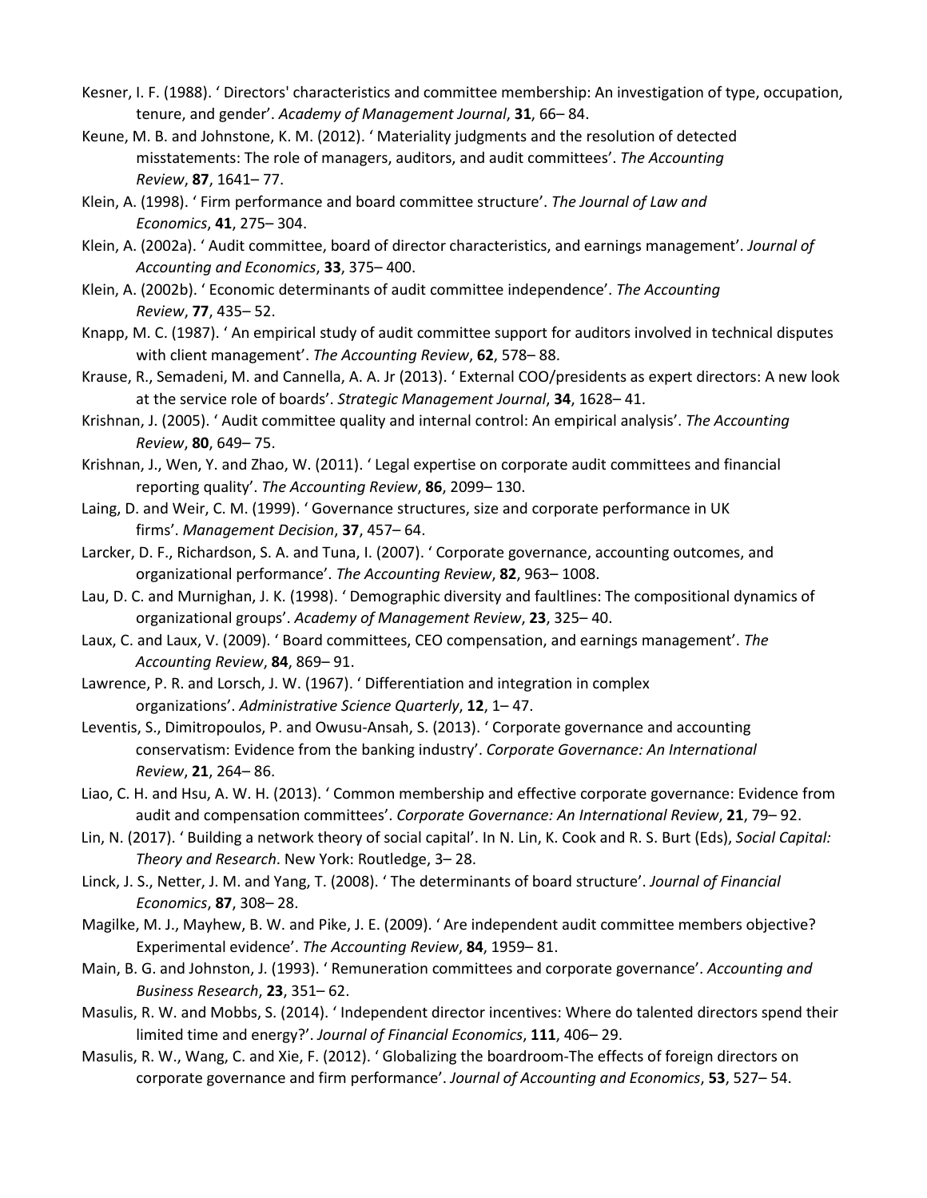Kesner, I. F. (1988). ‘ Directors' characteristics and committee membership: An investigation of type, occupation, tenure, and gender’. *Academy of Management Journal*, **31**, 66– 84.

Keune, M. B. and Johnstone, K. M. (2012). ‘ Materiality judgments and the resolution of detected misstatements: The role of managers, auditors, and audit committees’. *The Accounting Review*, **87**, 1641– 77.

Klein, A. (1998). ‘ Firm performance and board committee structure’. *The Journal of Law and Economics*, **41**, 275– 304.

Klein, A. (2002a). ‘ Audit committee, board of director characteristics, and earnings management’. *Journal of Accounting and Economics*, **33**, 375– 400.

Klein, A. (2002b). ‘ Economic determinants of audit committee independence’. *The Accounting Review*, **77**, 435– 52.

Knapp, M. C. (1987). ‘ An empirical study of audit committee support for auditors involved in technical disputes with client management’. *The Accounting Review*, **62**, 578– 88.

Krause, R., Semadeni, M. and Cannella, A. A. Jr (2013). ‘ External COO/presidents as expert directors: A new look at the service role of boards’. *Strategic Management Journal*, **34**, 1628– 41.

Krishnan, J. (2005). ‘ Audit committee quality and internal control: An empirical analysis’. *The Accounting Review*, **80**, 649– 75.

Krishnan, J., Wen, Y. and Zhao, W. (2011). ‘ Legal expertise on corporate audit committees and financial reporting quality’. *The Accounting Review*, **86**, 2099– 130.

Laing, D. and Weir, C. M. (1999). ‘ Governance structures, size and corporate performance in UK firms’. *Management Decision*, **37**, 457– 64.

Larcker, D. F., Richardson, S. A. and Tuna, I. (2007). ‘ Corporate governance, accounting outcomes, and organizational performance’. *The Accounting Review*, **82**, 963– 1008.

Lau, D. C. and Murnighan, J. K. (1998). ‘ Demographic diversity and faultlines: The compositional dynamics of organizational groups’. *Academy of Management Review*, **23**, 325– 40.

Laux, C. and Laux, V. (2009). ‘ Board committees, CEO compensation, and earnings management’. *The Accounting Review*, **84**, 869– 91.

Lawrence, P. R. and Lorsch, J. W. (1967). ‘ Differentiation and integration in complex organizations’. *Administrative Science Quarterly*, **12**, 1– 47.

Leventis, S., Dimitropoulos, P. and Owusu-Ansah, S. (2013). ‘ Corporate governance and accounting conservatism: Evidence from the banking industry’. *Corporate Governance: An International Review*, **21**, 264– 86.

Liao, C. H. and Hsu, A. W. H. (2013). ‘ Common membership and effective corporate governance: Evidence from audit and compensation committees’. *Corporate Governance: An International Review*, **21**, 79– 92.

Lin, N. (2017). ‘ Building a network theory of social capital’. In N. Lin, K. Cook and R. S. Burt (Eds), *Social Capital: Theory and Research*. New York: Routledge, 3– 28.

Linck, J. S., Netter, J. M. and Yang, T. (2008). ‘ The determinants of board structure’. *Journal of Financial Economics*, **87**, 308– 28.

Magilke, M. J., Mayhew, B. W. and Pike, J. E. (2009). ‘ Are independent audit committee members objective? Experimental evidence’. *The Accounting Review*, **84**, 1959– 81.

Main, B. G. and Johnston, J. (1993). ‘ Remuneration committees and corporate governance’. *Accounting and Business Research*, **23**, 351– 62.

Masulis, R. W. and Mobbs, S. (2014). ‘ Independent director incentives: Where do talented directors spend their limited time and energy?’. *Journal of Financial Economics*, **111**, 406– 29.

Masulis, R. W., Wang, C. and Xie, F. (2012). ‘ Globalizing the boardroom-The effects of foreign directors on corporate governance and firm performance’. *Journal of Accounting and Economics*, **53**, 527– 54.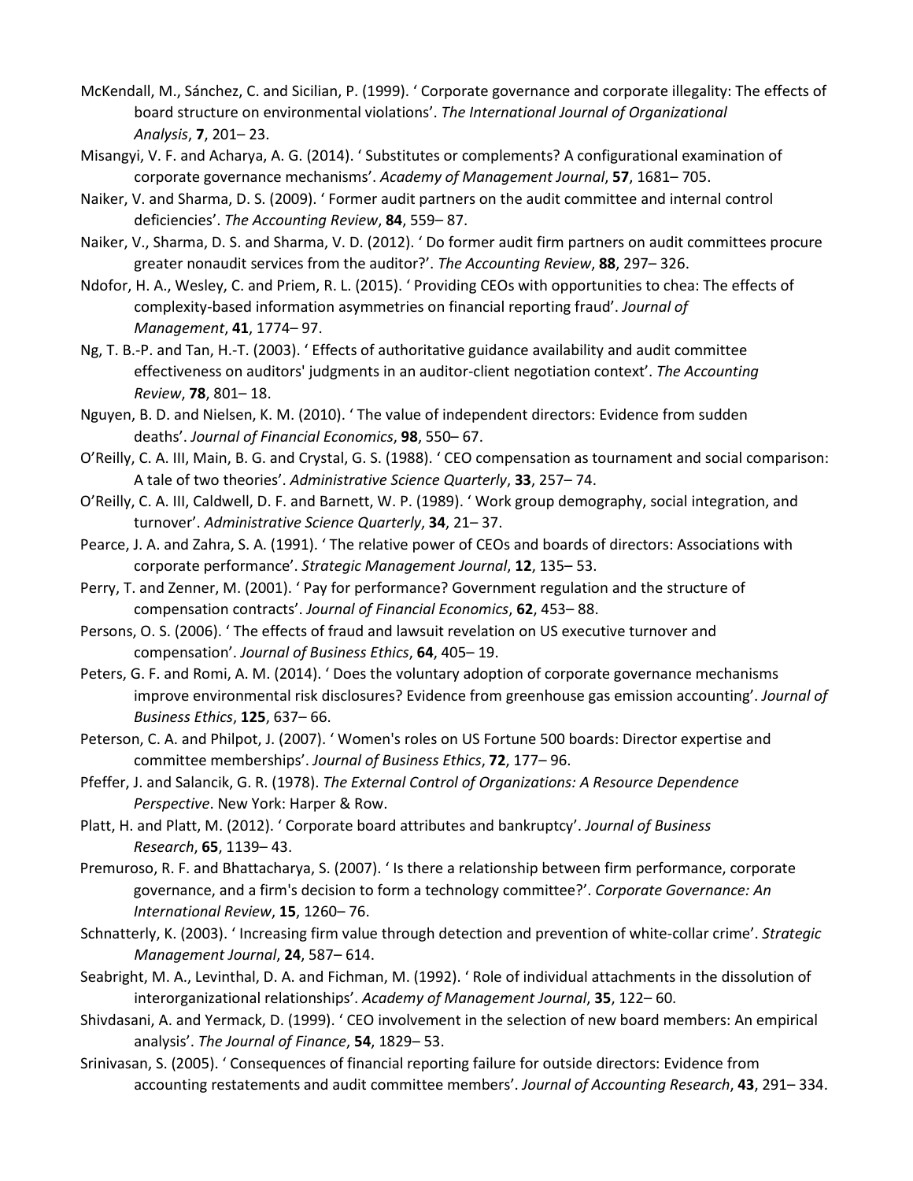McKendall, M., Sánchez, C. and Sicilian, P. (1999). ' Corporate governance and corporate illegality: The effects of board structure on environmental violations'. *The International Journal of Organizational Analysis*, **7**, 201– 23.

Misangyi, V. F. and Acharya, A. G. (2014). ' Substitutes or complements? A configurational examination of corporate governance mechanisms'. *Academy of Management Journal*, **57**, 1681– 705.

Naiker, V. and Sharma, D. S. (2009). ' Former audit partners on the audit committee and internal control deficiencies'. *The Accounting Review*, **84**, 559– 87.

Naiker, V., Sharma, D. S. and Sharma, V. D. (2012). ' Do former audit firm partners on audit committees procure greater nonaudit services from the auditor?'. *The Accounting Review*, **88**, 297– 326.

Ndofor, H. A., Wesley, C. and Priem, R. L. (2015). ' Providing CEOs with opportunities to chea: The effects of complexity-based information asymmetries on financial reporting fraud'. *Journal of Management*, **41**, 1774– 97.

Ng, T. B.-P. and Tan, H.-T. (2003). ' Effects of authoritative guidance availability and audit committee effectiveness on auditors' judgments in an auditor-client negotiation context'. *The Accounting Review*, **78**, 801– 18.

Nguyen, B. D. and Nielsen, K. M. (2010). ' The value of independent directors: Evidence from sudden deaths'. *Journal of Financial Economics*, **98**, 550– 67.

O'Reilly, C. A. III, Main, B. G. and Crystal, G. S. (1988). ' CEO compensation as tournament and social comparison: A tale of two theories'. *Administrative Science Quarterly*, **33**, 257– 74.

O'Reilly, C. A. III, Caldwell, D. F. and Barnett, W. P. (1989). ' Work group demography, social integration, and turnover'. *Administrative Science Quarterly*, **34**, 21– 37.

Pearce, J. A. and Zahra, S. A. (1991). ' The relative power of CEOs and boards of directors: Associations with corporate performance'. *Strategic Management Journal*, **12**, 135– 53.

Perry, T. and Zenner, M. (2001). ' Pay for performance? Government regulation and the structure of compensation contracts'. *Journal of Financial Economics*, **62**, 453– 88.

Persons, O. S. (2006). ' The effects of fraud and lawsuit revelation on US executive turnover and compensation'. *Journal of Business Ethics*, **64**, 405– 19.

Peters, G. F. and Romi, A. M. (2014). ' Does the voluntary adoption of corporate governance mechanisms improve environmental risk disclosures? Evidence from greenhouse gas emission accounting'. *Journal of Business Ethics*, **125**, 637– 66.

Peterson, C. A. and Philpot, J. (2007). ' Women's roles on US Fortune 500 boards: Director expertise and committee memberships'. *Journal of Business Ethics*, **72**, 177– 96.

Pfeffer, J. and Salancik, G. R. (1978). *The External Control of Organizations: A Resource Dependence Perspective*. New York: Harper & Row.

Platt, H. and Platt, M. (2012). ' Corporate board attributes and bankruptcy'. *Journal of Business Research*, **65**, 1139– 43.

Premuroso, R. F. and Bhattacharya, S. (2007). ' Is there a relationship between firm performance, corporate governance, and a firm's decision to form a technology committee?'. *Corporate Governance: An International Review*, **15**, 1260– 76.

Schnatterly, K. (2003). ' Increasing firm value through detection and prevention of white-collar crime'. *Strategic Management Journal*, **24**, 587– 614.

Seabright, M. A., Levinthal, D. A. and Fichman, M. (1992). ' Role of individual attachments in the dissolution of interorganizational relationships'. *Academy of Management Journal*, **35**, 122– 60.

Shivdasani, A. and Yermack, D. (1999). ' CEO involvement in the selection of new board members: An empirical analysis'. *The Journal of Finance*, **54**, 1829– 53.

Srinivasan, S. (2005). ' Consequences of financial reporting failure for outside directors: Evidence from accounting restatements and audit committee members'. *Journal of Accounting Research*, **43**, 291– 334.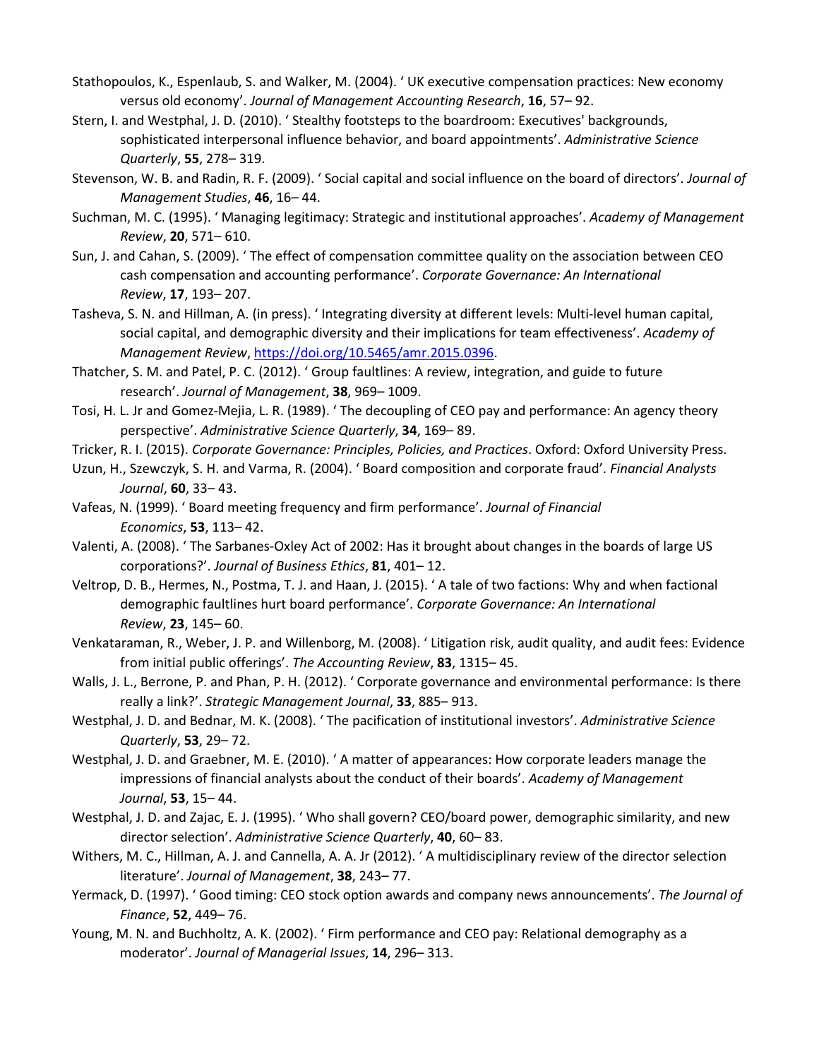Stathopoulos, K., Espenlaub, S. and Walker, M. (2004). ' UK executive compensation practices: New economy versus old economy'. *Journal of Management Accounting Research*, **16**, 57– 92.

Stern, I. and Westphal, J. D. (2010). ' Stealthy footsteps to the boardroom: Executives' backgrounds, sophisticated interpersonal influence behavior, and board appointments'. *Administrative Science Quarterly*, **55**, 278– 319.

Stevenson, W. B. and Radin, R. F. (2009). ' Social capital and social influence on the board of directors'. *Journal of Management Studies*, **46**, 16– 44.

Suchman, M. C. (1995). ' Managing legitimacy: Strategic and institutional approaches'. *Academy of Management Review*, **20**, 571– 610.

Sun, J. and Cahan, S. (2009). ' The effect of compensation committee quality on the association between CEO cash compensation and accounting performance'. *Corporate Governance: An International Review*, **17**, 193– 207.

Tasheva, S. N. and Hillman, A. (in press). ' Integrating diversity at different levels: Multi-level human capital, social capital, and demographic diversity and their implications for team effectiveness'. *Academy of Management Review*, https://doi.org/10.5465/amr.2015.0396.

Thatcher, S. M. and Patel, P. C. (2012). ' Group faultlines: A review, integration, and guide to future research'. *Journal of Management*, **38**, 969– 1009.

Tosi, H. L. Jr and Gomez-Mejia, L. R. (1989). ' The decoupling of CEO pay and performance: An agency theory perspective'. *Administrative Science Quarterly*, **34**, 169– 89.

Tricker, R. I. (2015). *Corporate Governance: Principles, Policies, and Practices*. Oxford: Oxford University Press.

Uzun, H., Szewczyk, S. H. and Varma, R. (2004). ' Board composition and corporate fraud'. *Financial Analysts Journal*, **60**, 33– 43.

Vafeas, N. (1999). ' Board meeting frequency and firm performance'. *Journal of Financial Economics*, **53**, 113– 42.

Valenti, A. (2008). ' The Sarbanes-Oxley Act of 2002: Has it brought about changes in the boards of large US corporations?'. *Journal of Business Ethics*, **81**, 401– 12.

Veltrop, D. B., Hermes, N., Postma, T. J. and Haan, J. (2015). ' A tale of two factions: Why and when factional demographic faultlines hurt board performance'. *Corporate Governance: An International Review*, **23**, 145– 60.

Venkataraman, R., Weber, J. P. and Willenborg, M. (2008). ' Litigation risk, audit quality, and audit fees: Evidence from initial public offerings'. *The Accounting Review*, **83**, 1315– 45.

Walls, J. L., Berrone, P. and Phan, P. H. (2012). ' Corporate governance and environmental performance: Is there really a link?'. *Strategic Management Journal*, **33**, 885– 913.

Westphal, J. D. and Bednar, M. K. (2008). ' The pacification of institutional investors'. *Administrative Science Quarterly*, **53**, 29– 72.

Westphal, J. D. and Graebner, M. E. (2010). ' A matter of appearances: How corporate leaders manage the impressions of financial analysts about the conduct of their boards'. *Academy of Management Journal*, **53**, 15– 44.

Westphal, J. D. and Zajac, E. J. (1995). ' Who shall govern? CEO/board power, demographic similarity, and new director selection'. *Administrative Science Quarterly*, **40**, 60– 83.

Withers, M. C., Hillman, A. J. and Cannella, A. A. Jr (2012). ' A multidisciplinary review of the director selection literature'. *Journal of Management*, **38**, 243– 77.

Yermack, D. (1997). ' Good timing: CEO stock option awards and company news announcements'. *The Journal of Finance*, **52**, 449– 76.

Young, M. N. and Buchholtz, A. K. (2002). ' Firm performance and CEO pay: Relational demography as a moderator'. *Journal of Managerial Issues*, **14**, 296– 313.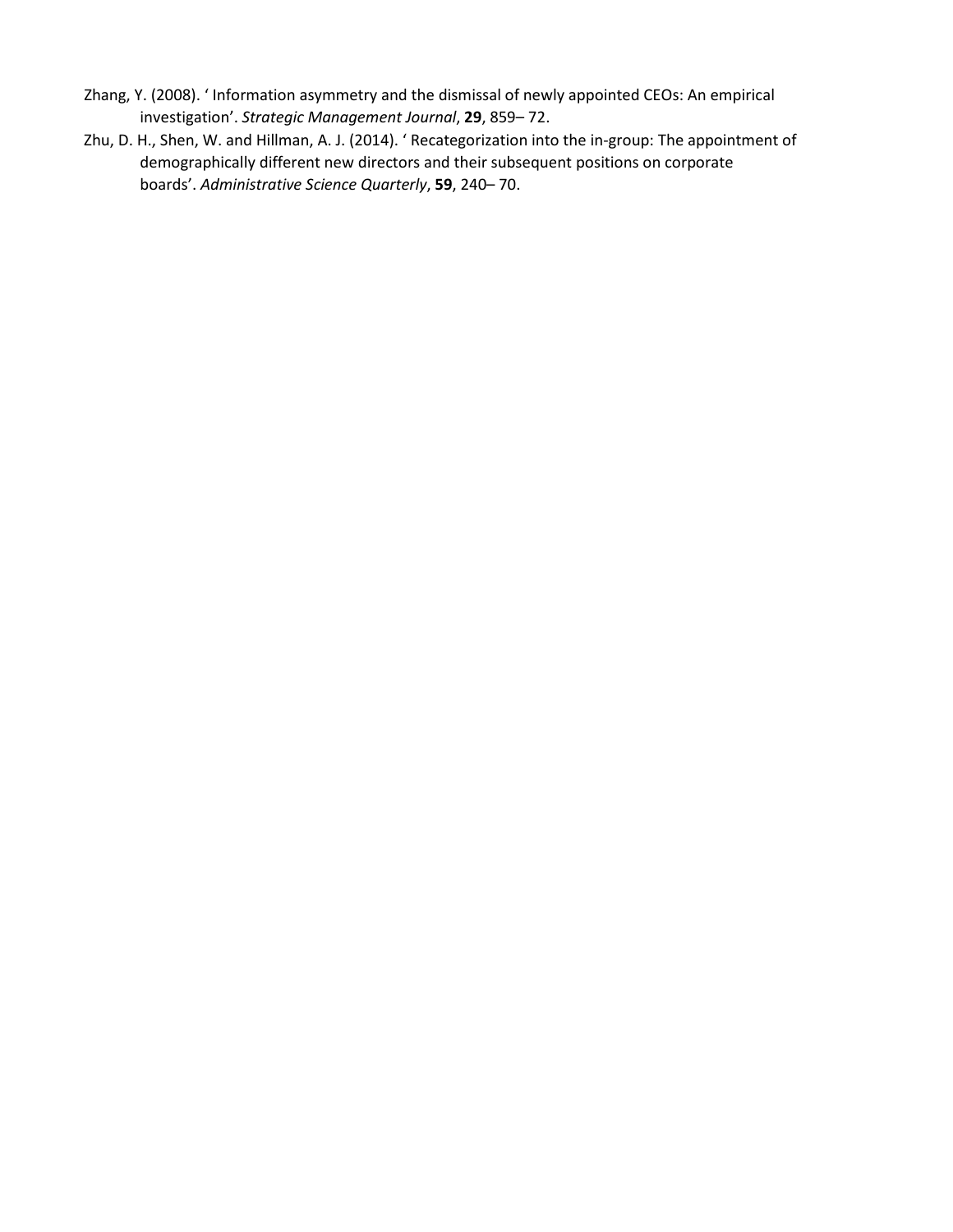Zhang, Y. (2008). ' Information asymmetry and the dismissal of newly appointed CEOs: An empirical investigation'. *Strategic Management Journal*, **29**, 859– 72.

Zhu, D. H., Shen, W. and Hillman, A. J. (2014). ' Recategorization into the in-group: The appointment of demographically different new directors and their subsequent positions on corporate boards'. *Administrative Science Quarterly*, **59**, 240– 70.